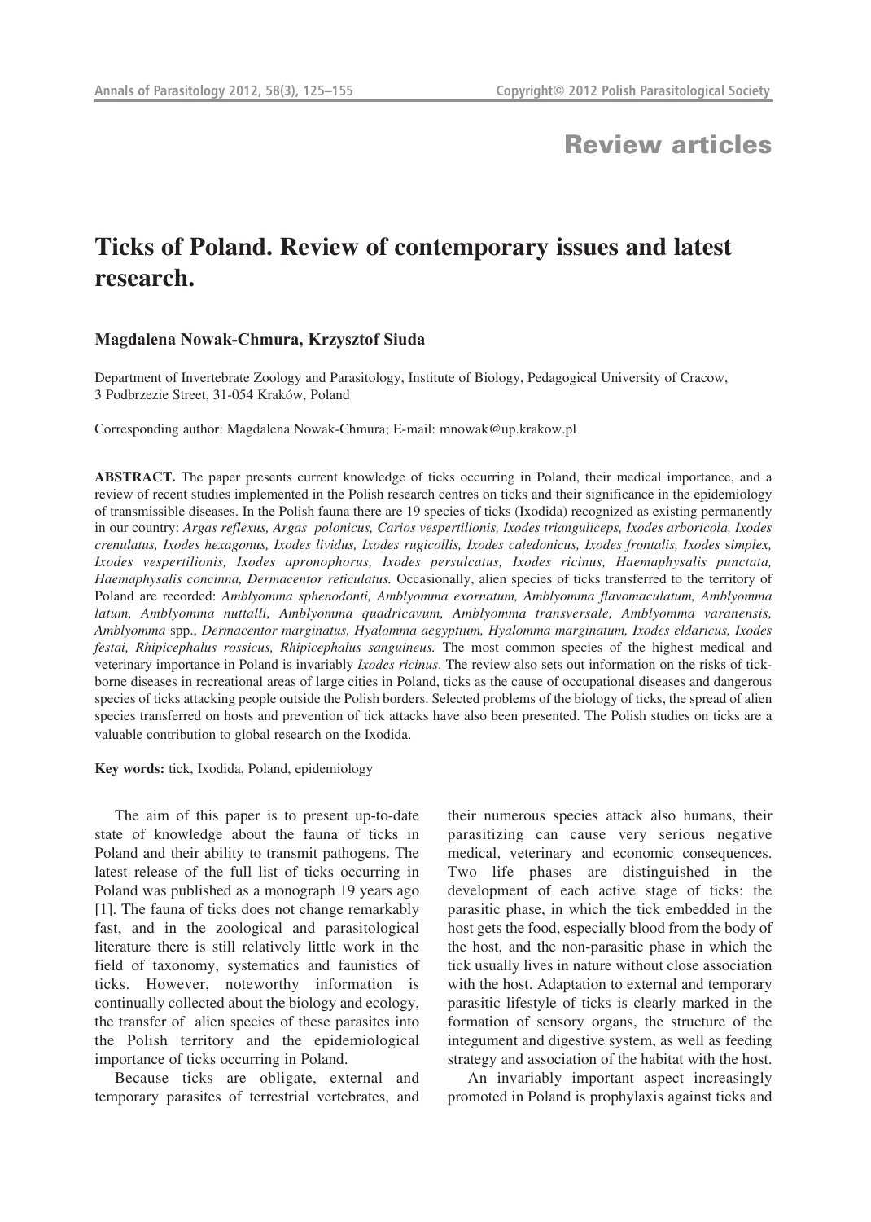# Review articles

# Ticks of Poland. Review of contemporary issues and latest research.

**Magdalena Nowak-Chmura, Krzysztof Siuda**

Department of Invertebrate Zoology and Parasitology, Institute of Biology, Pedagogical University of Cracow, 3 Podbrzezie Street, 31-054 Kraków, Poland

Corresponding author: Magdalena Nowak-Chmura; E-mail: mnowak@up.krakow.pl

**ABSTRACT.** The paper presents current knowledge of ticks occurring in Poland, their medical importance, and a review of recent studies implemented in the Polish research centres on ticks and their significance in the epidemiology of transmissible diseases. In the Polish fauna there are 19 species of ticks (Ixodida) recognized as existing permanently in our country: *Argas reflexus, Argas polonicus, Carios vespertilionis, Ixodes trianguliceps, Ixodes arboricola, Ixodes crenulatus, Ixodes hexagonus, Ixodes lividus, Ixodes rugicollis, Ixodes caledonicus, Ixodes frontalis, Ixodes simplex, Ixodes vespertilionis, Ixodes apronophorus, Ixodes persulcatus, Ixodes ricinus, Haemaphysalis punctata, Haemaphysalis concinna, Dermacentor reticulatus.* Occasionally, alien species of ticks transferred to the territory of Poland are recorded: *Amblyomma sphenodonti, Amblyomma exornatum, Amblyomma flavomaculatum, Amblyomma latum, Amblyomma nuttalli, Amblyomma quadricavum, Amblyomma transversale, Amblyomma varanensis, Amblyomma* spp., *Dermacentor marginatus, Hyalomma aegyptium, Hyalomma marginatum, Ixodes eldaricus, Ixodes festai, Rhipicephalus rossicus, Rhipicephalus sanguineus.* The most common species of the highest medical and veterinary importance in Poland is invariably *Ixodes ricinus*. The review also sets out information on the risks of tick-borne diseases in recreational areas of large cities in Poland, ticks as the cause of occupational diseases and dangerous species of ticks attacking people outside the Polish borders. Selected problems of the biology of ticks, the spread of alien species transferred on hosts and prevention of tick attacks have also been presented. The Polish studies on ticks are a valuable contribution to global research on the Ixodida.

**Key words:** tick, Ixodida, Poland, epidemiology

The aim of this paper is to present up-to-date state of knowledge about the fauna of ticks in Poland and their ability to transmit pathogens. The latest release of the full list of ticks occurring in Poland was published as a monograph 19 years ago [1]. The fauna of ticks does not change remarkably fast, and in the zoological and parasitological literature there is still relatively little work in the field of taxonomy, systematics and faunistics of ticks. However, noteworthy information is continually collected about the biology and ecology, the transfer of alien species of these parasites into the Polish territory and the epidemiological importance of ticks occurring in Poland.

Because ticks are obligate, external and temporary parasites of terrestrial vertebrates, and their numerous species attack also humans, their parasitizing can cause very serious negative medical, veterinary and economic consequences. Two life phases are distinguished in the development of each active stage of ticks: the parasitic phase, in which the tick embedded in the host gets the food, especially blood from the body of the host, and the non-parasitic phase in which the tick usually lives in nature without close association with the host. Adaptation to external and temporary parasitic lifestyle of ticks is clearly marked in the formation of sensory organs, the structure of the integument and digestive system, as well as feeding strategy and association of the habitat with the host.

An invariably important aspect increasingly promoted in Poland is prophylaxis against ticks and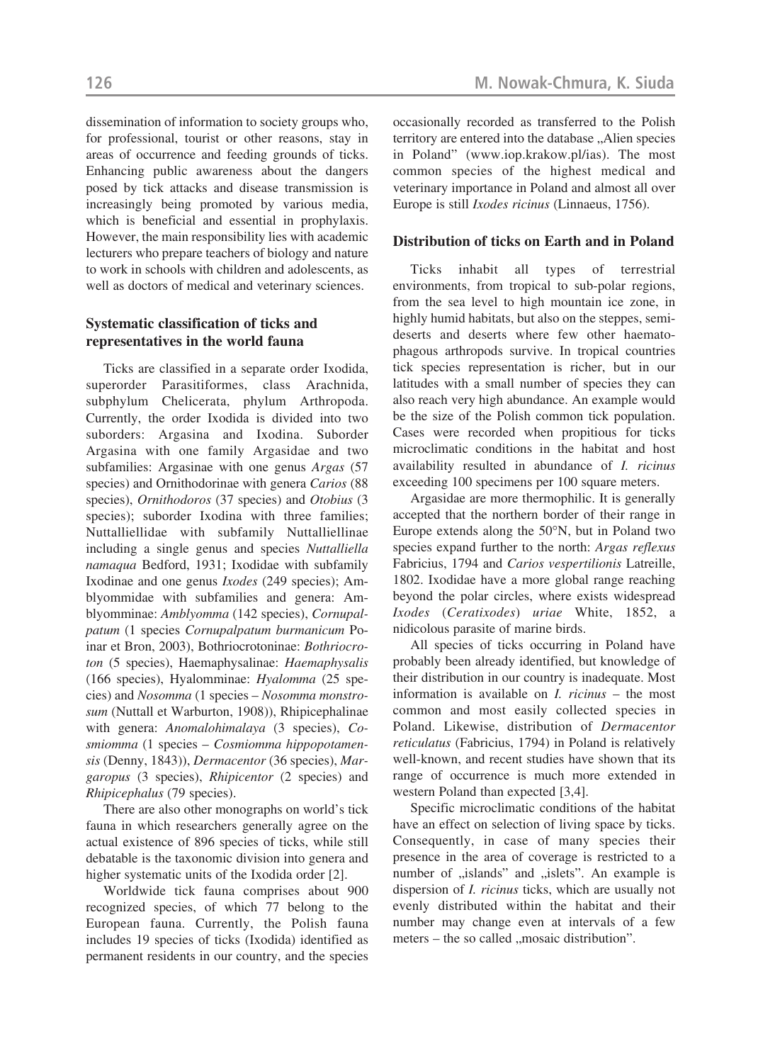dissemination of information to society groups who, for professional, tourist or other reasons, stay in areas of occurrence and feeding grounds of ticks. Enhancing public awareness about the dangers posed by tick attacks and disease transmission is increasingly being promoted by various media, which is beneficial and essential in prophylaxis. However, the main responsibility lies with academic lecturers who prepare teachers of biology and nature to work in schools with children and adolescents, as well as doctors of medical and veterinary sciences.

## Systematic classification of ticks and representatives in the world fauna

Ticks are classified in a separate order Ixodida, superorder Parasitiformes, class Arachnida, subphylum Chelicerata, phylum Arthropoda. Currently, the order Ixodida is divided into two suborders: Argasina and Ixodina. Suborder Argasina with one family Argasidae and two subfamilies: Argasinae with one genus *Argas* (57 species) and Ornithodorinae with genera *Carios* (88 species), *Ornithodoros* (37 species) and *Otobius* (3 species); suborder Ixodina with three families; Nuttalliellidae with subfamily Nuttalliellinae including a single genus and species *Nuttalliella namaqua* Bedford, 1931; Ixodidae with subfamily Ixodinae and one genus *Ixodes* (249 species); Amblyommidae with subfamilies and genera: Amblyomminae: *Amblyomma* (142 species), *Cornupalpatum* (1 species *Cornupalpatum burmanicum* Poinar et Bron, 2003), Bothriocrotoninae: *Bothriocroton* (5 species), Haemaphysalinae: *Haemaphysalis* (166 species), Hyalomminae: *Hyalomma* (25 species) and *Nosomma* (1 species – *Nosomma monstrosum* (Nuttall et Warburton, 1908)), Rhipicephalinae with genera: *Anomalohimalaya* (3 species), *Cosmiomma* (1 species – *Cosmiomma hippopotamensis* (Denny, 1843)), *Dermacentor* (36 species), *Margaropus* (3 species), *Rhipicentor* (2 species) and *Rhipicephalus* (79 species).

There are also other monographs on world's tick fauna in which researchers generally agree on the actual existence of 896 species of ticks, while still debatable is the taxonomic division into genera and higher systematic units of the Ixodida order [2].

Worldwide tick fauna comprises about 900 recognized species, of which 77 belong to the European fauna. Currently, the Polish fauna includes 19 species of ticks (Ixodida) identified as permanent residents in our country, and the species occasionally recorded as transferred to the Polish territory are entered into the database „Alien species in Poland" (www.iop.krakow.pl/ias). The most common species of the highest medical and veterinary importance in Poland and almost all over Europe is still *Ixodes ricinus* (Linnaeus, 1756).

## Distribution of ticks on Earth and in Poland

Ticks inhabit all types of terrestrial environments, from tropical to sub-polar regions, from the sea level to high mountain ice zone, in highly humid habitats, but also on the steppes, semi-deserts and deserts where few other haematophagous arthropods survive. In tropical countries tick species representation is richer, but in our latitudes with a small number of species they can also reach very high abundance. An example would be the size of the Polish common tick population. Cases were recorded when propitious for ticks microclimatic conditions in the habitat and host availability resulted in abundance of *I. ricinus* exceeding 100 specimens per 100 square meters.

Argasidae are more thermophilic. It is generally accepted that the northern border of their range in Europe extends along the 50°N, but in Poland two species expand further to the north: *Argas reflexus* Fabricius, 1794 and *Carios vespertilionis* Latreille, 1802. Ixodidae have a more global range reaching beyond the polar circles, where exists widespread *Ixodes* (*Ceratixodes*) *uriae* White, 1852, a nidicolous parasite of marine birds.

All species of ticks occurring in Poland have probably been already identified, but knowledge of their distribution in our country is inadequate. Most information is available on *I. ricinus* – the most common and most easily collected species in Poland. Likewise, distribution of *Dermacentor reticulatus* (Fabricius, 1794) in Poland is relatively well-known, and recent studies have shown that its range of occurrence is much more extended in western Poland than expected [3,4].

Specific microclimatic conditions of the habitat have an effect on selection of living space by ticks. Consequently, in case of many species their presence in the area of coverage is restricted to a number of „islands" and „islets". An example is dispersion of *I. ricinus* ticks, which are usually not evenly distributed within the habitat and their number may change even at intervals of a few meters – the so called „mosaic distribution".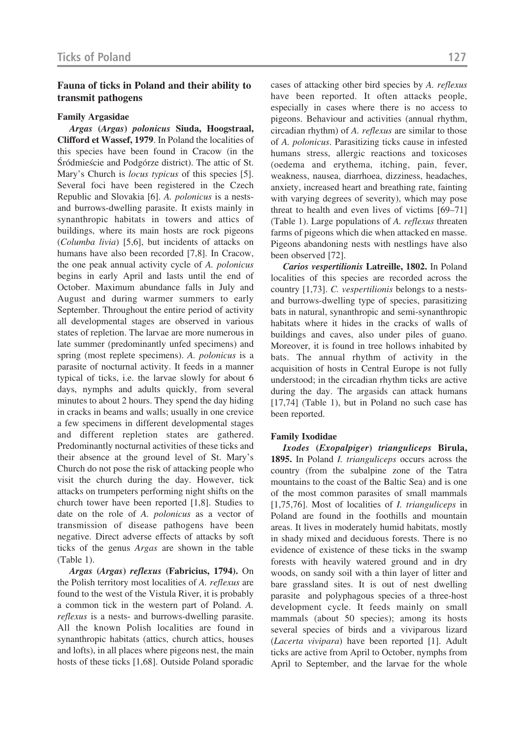## Fauna of ticks in Poland and their ability to transmit pathogens

### Family Argasidae

***Argas* (*Argas*) *polonicus* Siuda, Hoogstraal, Clifford et Wassef, 1979**. In Poland the localities of this species have been found in Cracow (in the Śródmieście and Podgórze district). The attic of St. Mary's Church is *locus typicus* of this species [5]. Several foci have been registered in the Czech Republic and Slovakia [6]. *A. polonicus* is a nests- and burrows-dwelling parasite. It exists mainly in synanthropic habitats in towers and attics of buildings, where its main hosts are rock pigeons (*Columba livia*) [5,6], but incidents of attacks on humans have also been recorded [7,8]. In Cracow, the one peak annual activity cycle of *A. polonicus* begins in early April and lasts until the end of October. Maximum abundance falls in July and August and during warmer summers to early September. Throughout the entire period of activity all developmental stages are observed in various states of repletion. The larvae are more numerous in late summer (predominantly unfed specimens) and spring (most replete specimens). *A. polonicus* is a parasite of nocturnal activity. It feeds in a manner typical of ticks, i.e. the larvae slowly for about 6 days, nymphs and adults quickly, from several minutes to about 2 hours. They spend the day hiding in cracks in beams and walls; usually in one crevice a few specimens in different developmental stages and different repletion states are gathered. Predominantly nocturnal activities of these ticks and their absence at the ground level of St. Mary's Church do not pose the risk of attacking people who visit the church during the day. However, tick attacks on trumpeters performing night shifts on the church tower have been reported [1,8]. Studies to date on the role of *A. polonicus* as a vector of transmission of disease pathogens have been negative. Direct adverse effects of attacks by soft ticks of the genus *Argas* are shown in the table (Table 1).

***Argas* (*Argas*) *reflexus* (Fabricius, 1794).** On the Polish territory most localities of *A. reflexus* are found to the west of the Vistula River, it is probably a common tick in the western part of Poland. *A. reflexus* is a nests- and burrows-dwelling parasite. All the known Polish localities are found in synanthropic habitats (attics, church attics, houses and lofts), in all places where pigeons nest, the main hosts of these ticks [1,68]. Outside Poland sporadic cases of attacking other bird species by *A. reflexus* have been reported. It often attacks people, especially in cases where there is no access to pigeons. Behaviour and activities (annual rhythm, circadian rhythm) of *A. reflexus* are similar to those of *A. polonicus*. Parasitizing ticks cause in infested humans stress, allergic reactions and toxicoses (oedema and erythema, itching, pain, fever, weakness, nausea, diarrhoea, dizziness, headaches, anxiety, increased heart and breathing rate, fainting with varying degrees of severity), which may pose threat to health and even lives of victims [69–71] (Table 1). Large populations of *A. reflexus* threaten farms of pigeons which die when attacked en masse. Pigeons abandoning nests with nestlings have also been observed [72].

***Carios vespertilionis* Latreille, 1802.** In Poland localities of this species are recorded across the country [1,73]. *C. vespertilionis* belongs to a nests- and burrows-dwelling type of species, parasitizing bats in natural, synanthropic and semi-synanthropic habitats where it hides in the cracks of walls of buildings and caves, also under piles of guano. Moreover, it is found in tree hollows inhabited by bats. The annual rhythm of activity in the acquisition of hosts in Central Europe is not fully understood; in the circadian rhythm ticks are active during the day. The argasids can attack humans [17,74] (Table 1), but in Poland no such case has been reported.

### Family Ixodidae

***Ixodes* (*Exopalpiger*) *trianguliceps* Birula, 1895.** In Poland *I. trianguliceps* occurs across the country (from the subalpine zone of the Tatra mountains to the coast of the Baltic Sea) and is one of the most common parasites of small mammals [1,75,76]. Most of localities of *I. trianguliceps* in Poland are found in the foothills and mountain areas. It lives in moderately humid habitats, mostly in shady mixed and deciduous forests. There is no evidence of existence of these ticks in the swamp forests with heavily watered ground and in dry woods, on sandy soil with a thin layer of litter and bare grassland sites. It is out of nest dwelling parasite and polyphagous species of a three-host development cycle. It feeds mainly on small mammals (about 50 species); among its hosts several species of birds and a viviparous lizard (*Lacerta vivipara*) have been reported [1]. Adult ticks are active from April to October, nymphs from April to September, and the larvae for the whole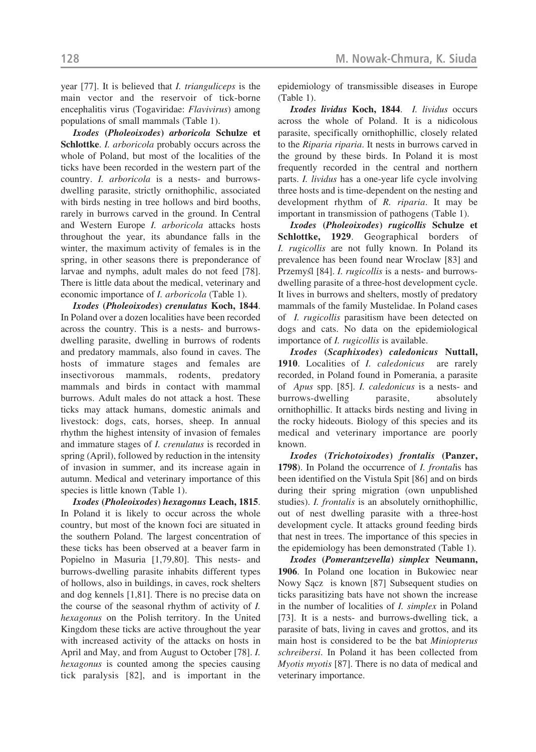year [77]. It is believed that *I. trianguliceps* is the main vector and the reservoir of tick-borne encephalitis virus (Togaviridae: *Flavivirus*) among populations of small mammals (Table 1).

***Ixodes* (*Pholeoixodes*) *arboricola* Schulze et Schlottke**. *I. arboricola* probably occurs across the whole of Poland, but most of the localities of the ticks have been recorded in the western part of the country. *I. arboricola* is a nests- and burrows-dwelling parasite, strictly ornithophilic, associated with birds nesting in tree hollows and bird booths, rarely in burrows carved in the ground. In Central and Western Europe *I. arboricola* attacks hosts throughout the year, its abundance falls in the winter, the maximum activity of females is in the spring, in other seasons there is preponderance of larvae and nymphs, adult males do not feed [78]. There is little data about the medical, veterinary and economic importance of *I. arboricola* (Table 1).

***Ixodes* (*Pholeoixodes*) *crenulatus* Koch, 1844**. In Poland over a dozen localities have been recorded across the country. This is a nests- and burrows-dwelling parasite, dwelling in burrows of rodents and predatory mammals, also found in caves. The hosts of immature stages and females are insectivorous mammals, rodents, predatory mammals and birds in contact with mammal burrows. Adult males do not attack a host. These ticks may attack humans, domestic animals and livestock: dogs, cats, horses, sheep. In annual rhythm the highest intensity of invasion of females and immature stages of *I. crenulatus* is recorded in spring (April), followed by reduction in the intensity of invasion in summer, and its increase again in autumn. Medical and veterinary importance of this species is little known (Table 1).

***Ixodes* (*Pholeoixodes*) *hexagonus* Leach, 1815**. In Poland it is likely to occur across the whole country, but most of the known foci are situated in the southern Poland. The largest concentration of these ticks has been observed at a beaver farm in Popielno in Masuria [1,79,80]. This nests- and burrows-dwelling parasite inhabits different types of hollows, also in buildings, in caves, rock shelters and dog kennels [1,81]. There is no precise data on the course of the seasonal rhythm of activity of *I. hexagonus* on the Polish territory. In the United Kingdom these ticks are active throughout the year with increased activity of the attacks on hosts in April and May, and from August to October [78]. *I. hexagonus* is counted among the species causing tick paralysis [82], and is important in the epidemiology of transmissible diseases in Europe (Table 1).

***Ixodes lividus* Koch, 1844**. *I. lividus* occurs across the whole of Poland. It is a nidicolous parasite, specifically ornithophillic, closely related to the *Riparia riparia*. It nests in burrows carved in the ground by these birds. In Poland it is most frequently recorded in the central and northern parts. *I. lividus* has a one-year life cycle involving three hosts and is time-dependent on the nesting and development rhythm of *R. riparia*. It may be important in transmission of pathogens (Table 1).

***Ixodes* (*Pholeoixodes*) *rugicollis* Schulze et Schlottke, 1929**. Geographical borders of *I. rugicollis* are not fully known. In Poland its prevalence has been found near Wroclaw [83] and Przemyśl [84]. *I. rugicollis* is a nests- and burrows-dwelling parasite of a three-host development cycle. It lives in burrows and shelters, mostly of predatory mammals of the family Mustelidae. In Poland cases of *I. rugicollis* parasitism have been detected on dogs and cats. No data on the epidemiological importance of *I. rugicollis* is available.

***Ixodes* (*Scaphixodes*) *caledonicus* Nuttall, 1910**. Localities of *I. caledonicus* are rarely recorded, in Poland found in Pomerania, a parasite of *Apus* spp. [85]. *I. caledonicus* is a nests- and burrows-dwelling parasite, absolutely ornithophillic. It attacks birds nesting and living in the rocky hideouts. Biology of this species and its medical and veterinary importance are poorly known.

***Ixodes* (*Trichotoixodes*) *frontalis* (Panzer, 1798**). In Poland the occurrence of *I. frontal*is has been identified on the Vistula Spit [86] and on birds during their spring migration (own unpublished studies). *I. frontalis* is an absolutely ornithophillic, out of nest dwelling parasite with a three-host development cycle. It attacks ground feeding birds that nest in trees. The importance of this species in the epidemiology has been demonstrated (Table 1).

***Ixodes* (*Pomerantzevella*) *simplex* Neumann, 1906**. In Poland one location in Bukowiec near Nowy Sącz is known [87] Subsequent studies on ticks parasitizing bats have not shown the increase in the number of localities of *I. simplex* in Poland [73]. It is a nests- and burrows-dwelling tick, a parasite of bats, living in caves and grottos, and its main host is considered to be the bat *Miniopterus schreibersi*. In Poland it has been collected from *Myotis myotis* [87]. There is no data of medical and veterinary importance.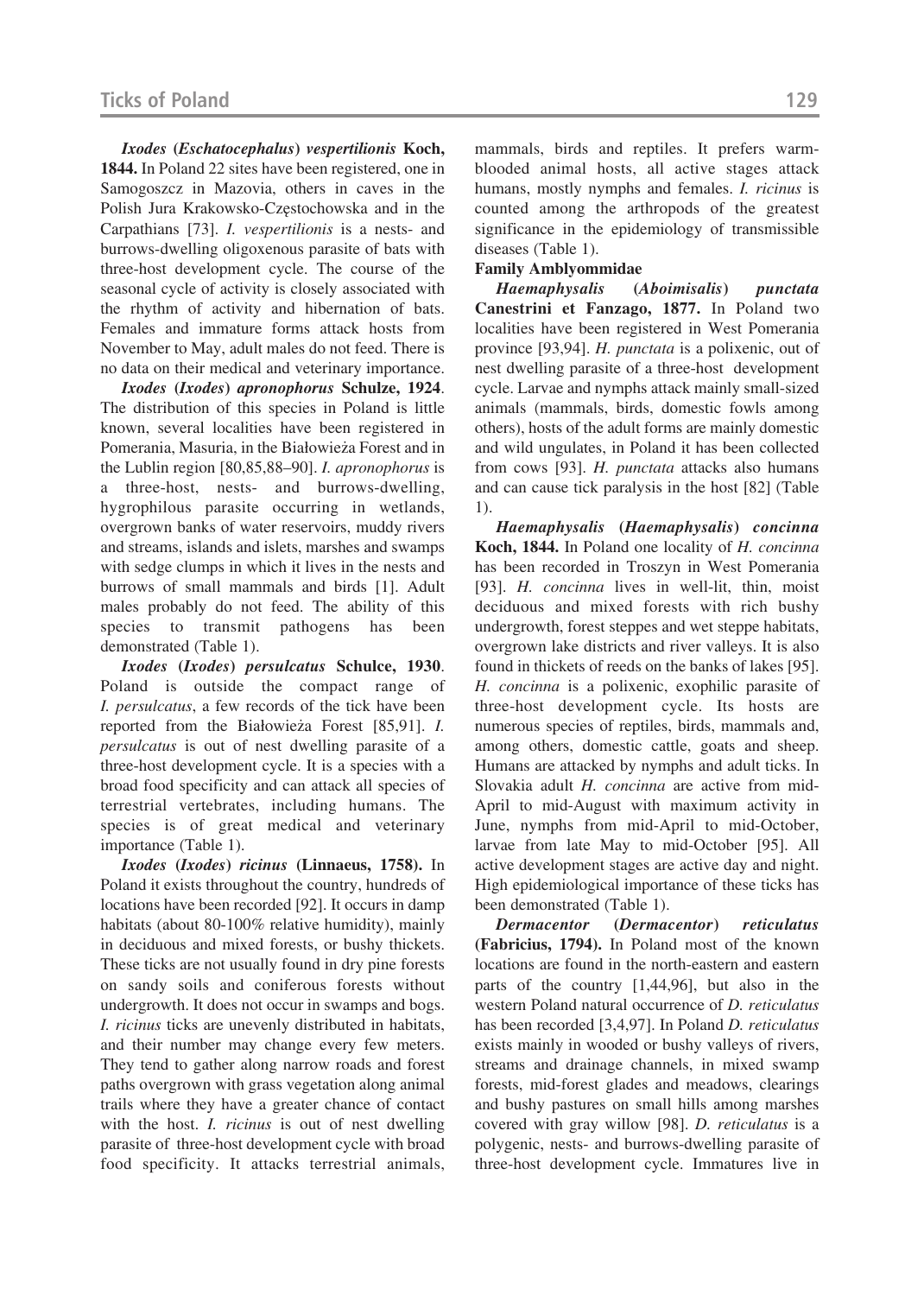***Ixodes* (*Eschatocephalus*) *vespertilionis* Koch, 1844.** In Poland 22 sites have been registered, one in Samogoszcz in Mazovia, others in caves in the Polish Jura Krakowsko-Częstochowska and in the Carpathians [73]. *I. vespertilionis* is a nests- and burrows-dwelling oligoxenous parasite of bats with three-host development cycle. The course of the seasonal cycle of activity is closely associated with the rhythm of activity and hibernation of bats. Females and immature forms attack hosts from November to May, adult males do not feed. There is no data on their medical and veterinary importance.

***Ixodes* (*Ixodes*) *apronophorus* Schulze, 1924**. The distribution of this species in Poland is little known, several localities have been registered in Pomerania, Masuria, in the Białowieża Forest and in the Lublin region [80,85,88–90]. *I. apronophorus* is a three-host, nests- and burrows-dwelling, hygrophilous parasite occurring in wetlands, overgrown banks of water reservoirs, muddy rivers and streams, islands and islets, marshes and swamps with sedge clumps in which it lives in the nests and burrows of small mammals and birds [1]. Adult males probably do not feed. The ability of this species to transmit pathogens has been demonstrated (Table 1).

***Ixodes* (*Ixodes*) *persulcatus* Schulce, 1930**. Poland is outside the compact range of *I. persulcatus*, a few records of the tick have been reported from the Białowieża Forest [85,91]. *I. persulcatus* is out of nest dwelling parasite of a three-host development cycle. It is a species with a broad food specificity and can attack all species of terrestrial vertebrates, including humans. The species is of great medical and veterinary importance (Table 1).

***Ixodes* (*Ixodes*) *ricinus* (Linnaeus, 1758).** In Poland it exists throughout the country, hundreds of locations have been recorded [92]. It occurs in damp habitats (about 80-100% relative humidity), mainly in deciduous and mixed forests, or bushy thickets. These ticks are not usually found in dry pine forests on sandy soils and coniferous forests without undergrowth. It does not occur in swamps and bogs. *I. ricinus* ticks are unevenly distributed in habitats, and their number may change every few meters. They tend to gather along narrow roads and forest paths overgrown with grass vegetation along animal trails where they have a greater chance of contact with the host. *I. ricinus* is out of nest dwelling parasite of three-host development cycle with broad food specificity. It attacks terrestrial animals, mammals, birds and reptiles. It prefers warm-blooded animal hosts, all active stages attack humans, mostly nymphs and females. *I. ricinus* is counted among the arthropods of the greatest significance in the epidemiology of transmissible diseases (Table 1).

**Family Amblyommidae**

***Haemaphysalis* (*Aboimisalis*) *punctata* Canestrini et Fanzago, 1877.** In Poland two localities have been registered in West Pomerania province [93,94]. *H. punctata* is a polixenic, out of nest dwelling parasite of a three-host development cycle. Larvae and nymphs attack mainly small-sized animals (mammals, birds, domestic fowls among others), hosts of the adult forms are mainly domestic and wild ungulates, in Poland it has been collected from cows [93]. *H. punctata* attacks also humans and can cause tick paralysis in the host [82] (Table 1).

***Haemaphysalis* (*Haemaphysalis*) *concinna* Koch, 1844.** In Poland one locality of *H. concinna* has been recorded in Troszyn in West Pomerania [93]. *H. concinna* lives in well-lit, thin, moist deciduous and mixed forests with rich bushy undergrowth, forest steppes and wet steppe habitats, overgrown lake districts and river valleys. It is also found in thickets of reeds on the banks of lakes [95]. *H. concinna* is a polixenic, exophilic parasite of three-host development cycle. Its hosts are numerous species of reptiles, birds, mammals and, among others, domestic cattle, goats and sheep. Humans are attacked by nymphs and adult ticks. In Slovakia adult *H. concinna* are active from mid-April to mid-August with maximum activity in June, nymphs from mid-April to mid-October, larvae from late May to mid-October [95]. All active development stages are active day and night. High epidemiological importance of these ticks has been demonstrated (Table 1).

***Dermacentor* (*Dermacentor*) *reticulatus* (Fabricius, 1794).** In Poland most of the known locations are found in the north-eastern and eastern parts of the country [1,44,96], but also in the western Poland natural occurrence of *D. reticulatus* has been recorded [3,4,97]. In Poland *D. reticulatus* exists mainly in wooded or bushy valleys of rivers, streams and drainage channels, in mixed swamp forests, mid-forest glades and meadows, clearings and bushy pastures on small hills among marshes covered with gray willow [98]. *D. reticulatus* is a polygenic, nests- and burrows-dwelling parasite of three-host development cycle. Immatures live in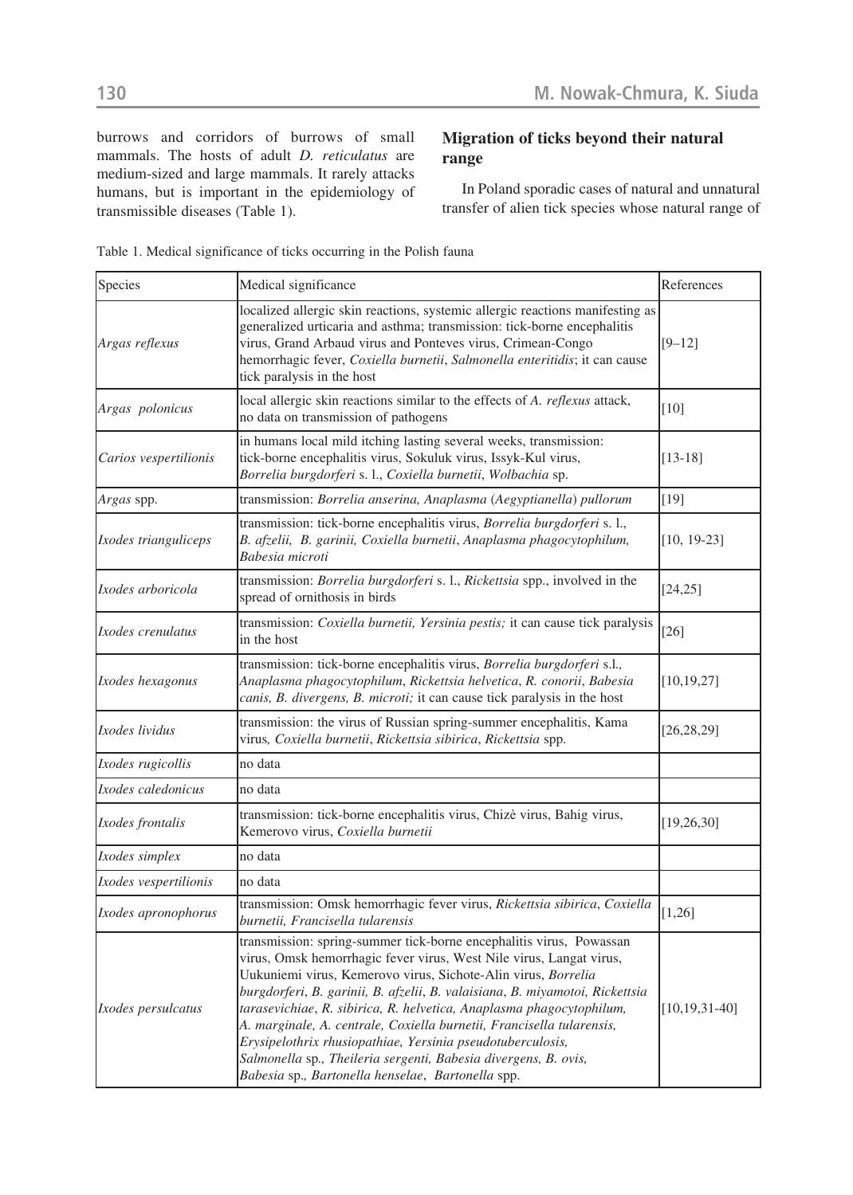burrows and corridors of burrows of small mammals. The hosts of adult *D. reticulatus* are medium-sized and large mammals. It rarely attacks humans, but is important in the epidemiology of transmissible diseases (Table 1).

## Migration of ticks beyond their natural range

In Poland sporadic cases of natural and unnatural transfer of alien tick species whose natural range of

Table 1. Medical significance of ticks occurring in the Polish fauna

| Species | Medical significance | References |
|---|---|---|
| *Argas reflexus* | localized allergic skin reactions, systemic allergic reactions manifesting as generalized urticaria and asthma; transmission: tick-borne encephalitis virus, Grand Arbaud virus and Ponteves virus, Crimean-Congo hemorrhagic fever, *Coxiella burnetii*, *Salmonella enteritidis*; it can cause tick paralysis in the host | [9–12] |
| *Argas polonicus* | local allergic skin reactions similar to the effects of *A. reflexus* attack, no data on transmission of pathogens | [10] |
| *Carios vespertilionis* | in humans local mild itching lasting several weeks, transmission: tick-borne encephalitis virus, Sokuluk virus, Issyk-Kul virus, *Borrelia burgdorferi* s. l., *Coxiella burnetii*, *Wolbachia* sp. | [13-18] |
| *Argas* spp. | transmission: *Borrelia anserina*, *Anaplasma* (*Aegyptianella*) *pullorum* | [19] |
| *Ixodes trianguliceps* | transmission: tick-borne encephalitis virus, *Borrelia burgdorferi* s. l., *B. afzelii*, *B. garinii*, *Coxiella burnetii*, *Anaplasma phagocytophilum, Babesia microti* | [10, 19-23] |
| *Ixodes arboricola* | transmission: *Borrelia burgdorferi* s. l., *Rickettsia* spp., involved in the spread of ornithosis in birds | [24,25] |
| *Ixodes crenulatus* | transmission: *Coxiella burnetii, Yersinia pestis;* it can cause tick paralysis in the host | [26] |
| *Ixodes hexagonus* | transmission: tick-borne encephalitis virus, *Borrelia burgdorferi* s.l., *Anaplasma phagocytophilum*, *Rickettsia helvetica*, *R. conorii*, *Babesia canis, B. divergens, B. microti;* it can cause tick paralysis in the host | [10,19,27] |
| *Ixodes lividus* | transmission: the virus of Russian spring-summer encephalitis, Kama virus*, Coxiella burnetii*, *Rickettsia sibirica*, *Rickettsia* spp. | [26,28,29] |
| *Ixodes rugicollis* | no data | |
| *Ixodes caledonicus* | no data | |
| *Ixodes frontalis* | transmission: tick-borne encephalitis virus, Chizè virus, Bahig virus, Kemerovo virus, *Coxiella burnetii* | [19,26,30] |
| *Ixodes simplex* | no data | |
| *Ixodes vespertilionis* | no data | |
| *Ixodes apronophorus* | transmission: Omsk hemorrhagic fever virus, *Rickettsia sibirica*, *Coxiella burnetii, Francisella tularensis* | [1,26] |
| *Ixodes persulcatus* | transmission: spring-summer tick-borne encephalitis virus, Powassan virus, Omsk hemorrhagic fever virus, West Nile virus, Langat virus, Uukuniemi virus, Kemerovo virus, Sichote-Alin virus, *Borrelia burgdorferi*, *B. garinii*, *B. afzelii*, *B. valaisiana*, *B. miyamotoi, Rickettsia tarasevichiae*, *R. sibirica, R. helvetica, Anaplasma phagocytophilum, A. marginale, A. centrale, Coxiella burnetii, Francisella tularensis, Erysipelothrix rhusiopathiae, Yersinia pseudotuberculosis, Salmonella* sp.*, Theileria sergenti, Babesia divergens, B. ovis, Babesia* sp.*, Bartonella henselae*, *Bartonella* spp. | [10,19,31-40] |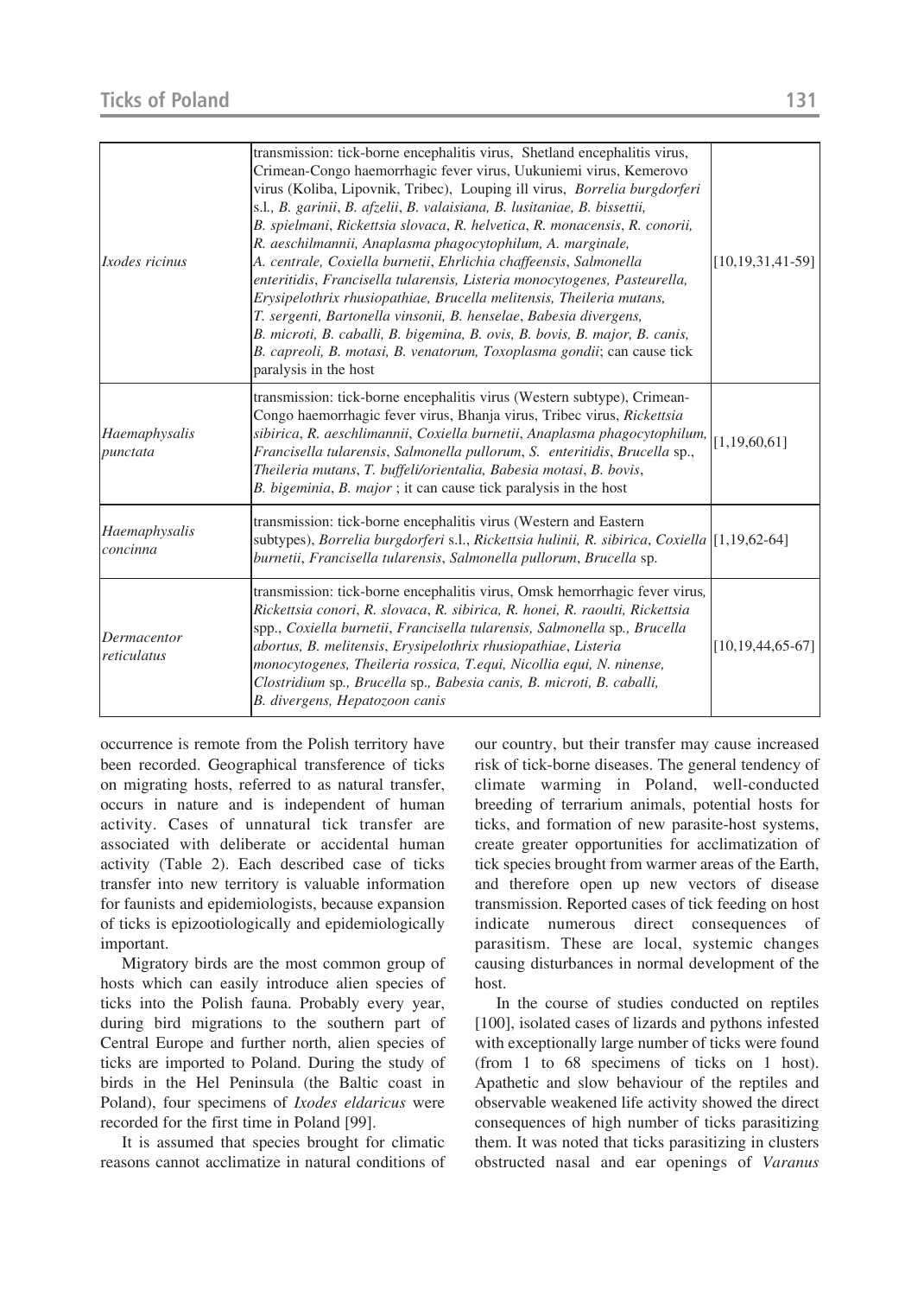| | | |
|---|---|---|
| *Ixodes ricinus* | transmission: tick-borne encephalitis virus, Shetland encephalitis virus, Crimean-Congo haemorrhagic fever virus, Uukuniemi virus, Kemerovo virus (Koliba, Lipovnik, Tribec), Louping ill virus, *Borrelia burgdorferi* s.l., *B. garinii*, *B. afzelii*, *B. valaisiana, B. lusitaniae, B. bissettii, B. spielmani*, *Rickettsia slovaca*, *R. helvetica*, *R. monacensis*, *R. conorii, R. aeschilmannii, Anaplasma phagocytophilum, A. marginale, A. centrale, Coxiella burnetii*, *Ehrlichia chaffeensis*, *Salmonella enteritidis*, *Francisella tularensis, Listeria monocytogenes, Pasteurella, Erysipelothrix rhusiopathiae, Brucella melitensis, Theileria mutans, T. sergenti, Bartonella vinsonii, B. henselae*, *Babesia divergens, B. microti, B. caballi, B. bigemina, B. ovis, B. bovis, B. major, B. canis, B. capreoli, B. motasi, B. venatorum, Toxoplasma gondii*; can cause tick paralysis in the host | [10,19,31,41-59] |
| *Haemaphysalis punctata* | transmission: tick-borne encephalitis virus (Western subtype), Crimean-Congo haemorrhagic fever virus, Bhanja virus, Tribec virus, *Rickettsia sibirica*, *R. aeschlimannii*, *Coxiella burnetii*, *Anaplasma phagocytophilum, Francisella tularensis*, *Salmonella pullorum*, *S. enteritidis*, *Brucella* sp., *Theileria mutans*, *T. buffeli/orientalia, Babesia motasi*, *B. bovis*, *B. bigeminia*, *B. major* ; it can cause tick paralysis in the host | [1,19,60,61] |
| *Haemaphysalis concinna* | transmission: tick-borne encephalitis virus (Western and Eastern subtypes), *Borrelia burgdorferi* s.l., *Rickettsia hulinii, R. sibirica*, *Coxiella burnetii*, *Francisella tularensis*, *Salmonella pullorum*, *Brucella* sp. | [1,19,62-64] |
| *Dermacentor reticulatus* | transmission: tick-borne encephalitis virus, Omsk hemorrhagic fever virus, *Rickettsia conori*, *R. slovaca*, *R. sibirica, R. honei*, *R. raoulti, Rickettsia* spp., *Coxiella burnetii*, *Francisella tularensis, Salmonella* sp., *Brucella abortus, B. melitensis*, *Erysipelothrix rhusiopathiae*, *Listeria monocytogenes, Theileria rossica, T.equi, Nicollia equi, N. ninense, Clostridium* sp., *Brucella* sp., *Babesia canis, B. microti, B. caballi, B. divergens, Hepatozoon canis* | [10,19,44,65-67] |

occurrence is remote from the Polish territory have been recorded. Geographical transference of ticks on migrating hosts, referred to as natural transfer, occurs in nature and is independent of human activity. Cases of unnatural tick transfer are associated with deliberate or accidental human activity (Table 2). Each described case of ticks transfer into new territory is valuable information for faunists and epidemiologists, because expansion of ticks is epizootiologically and epidemiologically important.

Migratory birds are the most common group of hosts which can easily introduce alien species of ticks into the Polish fauna. Probably every year, during bird migrations to the southern part of Central Europe and further north, alien species of ticks are imported to Poland. During the study of birds in the Hel Peninsula (the Baltic coast in Poland), four specimens of *Ixodes eldaricus* were recorded for the first time in Poland [99].

It is assumed that species brought for climatic reasons cannot acclimatize in natural conditions of our country, but their transfer may cause increased risk of tick-borne diseases. The general tendency of climate warming in Poland, well-conducted breeding of terrarium animals, potential hosts for ticks, and formation of new parasite-host systems, create greater opportunities for acclimatization of tick species brought from warmer areas of the Earth, and therefore open up new vectors of disease transmission. Reported cases of tick feeding on host indicate numerous direct consequences of parasitism. These are local, systemic changes causing disturbances in normal development of the host.

In the course of studies conducted on reptiles [100], isolated cases of lizards and pythons infested with exceptionally large number of ticks were found (from 1 to 68 specimens of ticks on 1 host). Apathetic and slow behaviour of the reptiles and observable weakened life activity showed the direct consequences of high number of ticks parasitizing them. It was noted that ticks parasitizing in clusters obstructed nasal and ear openings of *Varanus*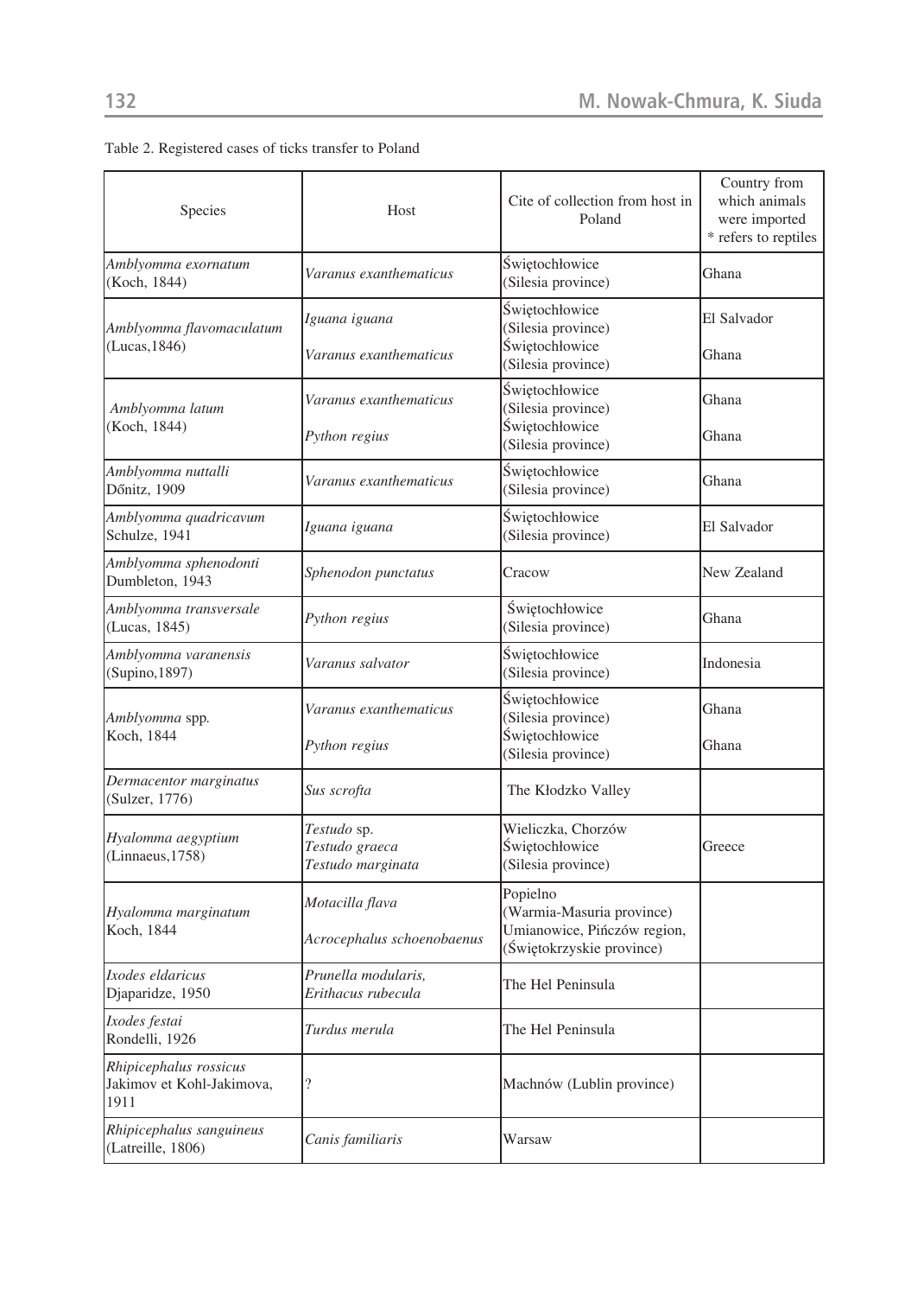Table 2. Registered cases of ticks transfer to Poland

| Species | Host | Cite of collection from host in Poland | Country from which animals were imported * refers to reptiles |
|---|---|---|---|
| *Amblyomma exornatum* (Koch, 1844) | *Varanus exanthematicus* | Świętochłowice (Silesia province) | Ghana |
| *Amblyomma flavomaculatum* (Lucas,1846) | *Iguana iguana*<br>*Varanus exanthematicus* | Świętochłowice (Silesia province)<br>Świętochłowice (Silesia province) | El Salvador<br>Ghana |
| *Amblyomma latum* (Koch, 1844) | *Varanus exanthematicus*<br>*Python regius* | Świętochłowice (Silesia province)<br>Świętochłowice (Silesia province) | Ghana<br>Ghana |
| *Amblyomma nuttalli* Dőnitz, 1909 | *Varanus exanthematicus* | Świętochłowice (Silesia province) | Ghana |
| *Amblyomma quadricavum* Schulze, 1941 | *Iguana iguana* | Świętochłowice (Silesia province) | El Salvador |
| *Amblyomma sphenodonti* Dumbleton, 1943 | *Sphenodon punctatus* | Cracow | New Zealand |
| *Amblyomma transversale* (Lucas, 1845) | *Python regius* | Świętochłowice (Silesia province) | Ghana |
| *Amblyomma varanensis* (Supino,1897) | *Varanus salvator* | Świętochłowice (Silesia province) | Indonesia |
| *Amblyomma* spp. Koch, 1844 | *Varanus exanthematicus*<br>*Python regius* | Świętochłowice (Silesia province)<br>Świętochłowice (Silesia province) | Ghana<br>Ghana |
| *Dermacentor marginatus* (Sulzer, 1776) | *Sus scrofta* | The Kłodzko Valley | |
| *Hyalomma aegyptium* (Linnaeus,1758) | *Testudo* sp.<br>*Testudo graeca*<br>*Testudo marginata* | Wieliczka, Chorzów<br>Świętochłowice<br>(Silesia province) | Greece |
| *Hyalomma marginatum* Koch, 1844 | *Motacilla flava*<br>*Acrocephalus schoenobaenus* | Popielno (Warmia-Masuria province)<br>Umianowice, Pińczów region, (Świętokrzyskie province) | |
| *Ixodes eldaricus* Djaparidze, 1950 | *Prunella modularis*, *Erithacus rubecula* | The Hel Peninsula | |
| *Ixodes festai* Rondelli, 1926 | *Turdus merula* | The Hel Peninsula | |
| *Rhipicephalus rossicus* Jakimov et Kohl-Jakimova, 1911 | ? | Machnów (Lublin province) | |
| *Rhipicephalus sanguineus* (Latreille, 1806) | *Canis familiaris* | Warsaw | |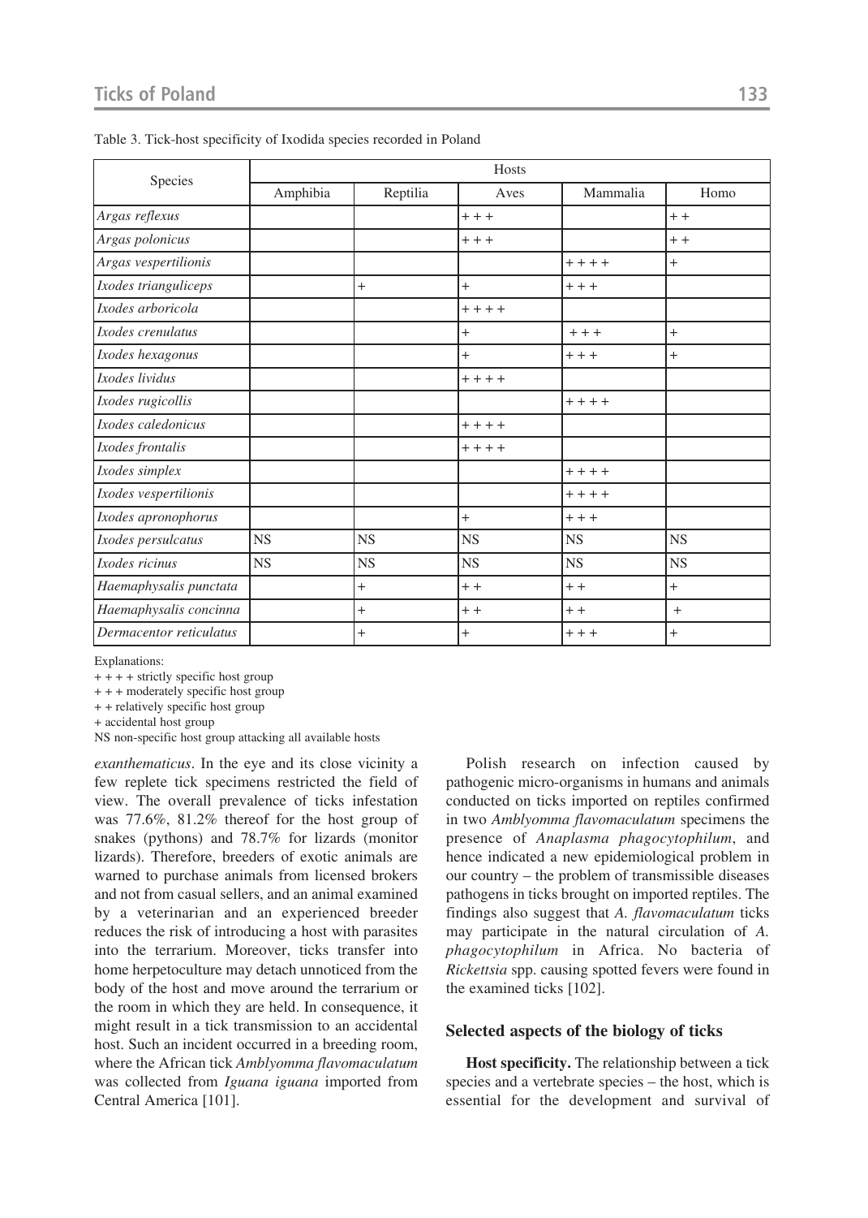Table 3. Tick-host specificity of Ixodida species recorded in Poland

| Species | Hosts | | | | |
|---|---|---|---|---|---|
| | Amphibia | Reptilia | Aves | Mammalia | Homo |
| *Argas reflexus* | | | + + + | | + + |
| *Argas polonicus* | | | + + + | | + + |
| *Argas vespertilionis* | | | | + + + + | + |
| *Ixodes trianguliceps* | | + | + | + + + | |
| *Ixodes arboricola* | | | + + + + | | |
| *Ixodes crenulatus* | | | + | + + + | + |
| *Ixodes hexagonus* | | | + | + + + | + |
| *Ixodes lividus* | | | + + + + | | |
| *Ixodes rugicollis* | | | | + + + + | |
| *Ixodes caledonicus* | | | + + + + | | |
| *Ixodes frontalis* | | | + + + + | | |
| *Ixodes simplex* | | | | + + + + | |
| *Ixodes vespertilionis* | | | | + + + + | |
| *Ixodes apronophorus* | | | + | + + + | |
| *Ixodes persulcatus* | NS | NS | NS | NS | NS |
| *Ixodes ricinus* | NS | NS | NS | NS | NS |
| *Haemaphysalis punctata* | | + | + + | + + | + |
| *Haemaphysalis concinna* | | + | + + | + + | + |
| *Dermacentor reticulatus* | | + | + | + + + | + |

Explanations:

+ + + + strictly specific host group

+ + + moderately specific host group

+ + relatively specific host group

+ accidental host group

NS non-specific host group attacking all available hosts

*exanthematicus*. In the eye and its close vicinity a few replete tick specimens restricted the field of view. The overall prevalence of ticks infestation was 77.6%, 81.2% thereof for the host group of snakes (pythons) and 78.7% for lizards (monitor lizards). Therefore, breeders of exotic animals are warned to purchase animals from licensed brokers and not from casual sellers, and an animal examined by a veterinarian and an experienced breeder reduces the risk of introducing a host with parasites into the terrarium. Moreover, ticks transfer into home herpetoculture may detach unnoticed from the body of the host and move around the terrarium or the room in which they are held. In consequence, it might result in a tick transmission to an accidental host. Such an incident occurred in a breeding room, where the African tick *Amblyomma flavomaculatum* was collected from *Iguana iguana* imported from Central America [101].

Polish research on infection caused by pathogenic micro-organisms in humans and animals conducted on ticks imported on reptiles confirmed in two *Amblyomma flavomaculatum* specimens the presence of *Anaplasma phagocytophilum*, and hence indicated a new epidemiological problem in our country – the problem of transmissible diseases pathogens in ticks brought on imported reptiles. The findings also suggest that *A. flavomaculatum* ticks may participate in the natural circulation of *A. phagocytophilum* in Africa. No bacteria of *Rickettsia* spp. causing spotted fevers were found in the examined ticks [102].

## Selected aspects of the biology of ticks

**Host specificity.** The relationship between a tick species and a vertebrate species – the host, which is essential for the development and survival of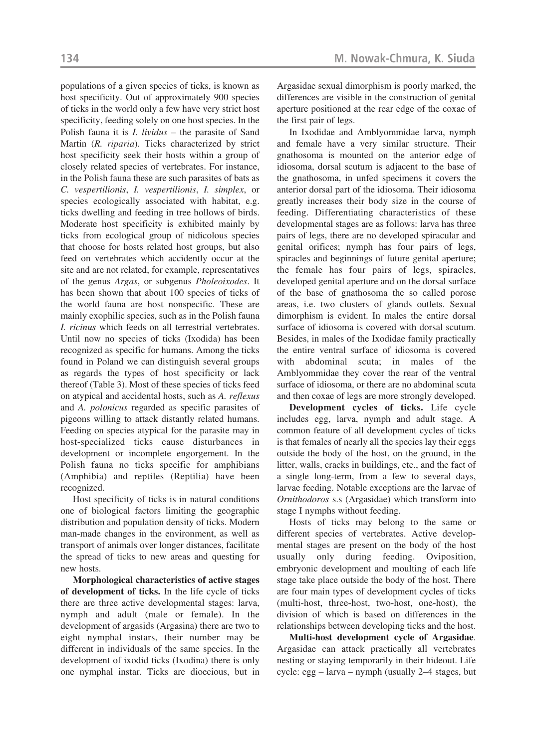populations of a given species of ticks, is known as host specificity. Out of approximately 900 species of ticks in the world only a few have very strict host specificity, feeding solely on one host species. In the Polish fauna it is *I. lividus* – the parasite of Sand Martin (*R. riparia*). Ticks characterized by strict host specificity seek their hosts within a group of closely related species of vertebrates. For instance, in the Polish fauna these are such parasites of bats as *C. vespertilionis*, *I. vespertilionis*, *I. simplex*, or species ecologically associated with habitat, e.g. ticks dwelling and feeding in tree hollows of birds. Moderate host specificity is exhibited mainly by ticks from ecological group of nidicolous species that choose for hosts related host groups, but also feed on vertebrates which accidently occur at the site and are not related, for example, representatives of the genus *Argas*, or subgenus *Pholeoixodes*. It has been shown that about 100 species of ticks of the world fauna are host nonspecific. These are mainly exophilic species, such as in the Polish fauna *I. ricinus* which feeds on all terrestrial vertebrates. Until now no species of ticks (Ixodida) has been recognized as specific for humans. Among the ticks found in Poland we can distinguish several groups as regards the types of host specificity or lack thereof (Table 3). Most of these species of ticks feed on atypical and accidental hosts, such as *A. reflexus* and *A. polonicus* regarded as specific parasites of pigeons willing to attack distantly related humans. Feeding on species atypical for the parasite may in host-specialized ticks cause disturbances in development or incomplete engorgement. In the Polish fauna no ticks specific for amphibians (Amphibia) and reptiles (Reptilia) have been recognized.

Host specificity of ticks is in natural conditions one of biological factors limiting the geographic distribution and population density of ticks. Modern man-made changes in the environment, as well as transport of animals over longer distances, facilitate the spread of ticks to new areas and questing for new hosts.

**Morphological characteristics of active stages of development of ticks.** In the life cycle of ticks there are three active developmental stages: larva, nymph and adult (male or female). In the development of argasids (Argasina) there are two to eight nymphal instars, their number may be different in individuals of the same species. In the development of ixodid ticks (Ixodina) there is only one nymphal instar. Ticks are dioecious, but in Argasidae sexual dimorphism is poorly marked, the differences are visible in the construction of genital aperture positioned at the rear edge of the coxae of the first pair of legs.

In Ixodidae and Amblyommidae larva, nymph and female have a very similar structure. Their gnathosoma is mounted on the anterior edge of idiosoma, dorsal scutum is adjacent to the base of the gnathosoma, in unfed specimens it covers the anterior dorsal part of the idiosoma. Their idiosoma greatly increases their body size in the course of feeding. Differentiating characteristics of these developmental stages are as follows: larva has three pairs of legs, there are no developed spiracular and genital orifices; nymph has four pairs of legs, spiracles and beginnings of future genital aperture; the female has four pairs of legs, spiracles, developed genital aperture and on the dorsal surface of the base of gnathosoma the so called porose areas, i.e. two clusters of glands outlets. Sexual dimorphism is evident. In males the entire dorsal surface of idiosoma is covered with dorsal scutum. Besides, in males of the Ixodidae family practically the entire ventral surface of idiosoma is covered with abdominal scuta; in males of the Amblyommidae they cover the rear of the ventral surface of idiosoma, or there are no abdominal scuta and then coxae of legs are more strongly developed.

**Development cycles of ticks.** Life cycle includes egg, larva, nymph and adult stage. A common feature of all development cycles of ticks is that females of nearly all the species lay their eggs outside the body of the host, on the ground, in the litter, walls, cracks in buildings, etc., and the fact of a single long-term, from a few to several days, larvae feeding. Notable exceptions are the larvae of *Ornithodoros* s.s (Argasidae) which transform into stage I nymphs without feeding.

Hosts of ticks may belong to the same or different species of vertebrates. Active developmental stages are present on the body of the host usually only during feeding. Oviposition, embryonic development and moulting of each life stage take place outside the body of the host. There are four main types of development cycles of ticks (multi-host, three-host, two-host, one-host), the division of which is based on differences in the relationships between developing ticks and the host.

**Multi-host development cycle of Argasidae**. Argasidae can attack practically all vertebrates nesting or staying temporarily in their hideout. Life cycle: egg – larva – nymph (usually 2–4 stages, but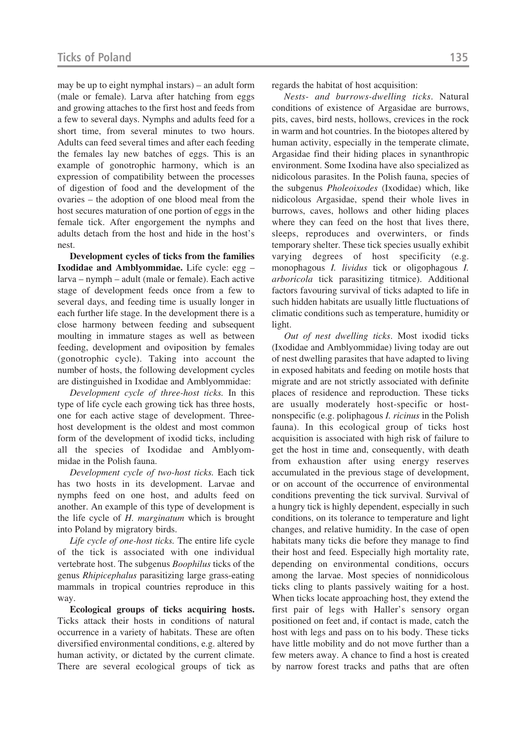may be up to eight nymphal instars) – an adult form (male or female). Larva after hatching from eggs and growing attaches to the first host and feeds from a few to several days. Nymphs and adults feed for a short time, from several minutes to two hours. Adults can feed several times and after each feeding the females lay new batches of eggs. This is an example of gonotrophic harmony, which is an expression of compatibility between the processes of digestion of food and the development of the ovaries – the adoption of one blood meal from the host secures maturation of one portion of eggs in the female tick. After engorgement the nymphs and adults detach from the host and hide in the host's nest.

**Development cycles of ticks from the families Ixodidae and Amblyommidae.** Life cycle: egg – larva – nymph – adult (male or female). Each active stage of development feeds once from a few to several days, and feeding time is usually longer in each further life stage. In the development there is a close harmony between feeding and subsequent moulting in immature stages as well as between feeding, development and oviposition by females (gonotrophic cycle). Taking into account the number of hosts, the following development cycles are distinguished in Ixodidae and Amblyommidae:

*Development cycle of three-host ticks.* In this type of life cycle each growing tick has three hosts, one for each active stage of development. Three-host development is the oldest and most common form of the development of ixodid ticks, including all the species of Ixodidae and Amblyommidae in the Polish fauna.

*Development cycle of two-host ticks.* Each tick has two hosts in its development. Larvae and nymphs feed on one host, and adults feed on another. An example of this type of development is the life cycle of *H. marginatum* which is brought into Poland by migratory birds.

*Life cycle of one-host ticks.* The entire life cycle of the tick is associated with one individual vertebrate host. The subgenus *Boophilus* ticks of the genus *Rhipicephalus* parasitizing large grass-eating mammals in tropical countries reproduce in this way.

**Ecological groups of ticks acquiring hosts.** Ticks attack their hosts in conditions of natural occurrence in a variety of habitats. These are often diversified environmental conditions, e.g. altered by human activity, or dictated by the current climate. There are several ecological groups of tick as regards the habitat of host acquisition:

*Nests- and burrows-dwelling ticks*. Natural conditions of existence of Argasidae are burrows, pits, caves, bird nests, hollows, crevices in the rock in warm and hot countries. In the biotopes altered by human activity, especially in the temperate climate, Argasidae find their hiding places in synanthropic environment. Some Ixodina have also specialized as nidicolous parasites. In the Polish fauna, species of the subgenus *Pholeoixodes* (Ixodidae) which, like nidicolous Argasidae, spend their whole lives in burrows, caves, hollows and other hiding places where they can feed on the host that lives there, sleeps, reproduces and overwinters, or finds temporary shelter. These tick species usually exhibit varying degrees of host specificity (e.g. monophagous *I. lividus* tick or oligophagous *I. arboricola* tick parasitizing titmice). Additional factors favouring survival of ticks adapted to life in such hidden habitats are usually little fluctuations of climatic conditions such as temperature, humidity or light.

*Out of nest dwelling ticks*. Most ixodid ticks (Ixodidae and Amblyommidae) living today are out of nest dwelling parasites that have adapted to living in exposed habitats and feeding on motile hosts that migrate and are not strictly associated with definite places of residence and reproduction. These ticks are usually moderately host-specific or host-nonspecific (e.g. poliphagous *I. ricinus* in the Polish fauna). In this ecological group of ticks host acquisition is associated with high risk of failure to get the host in time and, consequently, with death from exhaustion after using energy reserves accumulated in the previous stage of development, or on account of the occurrence of environmental conditions preventing the tick survival. Survival of a hungry tick is highly dependent, especially in such conditions, on its tolerance to temperature and light changes, and relative humidity. In the case of open habitats many ticks die before they manage to find their host and feed. Especially high mortality rate, depending on environmental conditions, occurs among the larvae. Most species of nonnidicolous ticks cling to plants passively waiting for a host. When ticks locate approaching host, they extend the first pair of legs with Haller's sensory organ positioned on feet and, if contact is made, catch the host with legs and pass on to his body. These ticks have little mobility and do not move further than a few meters away. A chance to find a host is created by narrow forest tracks and paths that are often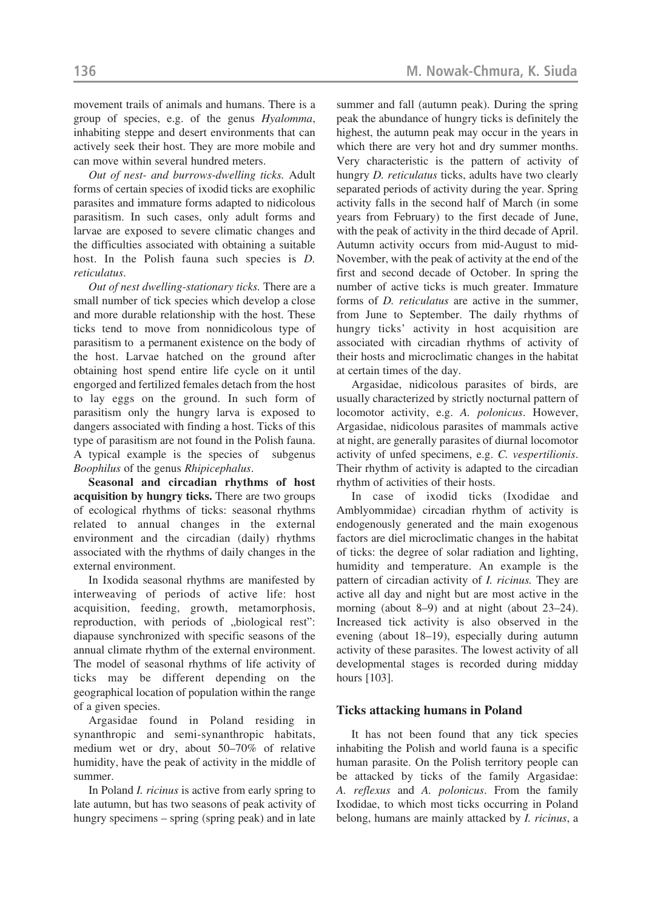movement trails of animals and humans. There is a group of species, e.g. of the genus *Hyalomma*, inhabiting steppe and desert environments that can actively seek their host. They are more mobile and can move within several hundred meters.

*Out of nest- and burrows-dwelling ticks.* Adult forms of certain species of ixodid ticks are exophilic parasites and immature forms adapted to nidicolous parasitism. In such cases, only adult forms and larvae are exposed to severe climatic changes and the difficulties associated with obtaining a suitable host. In the Polish fauna such species is *D. reticulatus*.

*Out of nest dwelling-stationary ticks.* There are a small number of tick species which develop a close and more durable relationship with the host. These ticks tend to move from nonnidicolous type of parasitism to a permanent existence on the body of the host. Larvae hatched on the ground after obtaining host spend entire life cycle on it until engorged and fertilized females detach from the host to lay eggs on the ground. In such form of parasitism only the hungry larva is exposed to dangers associated with finding a host. Ticks of this type of parasitism are not found in the Polish fauna. A typical example is the species of subgenus *Boophilus* of the genus *Rhipicephalus*.

**Seasonal and circadian rhythms of host acquisition by hungry ticks.** There are two groups of ecological rhythms of ticks: seasonal rhythms related to annual changes in the external environment and the circadian (daily) rhythms associated with the rhythms of daily changes in the external environment.

In Ixodida seasonal rhythms are manifested by interweaving of periods of active life: host acquisition, feeding, growth, metamorphosis, reproduction, with periods of „biological rest": diapause synchronized with specific seasons of the annual climate rhythm of the external environment. The model of seasonal rhythms of life activity of ticks may be different depending on the geographical location of population within the range of a given species.

Argasidae found in Poland residing in synanthropic and semi-synanthropic habitats, medium wet or dry, about 50–70% of relative humidity, have the peak of activity in the middle of summer.

In Poland *I. ricinus* is active from early spring to late autumn, but has two seasons of peak activity of hungry specimens – spring (spring peak) and in late summer and fall (autumn peak). During the spring peak the abundance of hungry ticks is definitely the highest, the autumn peak may occur in the years in which there are very hot and dry summer months. Very characteristic is the pattern of activity of hungry *D. reticulatus* ticks, adults have two clearly separated periods of activity during the year. Spring activity falls in the second half of March (in some years from February) to the first decade of June, with the peak of activity in the third decade of April. Autumn activity occurs from mid-August to mid-November, with the peak of activity at the end of the first and second decade of October. In spring the number of active ticks is much greater. Immature forms of *D. reticulatus* are active in the summer, from June to September. The daily rhythms of hungry ticks' activity in host acquisition are associated with circadian rhythms of activity of their hosts and microclimatic changes in the habitat at certain times of the day.

Argasidae, nidicolous parasites of birds, are usually characterized by strictly nocturnal pattern of locomotor activity, e.g. *A. polonicus*. However, Argasidae, nidicolous parasites of mammals active at night, are generally parasites of diurnal locomotor activity of unfed specimens, e.g. *C. vespertilionis*. Their rhythm of activity is adapted to the circadian rhythm of activities of their hosts.

In case of ixodid ticks (Ixodidae and Amblyommidae) circadian rhythm of activity is endogenously generated and the main exogenous factors are diel microclimatic changes in the habitat of ticks: the degree of solar radiation and lighting, humidity and temperature. An example is the pattern of circadian activity of *I. ricinus.* They are active all day and night but are most active in the morning (about 8–9) and at night (about 23–24). Increased tick activity is also observed in the evening (about 18–19), especially during autumn activity of these parasites. The lowest activity of all developmental stages is recorded during midday hours [103].

## Ticks attacking humans in Poland

It has not been found that any tick species inhabiting the Polish and world fauna is a specific human parasite. On the Polish territory people can be attacked by ticks of the family Argasidae: *A. reflexus* and *A. polonicus*. From the family Ixodidae, to which most ticks occurring in Poland belong, humans are mainly attacked by *I. ricinus*, a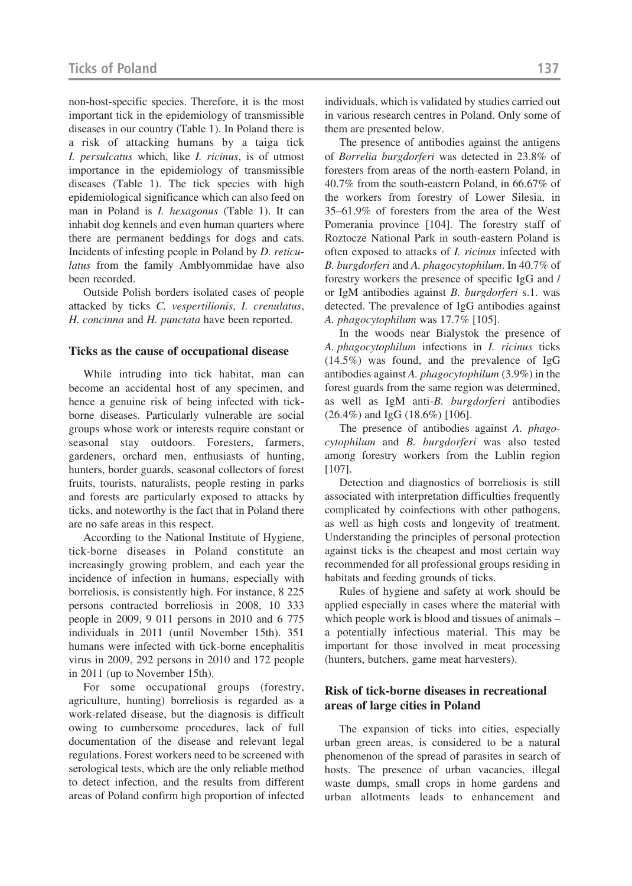non-host-specific species. Therefore, it is the most important tick in the epidemiology of transmissible diseases in our country (Table 1). In Poland there is a risk of attacking humans by a taiga tick *I. persulcatus* which, like *I. ricinus*, is of utmost importance in the epidemiology of transmissible diseases (Table 1). The tick species with high epidemiological significance which can also feed on man in Poland is *I. hexagonus* (Table 1). It can inhabit dog kennels and even human quarters where there are permanent beddings for dogs and cats. Incidents of infesting people in Poland by *D. reticulatus* from the family Amblyommidae have also been recorded.

Outside Polish borders isolated cases of people attacked by ticks *C. vespertilionis*, *I. crenulatus*, *H. concinna* and *H. punctata* have been reported.

### Ticks as the cause of occupational disease

While intruding into tick habitat, man can become an accidental host of any specimen, and hence a genuine risk of being infected with tick-borne diseases. Particularly vulnerable are social groups whose work or interests require constant or seasonal stay outdoors. Foresters, farmers, gardeners, orchard men, enthusiasts of hunting, hunters, border guards, seasonal collectors of forest fruits, tourists, naturalists, people resting in parks and forests are particularly exposed to attacks by ticks, and noteworthy is the fact that in Poland there are no safe areas in this respect.

According to the National Institute of Hygiene, tick-borne diseases in Poland constitute an increasingly growing problem, and each year the incidence of infection in humans, especially with borreliosis, is consistently high. For instance, 8 225 persons contracted borreliosis in 2008, 10 333 people in 2009, 9 011 persons in 2010 and 6 775 individuals in 2011 (until November 15th). 351 humans were infected with tick-borne encephalitis virus in 2009, 292 persons in 2010 and 172 people in 2011 (up to November 15th).

For some occupational groups (forestry, agriculture, hunting) borreliosis is regarded as a work-related disease, but the diagnosis is difficult owing to cumbersome procedures, lack of full documentation of the disease and relevant legal regulations. Forest workers need to be screened with serological tests, which are the only reliable method to detect infection, and the results from different areas of Poland confirm high proportion of infected individuals, which is validated by studies carried out in various research centres in Poland. Only some of them are presented below.

The presence of antibodies against the antigens of *Borrelia burgdorferi* was detected in 23.8% of foresters from areas of the north-eastern Poland, in 40.7% from the south-eastern Poland, in 66.67% of the workers from forestry of Lower Silesia, in 35–61.9% of foresters from the area of the West Pomerania province [104]. The forestry staff of Roztocze National Park in south-eastern Poland is often exposed to attacks of *I. ricinus* infected with *B. burgdorferi* and *A. phagocytophilum*. In 40.7% of forestry workers the presence of specific IgG and / or IgM antibodies against *B. burgdorferi* s.1. was detected. The prevalence of IgG antibodies against *A. phagocytophilum* was 17.7% [105].

In the woods near Bialystok the presence of *A. phagocytophilum* infections in *I. ricinus* ticks (14.5%) was found, and the prevalence of IgG antibodies against *A. phagocytophilum* (3.9%) in the forest guards from the same region was determined, as well as IgM anti-*B. burgdorferi* antibodies (26.4%) and IgG (18.6%) [106].

The presence of antibodies against *A. phagocytophilum* and *B. burgdorferi* was also tested among forestry workers from the Lublin region [107].

Detection and diagnostics of borreliosis is still associated with interpretation difficulties frequently complicated by coinfections with other pathogens, as well as high costs and longevity of treatment. Understanding the principles of personal protection against ticks is the cheapest and most certain way recommended for all professional groups residing in habitats and feeding grounds of ticks.

Rules of hygiene and safety at work should be applied especially in cases where the material with which people work is blood and tissues of animals – a potentially infectious material. This may be important for those involved in meat processing (hunters, butchers, game meat harvesters).

### Risk of tick-borne diseases in recreational areas of large cities in Poland

The expansion of ticks into cities, especially urban green areas, is considered to be a natural phenomenon of the spread of parasites in search of hosts. The presence of urban vacancies, illegal waste dumps, small crops in home gardens and urban allotments leads to enhancement and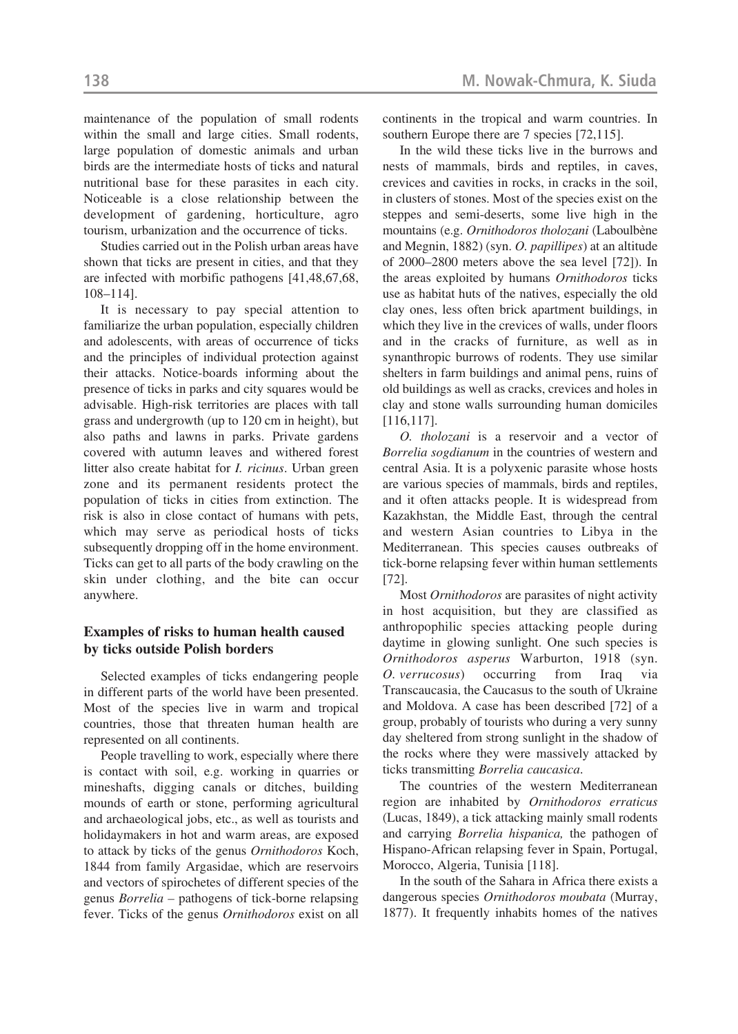maintenance of the population of small rodents within the small and large cities. Small rodents, large population of domestic animals and urban birds are the intermediate hosts of ticks and natural nutritional base for these parasites in each city. Noticeable is a close relationship between the development of gardening, horticulture, agro tourism, urbanization and the occurrence of ticks.

Studies carried out in the Polish urban areas have shown that ticks are present in cities, and that they are infected with morbific pathogens [41,48,67,68, 108–114].

It is necessary to pay special attention to familiarize the urban population, especially children and adolescents, with areas of occurrence of ticks and the principles of individual protection against their attacks. Notice-boards informing about the presence of ticks in parks and city squares would be advisable. High-risk territories are places with tall grass and undergrowth (up to 120 cm in height), but also paths and lawns in parks. Private gardens covered with autumn leaves and withered forest litter also create habitat for *I. ricinus*. Urban green zone and its permanent residents protect the population of ticks in cities from extinction. The risk is also in close contact of humans with pets, which may serve as periodical hosts of ticks subsequently dropping off in the home environment. Ticks can get to all parts of the body crawling on the skin under clothing, and the bite can occur anywhere.

## Examples of risks to human health caused by ticks outside Polish borders

Selected examples of ticks endangering people in different parts of the world have been presented. Most of the species live in warm and tropical countries, those that threaten human health are represented on all continents.

People travelling to work, especially where there is contact with soil, e.g. working in quarries or mineshafts, digging canals or ditches, building mounds of earth or stone, performing agricultural and archaeological jobs, etc., as well as tourists and holidaymakers in hot and warm areas, are exposed to attack by ticks of the genus *Ornithodoros* Koch, 1844 from family Argasidae, which are reservoirs and vectors of spirochetes of different species of the genus *Borrelia* – pathogens of tick-borne relapsing fever. Ticks of the genus *Ornithodoros* exist on all continents in the tropical and warm countries. In southern Europe there are 7 species [72,115].

In the wild these ticks live in the burrows and nests of mammals, birds and reptiles, in caves, crevices and cavities in rocks, in cracks in the soil, in clusters of stones. Most of the species exist on the steppes and semi-deserts, some live high in the mountains (e.g. *Ornithodoros tholozani* (Laboulbène and Megnin, 1882) (syn. *O. papillipes*) at an altitude of 2000–2800 meters above the sea level [72]). In the areas exploited by humans *Ornithodoros* ticks use as habitat huts of the natives, especially the old clay ones, less often brick apartment buildings, in which they live in the crevices of walls, under floors and in the cracks of furniture, as well as in synanthropic burrows of rodents. They use similar shelters in farm buildings and animal pens, ruins of old buildings as well as cracks, crevices and holes in clay and stone walls surrounding human domiciles [116,117].

*O. tholozani* is a reservoir and a vector of *Borrelia sogdianum* in the countries of western and central Asia. It is a polyxenic parasite whose hosts are various species of mammals, birds and reptiles, and it often attacks people. It is widespread from Kazakhstan, the Middle East, through the central and western Asian countries to Libya in the Mediterranean. This species causes outbreaks of tick-borne relapsing fever within human settlements [72].

Most *Ornithodoros* are parasites of night activity in host acquisition, but they are classified as anthropophilic species attacking people during daytime in glowing sunlight. One such species is *Ornithodoros asperus* Warburton, 1918 (syn. *O. verrucosus*) occurring from Iraq via Transcaucasia, the Caucasus to the south of Ukraine and Moldova. A case has been described [72] of a group, probably of tourists who during a very sunny day sheltered from strong sunlight in the shadow of the rocks where they were massively attacked by ticks transmitting *Borrelia caucasica*.

The countries of the western Mediterranean region are inhabited by *Ornithodoros erraticus* (Lucas, 1849), a tick attacking mainly small rodents and carrying *Borrelia hispanica,* the pathogen of Hispano-African relapsing fever in Spain, Portugal, Morocco, Algeria, Tunisia [118].

In the south of the Sahara in Africa there exists a dangerous species *Ornithodoros moubata* (Murray, 1877). It frequently inhabits homes of the natives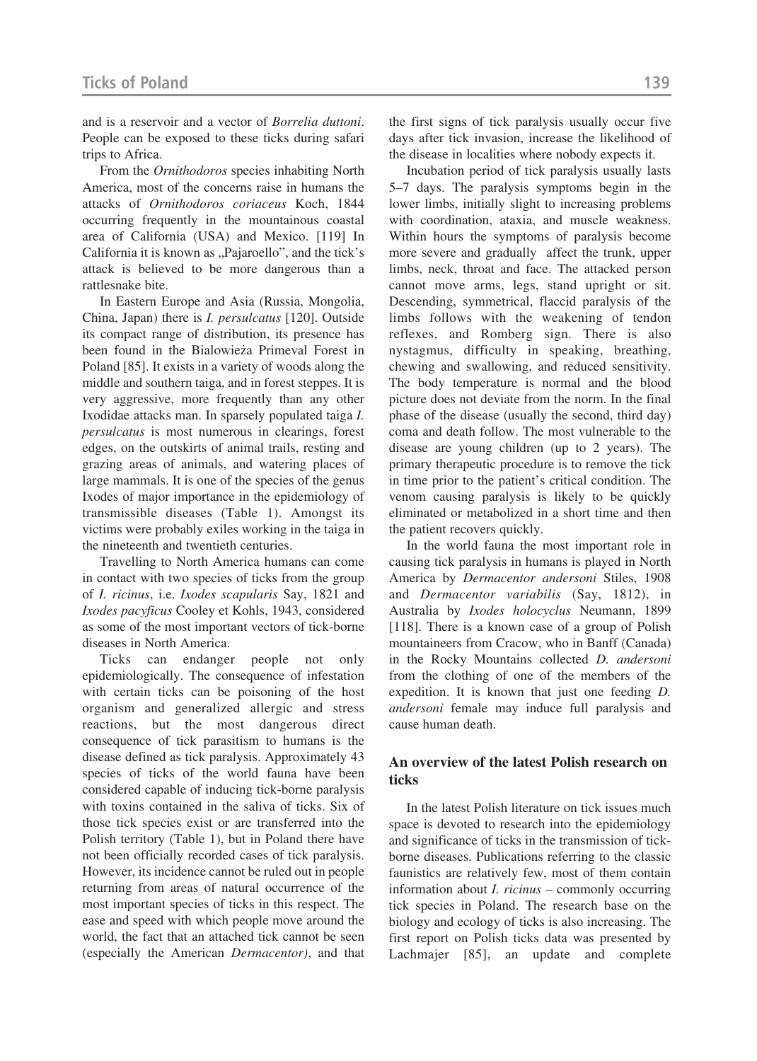and is a reservoir and a vector of *Borrelia duttoni*. People can be exposed to these ticks during safari trips to Africa.

From the *Ornithodoros* species inhabiting North America, most of the concerns raise in humans the attacks of *Ornithodoros coriaceus* Koch, 1844 occurring frequently in the mountainous coastal area of California (USA) and Mexico. [119] In California it is known as „Pajaroello", and the tick's attack is believed to be more dangerous than a rattlesnake bite.

In Eastern Europe and Asia (Russia, Mongolia, China, Japan) there is *I. persulcatus* [120]. Outside its compact range of distribution, its presence has been found in the Bialowieża Primeval Forest in Poland [85]. It exists in a variety of woods along the middle and southern taiga, and in forest steppes. It is very aggressive, more frequently than any other Ixodidae attacks man. In sparsely populated taiga *I. persulcatus* is most numerous in clearings, forest edges, on the outskirts of animal trails, resting and grazing areas of animals, and watering places of large mammals. It is one of the species of the genus Ixodes of major importance in the epidemiology of transmissible diseases (Table 1). Amongst its victims were probably exiles working in the taiga in the nineteenth and twentieth centuries.

Travelling to North America humans can come in contact with two species of ticks from the group of *I. ricinus*, i.e. *Ixodes scapularis* Say, 1821 and *Ixodes pacyficus* Cooley et Kohls, 1943, considered as some of the most important vectors of tick-borne diseases in North America.

Ticks can endanger people not only epidemiologically. The consequence of infestation with certain ticks can be poisoning of the host organism and generalized allergic and stress reactions, but the most dangerous direct consequence of tick parasitism to humans is the disease defined as tick paralysis. Approximately 43 species of ticks of the world fauna have been considered capable of inducing tick-borne paralysis with toxins contained in the saliva of ticks. Six of those tick species exist or are transferred into the Polish territory (Table 1), but in Poland there have not been officially recorded cases of tick paralysis. However, its incidence cannot be ruled out in people returning from areas of natural occurrence of the most important species of ticks in this respect. The ease and speed with which people move around the world, the fact that an attached tick cannot be seen (especially the American *Dermacentor)*, and that the first signs of tick paralysis usually occur five days after tick invasion, increase the likelihood of the disease in localities where nobody expects it.

Incubation period of tick paralysis usually lasts 5–7 days. The paralysis symptoms begin in the lower limbs, initially slight to increasing problems with coordination, ataxia, and muscle weakness. Within hours the symptoms of paralysis become more severe and gradually affect the trunk, upper limbs, neck, throat and face. The attacked person cannot move arms, legs, stand upright or sit. Descending, symmetrical, flaccid paralysis of the limbs follows with the weakening of tendon reflexes, and Romberg sign. There is also nystagmus, difficulty in speaking, breathing, chewing and swallowing, and reduced sensitivity. The body temperature is normal and the blood picture does not deviate from the norm. In the final phase of the disease (usually the second, third day) coma and death follow. The most vulnerable to the disease are young children (up to 2 years). The primary therapeutic procedure is to remove the tick in time prior to the patient's critical condition. The venom causing paralysis is likely to be quickly eliminated or metabolized in a short time and then the patient recovers quickly.

In the world fauna the most important role in causing tick paralysis in humans is played in North America by *Dermacentor andersoni* Stiles, 1908 and *Dermacentor variabilis* (Say, 1812), in Australia by *Ixodes holocyclus* Neumann, 1899 [118]. There is a known case of a group of Polish mountaineers from Cracow, who in Banff (Canada) in the Rocky Mountains collected *D. andersoni* from the clothing of one of the members of the expedition. It is known that just one feeding *D. andersoni* female may induce full paralysis and cause human death.

## An overview of the latest Polish research on ticks

In the latest Polish literature on tick issues much space is devoted to research into the epidemiology and significance of ticks in the transmission of tick-borne diseases. Publications referring to the classic faunistics are relatively few, most of them contain information about *I. ricinus* – commonly occurring tick species in Poland. The research base on the biology and ecology of ticks is also increasing. The first report on Polish ticks data was presented by Lachmajer [85], an update and complete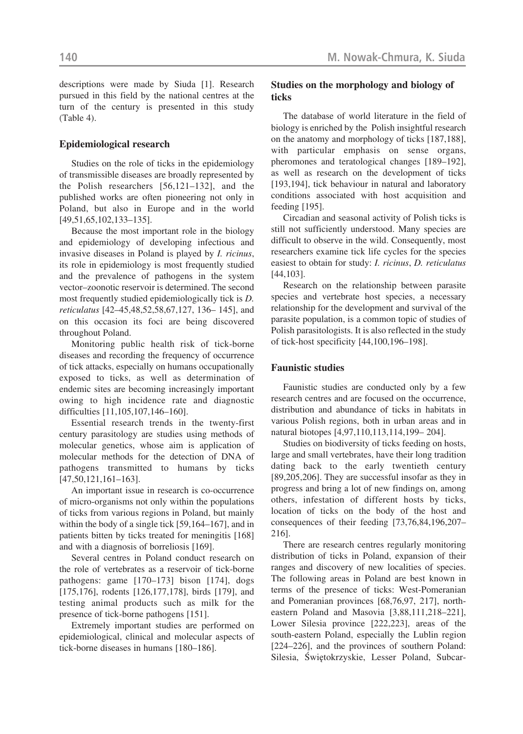descriptions were made by Siuda [1]. Research pursued in this field by the national centres at the turn of the century is presented in this study (Table 4).

## Epidemiological research

Studies on the role of ticks in the epidemiology of transmissible diseases are broadly represented by the Polish researchers [56,121–132], and the published works are often pioneering not only in Poland, but also in Europe and in the world [49,51,65,102,133–135].

Because the most important role in the biology and epidemiology of developing infectious and invasive diseases in Poland is played by *I. ricinus*, its role in epidemiology is most frequently studied and the prevalence of pathogens in the system vector–zoonotic reservoir is determined. The second most frequently studied epidemiologically tick is *D. reticulatus* [42–45,48,52,58,67,127, 136– 145], and on this occasion its foci are being discovered throughout Poland.

Monitoring public health risk of tick-borne diseases and recording the frequency of occurrence of tick attacks, especially on humans occupationally exposed to ticks, as well as determination of endemic sites are becoming increasingly important owing to high incidence rate and diagnostic difficulties [11,105,107,146–160].

Essential research trends in the twenty-first century parasitology are studies using methods of molecular genetics, whose aim is application of molecular methods for the detection of DNA of pathogens transmitted to humans by ticks [47,50,121,161–163].

An important issue in research is co-occurrence of micro-organisms not only within the populations of ticks from various regions in Poland, but mainly within the body of a single tick [59,164–167], and in patients bitten by ticks treated for meningitis [168] and with a diagnosis of borreliosis [169].

Several centres in Poland conduct research on the role of vertebrates as a reservoir of tick-borne pathogens: game [170–173] bison [174], dogs [175,176], rodents [126,177,178], birds [179], and testing animal products such as milk for the presence of tick-borne pathogens [151].

Extremely important studies are performed on epidemiological, clinical and molecular aspects of tick-borne diseases in humans [180–186].

## Studies on the morphology and biology of ticks

The database of world literature in the field of biology is enriched by the Polish insightful research on the anatomy and morphology of ticks [187,188], with particular emphasis on sense organs, pheromones and teratological changes [189–192], as well as research on the development of ticks [193,194], tick behaviour in natural and laboratory conditions associated with host acquisition and feeding [195].

Circadian and seasonal activity of Polish ticks is still not sufficiently understood. Many species are difficult to observe in the wild. Consequently, most researchers examine tick life cycles for the species easiest to obtain for study: *I. ricinus*, *D. reticulatus* [44,103].

Research on the relationship between parasite species and vertebrate host species, a necessary relationship for the development and survival of the parasite population, is a common topic of studies of Polish parasitologists. It is also reflected in the study of tick-host specificity [44,100,196–198].

## Faunistic studies

Faunistic studies are conducted only by a few research centres and are focused on the occurrence, distribution and abundance of ticks in habitats in various Polish regions, both in urban areas and in natural biotopes [4,97,110,113,114,199– 204].

Studies on biodiversity of ticks feeding on hosts, large and small vertebrates, have their long tradition dating back to the early twentieth century [89,205,206]. They are successful insofar as they in progress and bring a lot of new findings on, among others, infestation of different hosts by ticks, location of ticks on the body of the host and consequences of their feeding [73,76,84,196,207–216].

There are research centres regularly monitoring distribution of ticks in Poland, expansion of their ranges and discovery of new localities of species. The following areas in Poland are best known in terms of the presence of ticks: West-Pomeranian and Pomeranian provinces [68,76,97, 217], north-eastern Poland and Masovia [3,88,111,218–221], Lower Silesia province [222,223], areas of the south-eastern Poland, especially the Lublin region [224–226], and the provinces of southern Poland: Silesia, Świętokrzyskie, Lesser Poland, Subcar-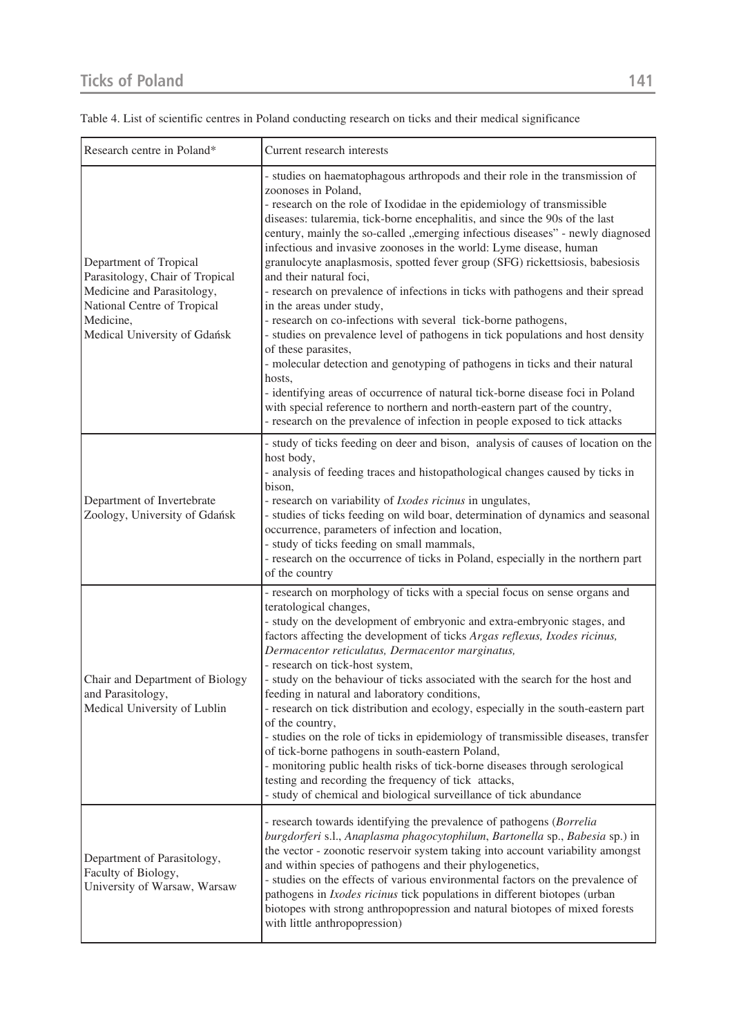Table 4. List of scientific centres in Poland conducting research on ticks and their medical significance

| Research centre in Poland* | Current research interests |
|---|---|
| Department of Tropical Parasitology, Chair of Tropical Medicine and Parasitology, National Centre of Tropical Medicine, Medical University of Gdańsk | - studies on haematophagous arthropods and their role in the transmission of zoonoses in Poland,<br>- research on the role of Ixodidae in the epidemiology of transmissible diseases: tularemia, tick-borne encephalitis, and since the 90s of the last century, mainly the so-called „emerging infectious diseases" - newly diagnosed infectious and invasive zoonoses in the world: Lyme disease, human granulocyte anaplasmosis, spotted fever group (SFG) rickettsiosis, babesiosis and their natural foci,<br>- research on prevalence of infections in ticks with pathogens and their spread in the areas under study,<br>- research on co-infections with several tick-borne pathogens,<br>- studies on prevalence level of pathogens in tick populations and host density of these parasites,<br>- molecular detection and genotyping of pathogens in ticks and their natural hosts,<br>- identifying areas of occurrence of natural tick-borne disease foci in Poland with special reference to northern and north-eastern part of the country,<br>- research on the prevalence of infection in people exposed to tick attacks |
| Department of Invertebrate Zoology, University of Gdańsk | - study of ticks feeding on deer and bison, analysis of causes of location on the host body,<br>- analysis of feeding traces and histopathological changes caused by ticks in bison,<br>- research on variability of *Ixodes ricinus* in ungulates,<br>- studies of ticks feeding on wild boar, determination of dynamics and seasonal occurrence, parameters of infection and location,<br>- study of ticks feeding on small mammals,<br>- research on the occurrence of ticks in Poland, especially in the northern part of the country |
| Chair and Department of Biology and Parasitology, Medical University of Lublin | - research on morphology of ticks with a special focus on sense organs and teratological changes,<br>- study on the development of embryonic and extra-embryonic stages, and factors affecting the development of ticks *Argas reflexus, Ixodes ricinus, Dermacentor reticulatus, Dermacentor marginatus,*<br>- research on tick-host system,<br>- study on the behaviour of ticks associated with the search for the host and feeding in natural and laboratory conditions,<br>- research on tick distribution and ecology, especially in the south-eastern part of the country,<br>- studies on the role of ticks in epidemiology of transmissible diseases, transfer of tick-borne pathogens in south-eastern Poland,<br>- monitoring public health risks of tick-borne diseases through serological testing and recording the frequency of tick attacks,<br>- study of chemical and biological surveillance of tick abundance |
| Department of Parasitology, Faculty of Biology, University of Warsaw, Warsaw | - research towards identifying the prevalence of pathogens (*Borrelia burgdorferi* s.l., *Anaplasma phagocytophilum*, *Bartonella* sp., *Babesia* sp.) in the vector - zoonotic reservoir system taking into account variability amongst and within species of pathogens and their phylogenetics,<br>- studies on the effects of various environmental factors on the prevalence of pathogens in *Ixodes ricinus* tick populations in different biotopes (urban biotopes with strong anthropopression and natural biotopes of mixed forests with little anthropopression) |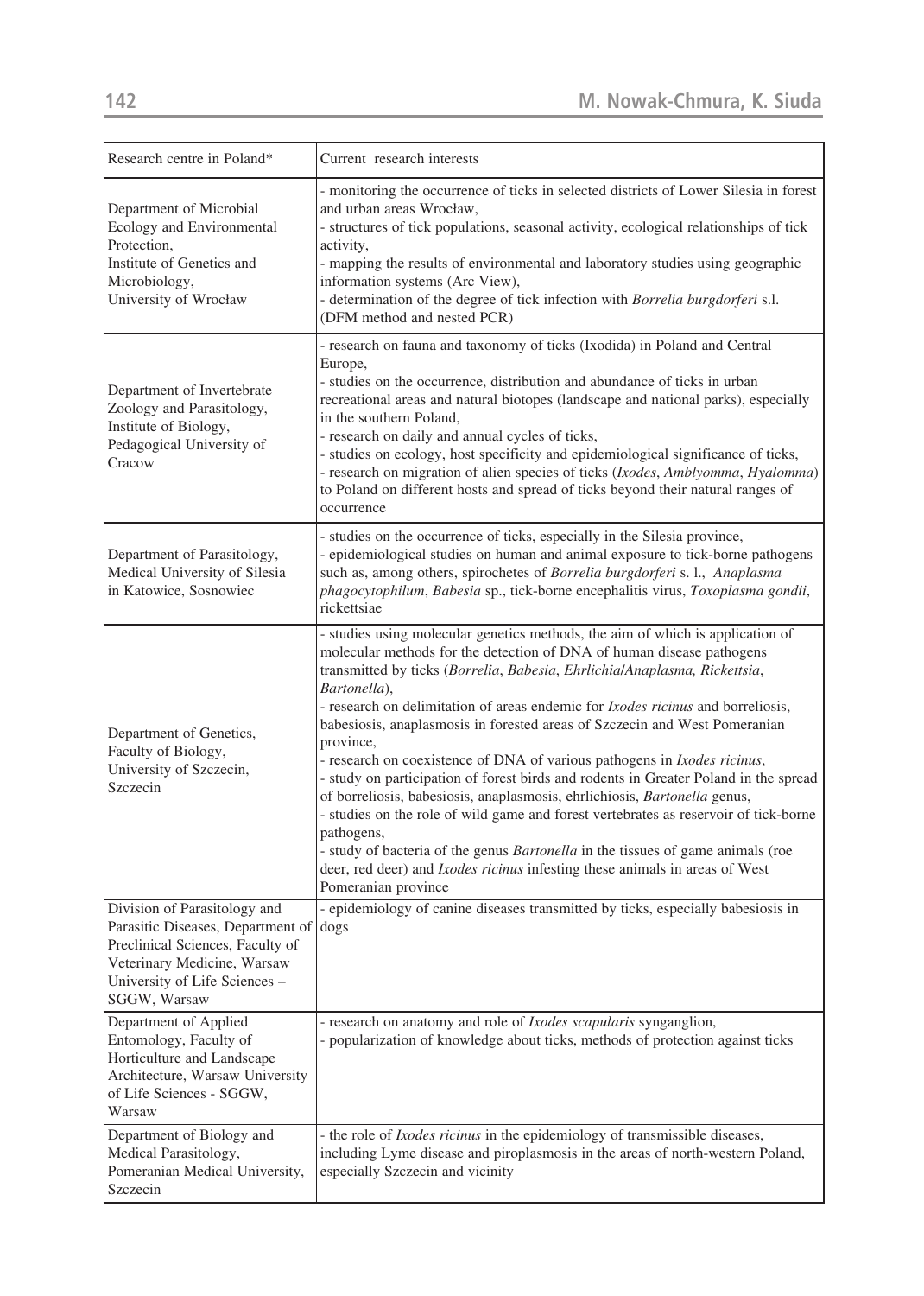| Research centre in Poland* | Current research interests |
|---|---|
| Department of Microbial Ecology and Environmental Protection, Institute of Genetics and Microbiology, University of Wrocław | - monitoring the occurrence of ticks in selected districts of Lower Silesia in forest and urban areas Wrocław,<br>- structures of tick populations, seasonal activity, ecological relationships of tick activity,<br>- mapping the results of environmental and laboratory studies using geographic information systems (Arc View),<br>- determination of the degree of tick infection with *Borrelia burgdorferi* s.l. (DFM method and nested PCR) |
| Department of Invertebrate Zoology and Parasitology, Institute of Biology, Pedagogical University of Cracow | - research on fauna and taxonomy of ticks (Ixodida) in Poland and Central Europe,<br>- studies on the occurrence, distribution and abundance of ticks in urban recreational areas and natural biotopes (landscape and national parks), especially in the southern Poland,<br>- research on daily and annual cycles of ticks,<br>- studies on ecology, host specificity and epidemiological significance of ticks,<br>- research on migration of alien species of ticks (*Ixodes*, *Amblyomma*, *Hyalomma*) to Poland on different hosts and spread of ticks beyond their natural ranges of occurrence |
| Department of Parasitology, Medical University of Silesia in Katowice, Sosnowiec | - studies on the occurrence of ticks, especially in the Silesia province,<br>- epidemiological studies on human and animal exposure to tick-borne pathogens such as, among others, spirochetes of *Borrelia burgdorferi* s. l., *Anaplasma phagocytophilum*, *Babesia* sp., tick-borne encephalitis virus, *Toxoplasma gondii*, rickettsiae |
| Department of Genetics, Faculty of Biology, University of Szczecin, Szczecin | - studies using molecular genetics methods, the aim of which is application of molecular methods for the detection of DNA of human disease pathogens transmitted by ticks (*Borrelia*, *Babesia*, *Ehrlichia/Anaplasma, Rickettsia*, *Bartonella*),<br>- research on delimitation of areas endemic for *Ixodes ricinus* and borreliosis, babesiosis, anaplasmosis in forested areas of Szczecin and West Pomeranian province,<br>- research on coexistence of DNA of various pathogens in *Ixodes ricinus*,<br>- study on participation of forest birds and rodents in Greater Poland in the spread of borreliosis, babesiosis, anaplasmosis, ehrlichiosis, *Bartonella* genus,<br>- studies on the role of wild game and forest vertebrates as reservoir of tick-borne pathogens,<br>- study of bacteria of the genus *Bartonella* in the tissues of game animals (roe deer, red deer) and *Ixodes ricinus* infesting these animals in areas of West Pomeranian province |
| Division of Parasitology and Parasitic Diseases, Department of Preclinical Sciences, Faculty of Veterinary Medicine, Warsaw University of Life Sciences – SGGW, Warsaw | - epidemiology of canine diseases transmitted by ticks, especially babesiosis in dogs |
| Department of Applied Entomology, Faculty of Horticulture and Landscape Architecture, Warsaw University of Life Sciences - SGGW, Warsaw | - research on anatomy and role of *Ixodes scapularis* synganglion,<br>- popularization of knowledge about ticks, methods of protection against ticks |
| Department of Biology and Medical Parasitology, Pomeranian Medical University, Szczecin | - the role of *Ixodes ricinus* in the epidemiology of transmissible diseases, including Lyme disease and piroplasmosis in the areas of north-western Poland, especially Szczecin and vicinity |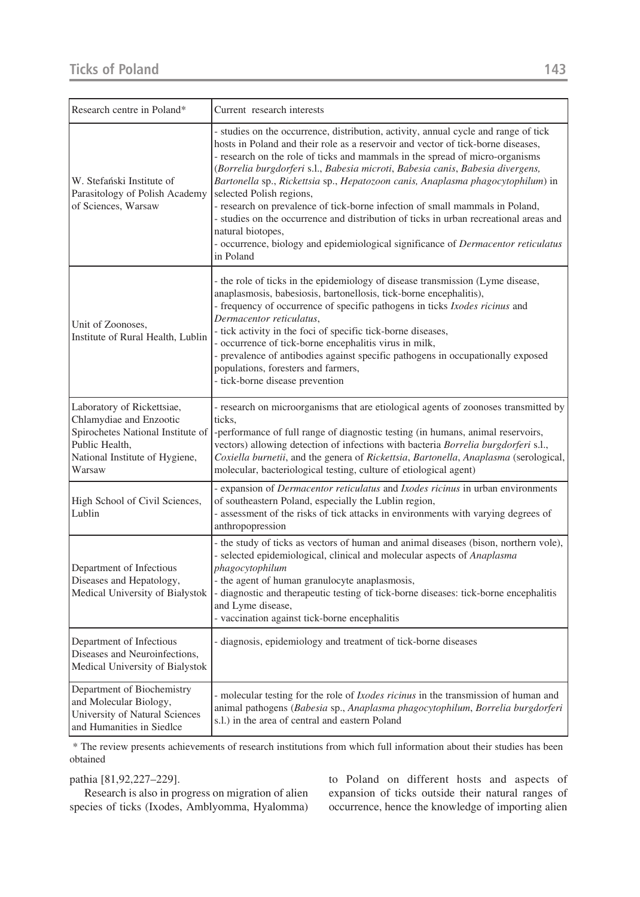| Research centre in Poland* | Current research interests |
|---|---|
| W. Stefański Institute of Parasitology of Polish Academy of Sciences, Warsaw | - studies on the occurrence, distribution, activity, annual cycle and range of tick hosts in Poland and their role as a reservoir and vector of tick-borne diseases,<br>- research on the role of ticks and mammals in the spread of micro-organisms (*Borrelia burgdorferi* s.l., *Babesia microti*, *Babesia canis*, *Babesia divergens, Bartonella* sp., *Rickettsia* sp., *Hepatozoon canis, Anaplasma phagocytophilum*) in selected Polish regions,<br>- research on prevalence of tick-borne infection of small mammals in Poland,<br>- studies on the occurrence and distribution of ticks in urban recreational areas and natural biotopes,<br>- occurrence, biology and epidemiological significance of *Dermacentor reticulatus* in Poland |
| Unit of Zoonoses, Institute of Rural Health, Lublin | - the role of ticks in the epidemiology of disease transmission (Lyme disease, anaplasmosis, babesiosis, bartonellosis, tick-borne encephalitis),<br>- frequency of occurrence of specific pathogens in ticks *Ixodes ricinus* and *Dermacentor reticulatus*,<br>- tick activity in the foci of specific tick-borne diseases,<br>- occurrence of tick-borne encephalitis virus in milk,<br>- prevalence of antibodies against specific pathogens in occupationally exposed populations, foresters and farmers,<br>- tick-borne disease prevention |
| Laboratory of Rickettsiae, Chlamydiae and Enzootic Spirochetes National Institute of Public Health, National Institute of Hygiene, Warsaw | - research on microorganisms that are etiological agents of zoonoses transmitted by ticks,<br>-performance of full range of diagnostic testing (in humans, animal reservoirs, vectors) allowing detection of infections with bacteria *Borrelia burgdorferi* s.l., *Coxiella burnetii*, and the genera of *Rickettsia*, *Bartonella*, *Anaplasma* (serological, molecular, bacteriological testing, culture of etiological agent) |
| High School of Civil Sciences, Lublin | - expansion of *Dermacentor reticulatus* and *Ixodes ricinus* in urban environments of southeastern Poland, especially the Lublin region,<br>- assessment of the risks of tick attacks in environments with varying degrees of anthropopression |
| Department of Infectious Diseases and Hepatology, Medical University of Białystok | - the study of ticks as vectors of human and animal diseases (bison, northern vole),<br>- selected epidemiological, clinical and molecular aspects of *Anaplasma phagocytophilum*<br>- the agent of human granulocyte anaplasmosis,<br>- diagnostic and therapeutic testing of tick-borne diseases: tick-borne encephalitis and Lyme disease,<br>- vaccination against tick-borne encephalitis |
| Department of Infectious Diseases and Neuroinfections, Medical University of Bialystok | - diagnosis, epidemiology and treatment of tick-borne diseases |
| Department of Biochemistry and Molecular Biology, University of Natural Sciences and Humanities in Siedlce | - molecular testing for the role of *Ixodes ricinus* in the transmission of human and animal pathogens (*Babesia* sp., *Anaplasma phagocytophilum*, *Borrelia burgdorferi* s.l.) in the area of central and eastern Poland |

* The review presents achievements of research institutions from which full information about their studies has been obtained

pathia [81,92,227–229].

Research is also in progress on migration of alien species of ticks (Ixodes, Amblyomma, Hyalomma) to Poland on different hosts and aspects of expansion of ticks outside their natural ranges of occurrence, hence the knowledge of importing alien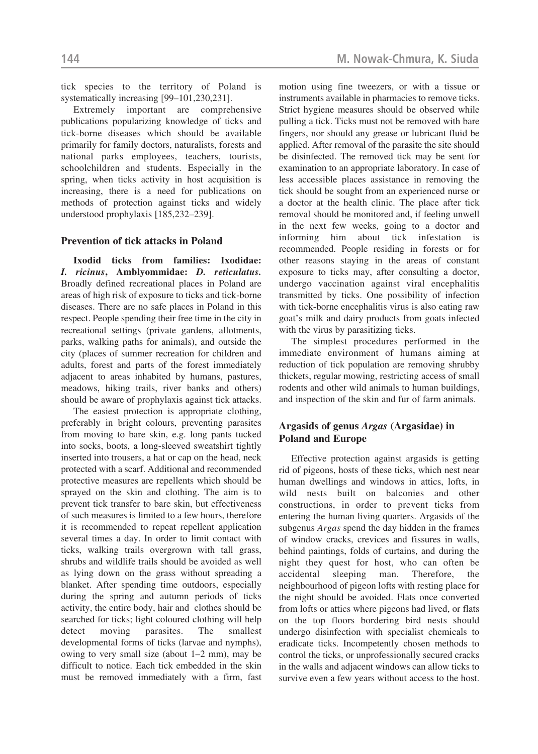tick species to the territory of Poland is systematically increasing [99–101,230,231].

Extremely important are comprehensive publications popularizing knowledge of ticks and tick-borne diseases which should be available primarily for family doctors, naturalists, forests and national parks employees, teachers, tourists, schoolchildren and students. Especially in the spring, when ticks activity in host acquisition is increasing, there is a need for publications on methods of protection against ticks and widely understood prophylaxis [185,232–239].

### Prevention of tick attacks in Poland

**Ixodid ticks from families: Ixodidae: *I. ricinus*, Amblyommidae: *D. reticulatus*.** Broadly defined recreational places in Poland are areas of high risk of exposure to ticks and tick-borne diseases. There are no safe places in Poland in this respect. People spending their free time in the city in recreational settings (private gardens, allotments, parks, walking paths for animals), and outside the city (places of summer recreation for children and adults, forest and parts of the forest immediately adjacent to areas inhabited by humans, pastures, meadows, hiking trails, river banks and others) should be aware of prophylaxis against tick attacks.

The easiest protection is appropriate clothing, preferably in bright colours, preventing parasites from moving to bare skin, e.g. long pants tucked into socks, boots, a long-sleeved sweatshirt tightly inserted into trousers, a hat or cap on the head, neck protected with a scarf. Additional and recommended protective measures are repellents which should be sprayed on the skin and clothing. The aim is to prevent tick transfer to bare skin, but effectiveness of such measures is limited to a few hours, therefore it is recommended to repeat repellent application several times a day. In order to limit contact with ticks, walking trails overgrown with tall grass, shrubs and wildlife trails should be avoided as well as lying down on the grass without spreading a blanket. After spending time outdoors, especially during the spring and autumn periods of ticks activity, the entire body, hair and clothes should be searched for ticks; light coloured clothing will help detect moving parasites. The smallest developmental forms of ticks (larvae and nymphs), owing to very small size (about 1–2 mm), may be difficult to notice. Each tick embedded in the skin must be removed immediately with a firm, fast motion using fine tweezers, or with a tissue or instruments available in pharmacies to remove ticks. Strict hygiene measures should be observed while pulling a tick. Ticks must not be removed with bare fingers, nor should any grease or lubricant fluid be applied. After removal of the parasite the site should be disinfected. The removed tick may be sent for examination to an appropriate laboratory. In case of less accessible places assistance in removing the tick should be sought from an experienced nurse or a doctor at the health clinic. The place after tick removal should be monitored and, if feeling unwell in the next few weeks, going to a doctor and informing him about tick infestation is recommended. People residing in forests or for other reasons staying in the areas of constant exposure to ticks may, after consulting a doctor, undergo vaccination against viral encephalitis transmitted by ticks. One possibility of infection with tick-borne encephalitis virus is also eating raw goat's milk and dairy products from goats infected with the virus by parasitizing ticks.

The simplest procedures performed in the immediate environment of humans aiming at reduction of tick population are removing shrubby thickets, regular mowing, restricting access of small rodents and other wild animals to human buildings, and inspection of the skin and fur of farm animals.

### Argasids of genus *Argas* (Argasidae) in Poland and Europe

Effective protection against argasids is getting rid of pigeons, hosts of these ticks, which nest near human dwellings and windows in attics, lofts, in wild nests built on balconies and other constructions, in order to prevent ticks from entering the human living quarters. Argasids of the subgenus *Argas* spend the day hidden in the frames of window cracks, crevices and fissures in walls, behind paintings, folds of curtains, and during the night they quest for host, who can often be accidental sleeping man. Therefore, the neighbourhood of pigeon lofts with resting place for the night should be avoided. Flats once converted from lofts or attics where pigeons had lived, or flats on the top floors bordering bird nests should undergo disinfection with specialist chemicals to eradicate ticks. Incompetently chosen methods to control the ticks, or unprofessionally secured cracks in the walls and adjacent windows can allow ticks to survive even a few years without access to the host.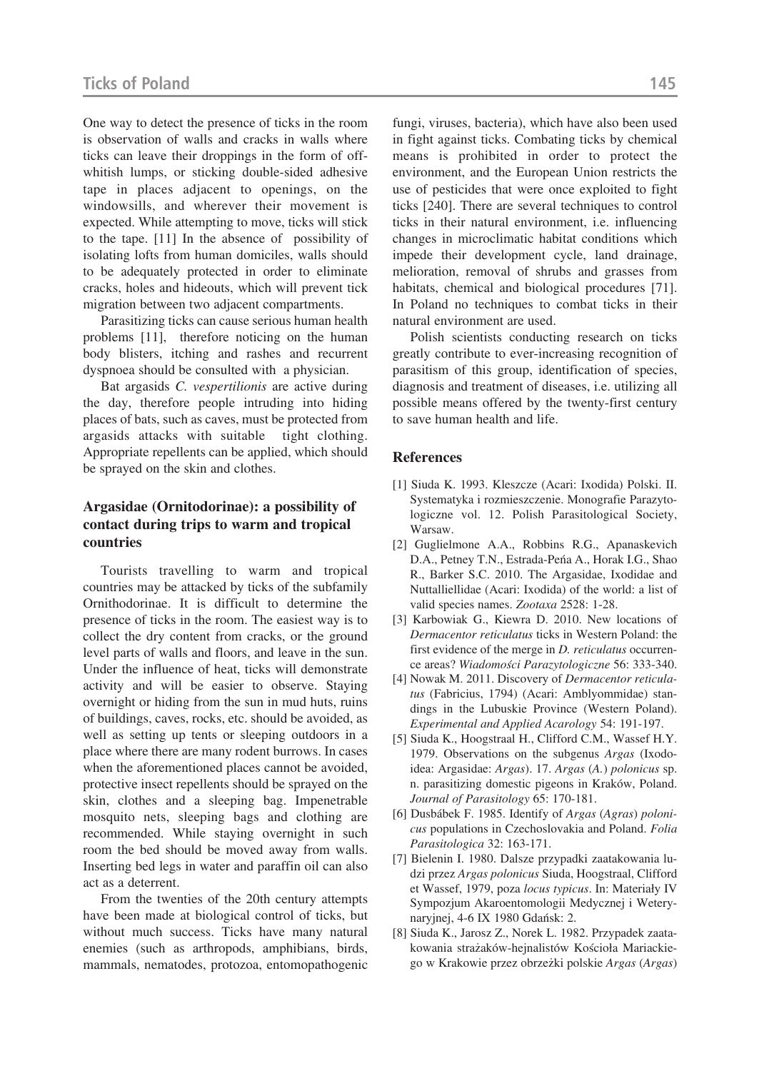One way to detect the presence of ticks in the room is observation of walls and cracks in walls where ticks can leave their droppings in the form of off-whitish lumps, or sticking double-sided adhesive tape in places adjacent to openings, on the windowsills, and wherever their movement is expected. While attempting to move, ticks will stick to the tape. [11] In the absence of possibility of isolating lofts from human domiciles, walls should to be adequately protected in order to eliminate cracks, holes and hideouts, which will prevent tick migration between two adjacent compartments.

Parasitizing ticks can cause serious human health problems [11], therefore noticing on the human body blisters, itching and rashes and recurrent dyspnoea should be consulted with a physician.

Bat argasids *C. vespertilionis* are active during the day, therefore people intruding into hiding places of bats, such as caves, must be protected from argasids attacks with suitable tight clothing. Appropriate repellents can be applied, which should be sprayed on the skin and clothes.

### Argasidae (Ornitodorinae): a possibility of contact during trips to warm and tropical countries

Tourists travelling to warm and tropical countries may be attacked by ticks of the subfamily Ornithodorinae. It is difficult to determine the presence of ticks in the room. The easiest way is to collect the dry content from cracks, or the ground level parts of walls and floors, and leave in the sun. Under the influence of heat, ticks will demonstrate activity and will be easier to observe. Staying overnight or hiding from the sun in mud huts, ruins of buildings, caves, rocks, etc. should be avoided, as well as setting up tents or sleeping outdoors in a place where there are many rodent burrows. In cases when the aforementioned places cannot be avoided, protective insect repellents should be sprayed on the skin, clothes and a sleeping bag. Impenetrable mosquito nets, sleeping bags and clothing are recommended. While staying overnight in such room the bed should be moved away from walls. Inserting bed legs in water and paraffin oil can also act as a deterrent.

From the twenties of the 20th century attempts have been made at biological control of ticks, but without much success. Ticks have many natural enemies (such as arthropods, amphibians, birds, mammals, nematodes, protozoa, entomopathogenic fungi, viruses, bacteria), which have also been used in fight against ticks. Combating ticks by chemical means is prohibited in order to protect the environment, and the European Union restricts the use of pesticides that were once exploited to fight ticks [240]. There are several techniques to control ticks in their natural environment, i.e. influencing changes in microclimatic habitat conditions which impede their development cycle, land drainage, melioration, removal of shrubs and grasses from habitats, chemical and biological procedures [71]. In Poland no techniques to combat ticks in their natural environment are used.

Polish scientists conducting research on ticks greatly contribute to ever-increasing recognition of parasitism of this group, identification of species, diagnosis and treatment of diseases, i.e. utilizing all possible means offered by the twenty-first century to save human health and life.

## References

[1] Siuda K. 1993. Kleszcze (Acari: Ixodida) Polski. II. Systematyka i rozmieszczenie. Monografie Parazytologiczne vol. 12. Polish Parasitological Society, Warsaw.

[2] Guglielmone A.A., Robbins R.G., Apanaskevich D.A., Petney T.N., Estrada-Peńa A., Horak I.G., Shao R., Barker S.C. 2010. The Argasidae, Ixodidae and Nuttalliellidae (Acari: Ixodida) of the world: a list of valid species names. *Zootaxa* 2528: 1-28.

[3] Karbowiak G., Kiewra D. 2010. New locations of *Dermacentor reticulatus* ticks in Western Poland: the first evidence of the merge in *D. reticulatus* occurrence areas? *Wiadomości Parazytologiczne* 56: 333-340.

[4] Nowak M. 2011. Discovery of *Dermacentor reticulatus* (Fabricius, 1794) (Acari: Amblyommidae) standings in the Lubuskie Province (Western Poland). *Experimental and Applied Acarology* 54: 191-197.

[5] Siuda K., Hoogstraal H., Clifford C.M., Wassef H.Y. 1979. Observations on the subgenus *Argas* (Ixodoidea: Argasidae: *Argas*). 17. *Argas* (*A.*) *polonicus* sp. n. parasitizing domestic pigeons in Kraków, Poland. *Journal of Parasitology* 65: 170-181.

[6] Dusbábek F. 1985. Identify of *Argas* (*Agras*) *polonicus* populations in Czechoslovakia and Poland. *Folia Parasitologica* 32: 163-171.

[7] Bielenin I. 1980. Dalsze przypadki zaatakowania ludzi przez *Argas polonicus* Siuda, Hoogstraal, Clifford et Wassef, 1979, poza *locus typicus*. In: Materiały IV Sympozjum Akaroentomologii Medycznej i Weterynaryjnej, 4-6 IX 1980 Gdańsk: 2.

[8] Siuda K., Jarosz Z., Norek L. 1982. Przypadek zaatakowania strażaków-hejnalistów Kościoła Mariackiego w Krakowie przez obrzeżki polskie *Argas* (*Argas*)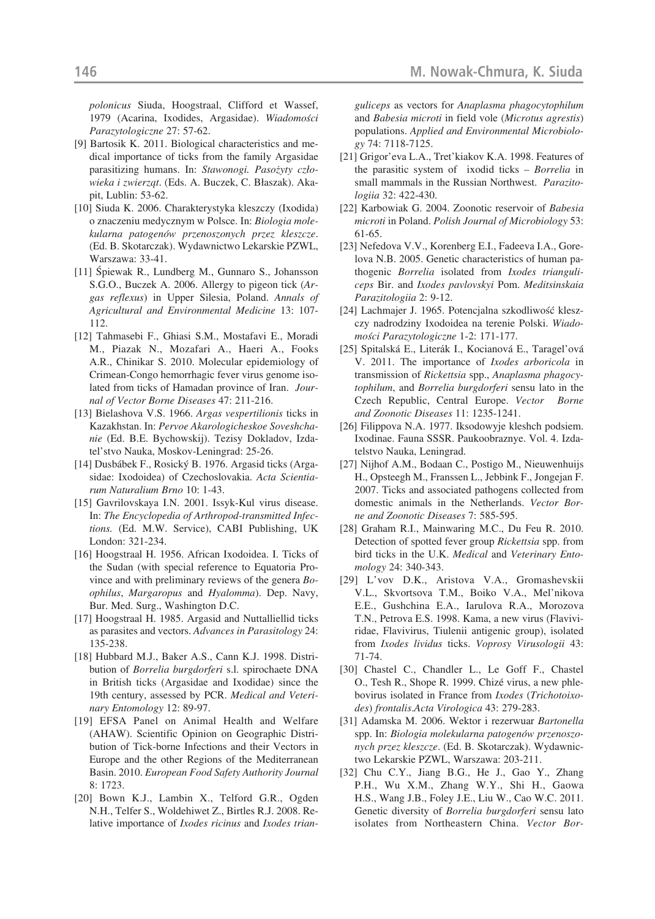*polonicus* Siuda, Hoogstraal, Clifford et Wassef, 1979 (Acarina, Ixodides, Argasidae). *Wiadomości Parazytologiczne* 27: 57-62.

[9] Bartosik K. 2011. Biological characteristics and medical importance of ticks from the family Argasidae parasitizing humans. In: *Stawonogi. Pasożyty człowieka i zwierząt*. (Eds. A. Buczek, C. Błaszak). Akapit, Lublin: 53-62.

[10] Siuda K. 2006. Charakterystyka kleszczy (Ixodida) o znaczeniu medycznym w Polsce. In: *Biologia molekularna patogenów przenoszonych przez kleszcze*. (Ed. B. Skotarczak). Wydawnictwo Lekarskie PZWL, Warszawa: 33-41.

[11] Śpiewak R., Lundberg M., Gunnaro S., Johansson S.G.O., Buczek A. 2006. Allergy to pigeon tick (*Argas reflexus*) in Upper Silesia, Poland. *Annals of Agricultural and Environmental Medicine* 13: 107-112.

[12] Tahmasebi F., Ghiasi S.M., Mostafavi E., Moradi M., Piazak N., Mozafari A., Haeri A., Fooks A.R., Chinikar S. 2010. Molecular epidemiology of Crimean-Congo hemorrhagic fever virus genome isolated from ticks of Hamadan province of Iran. *Journal of Vector Borne Diseases* 47: 211-216.

[13] Bielashova V.S. 1966. *Argas vespertilionis* ticks in Kazakhstan. In: *Pervoe Akarologicheskoe Soveshchanie* (Ed. B.E. Bychowskij). Tezisy Dokladov, Izdatel'stvo Nauka, Moskov-Leningrad: 25-26.

[14] Dusbábek F., Rosický B. 1976. Argasid ticks (Argasidae: Ixodoidea) of Czechoslovakia. *Acta Scientiarum Naturalium Brno* 10: 1-43.

[15] Gavrilovskaya I.N. 2001. Issyk-Kul virus disease. In: *The Encyclopedia of Arthropod-transmitted Infections.* (Ed. M.W. Service), CABI Publishing, UK London: 321-234.

[16] Hoogstraal H. 1956. African Ixodoidea. I. Ticks of the Sudan (with special reference to Equatoria Province and with preliminary reviews of the genera *Boophilus*, *Margaropus* and *Hyalomma*). Dep. Navy, Bur. Med. Surg., Washington D.C.

[17] Hoogstraal H. 1985. Argasid and Nuttalliellid ticks as parasites and vectors. *Advances in Parasitology* 24: 135-238.

[18] Hubbard M.J., Baker A.S., Cann K.J. 1998. Distribution of *Borrelia burgdorferi* s.l. spirochaete DNA in British ticks (Argasidae and Ixodidae) since the 19th century, assessed by PCR. *Medical and Veterinary Entomology* 12: 89-97.

[19] EFSA Panel on Animal Health and Welfare (AHAW). Scientific Opinion on Geographic Distribution of Tick-borne Infections and their Vectors in Europe and the other Regions of the Mediterranean Basin. 2010. *European Food Safety Authority Journal* 8: 1723.

[20] Bown K.J., Lambin X., Telford G.R., Ogden N.H., Telfer S., Woldehiwet Z., Birtles R.J. 2008. Relative importance of *Ixodes ricinus* and *Ixodes trianguliceps* as vectors for *Anaplasma phagocytophilum* and *Babesia microti* in field vole (*Microtus agrestis*) populations. *Applied and Environmental Microbiology* 74: 7118-7125.

[21] Grigor'eva L.A., Tret'kiakov K.A. 1998. Features of the parasitic system of ixodid ticks – *Borrelia* in small mammals in the Russian Northwest. *Parazitologiia* 32: 422-430.

[22] Karbowiak G. 2004. Zoonotic reservoir of *Babesia microti* in Poland. *Polish Journal of Microbiology* 53: 61-65.

[23] Nefedova V.V., Korenberg E.I., Fadeeva I.A., Gorelova N.B. 2005. Genetic characteristics of human pathogenic *Borrelia* isolated from *Ixodes trianguliceps* Bir. and *Ixodes pavlovskyi* Pom. *Meditsinskaia Parazitologiia* 2: 9-12.

[24] Lachmajer J. 1965. Potencjalna szkodliwość kleszczy nadrodziny Ixodoidea na terenie Polski. *Wiadomości Parazytologiczne* 1-2: 171-177.

[25] Spitalská E., Literák I., Kocianová E., Taragel'ová V. 2011. The importance of *Ixodes arboricola* in transmission of *Rickettsia* spp., *Anaplasma phagocytophilum*, and *Borrelia burgdorferi* sensu lato in the Czech Republic, Central Europe. *Vector Borne and Zoonotic Diseases* 11: 1235-1241.

[26] Filippova N.A. 1977. Iksodowyje kleshch podsiem. Ixodinae. Fauna SSSR. Paukoobraznye. Vol. 4. Izdatelstvo Nauka, Leningrad.

[27] Nijhof A.M., Bodaan C., Postigo M., Nieuwenhuijs H., Opsteegh M., Franssen L., Jebbink F., Jongejan F. 2007. Ticks and associated pathogens collected from domestic animals in the Netherlands. *Vector Borne and Zoonotic Diseases* 7: 585-595.

[28] Graham R.I., Mainwaring M.C., Du Feu R. 2010. Detection of spotted fever group *Rickettsia* spp. from bird ticks in the U.K. *Medical* and *Veterinary Entomology* 24: 340-343.

[29] L'vov D.K., Aristova V.A., Gromashevskii V.L., Skvortsova T.M., Boiko V.A., Mel'nikova E.E., Gushchina E.A., Iarulova R.A., Morozova T.N., Petrova E.S. 1998. Kama, a new virus (Flaviviridae, Flavivirus, Tiulenii antigenic group), isolated from *Ixodes lividus* ticks. *Voprosy Virusologii* 43: 71-74.

[30] Chastel C., Chandler L., Le Goff F., Chastel O., Tesh R., Shope R. 1999. Chizé virus, a new phlebovirus isolated in France from *Ixodes* (*Trichotoixodes*) *frontalis*.*Acta Virologica* 43: 279-283.

[31] Adamska M. 2006. Wektor i rezerwuar *Bartonella* spp. In: *Biologia molekularna patogenów przenoszonych przez kleszcze*. (Ed. B. Skotarczak). Wydawnictwo Lekarskie PZWL, Warszawa: 203-211.

[32] Chu C.Y., Jiang B.G., He J., Gao Y., Zhang P.H., Wu X.M., Zhang W.Y., Shi H., Gaowa H.S., Wang J.B., Foley J.E., Liu W., Cao W.C. 2011. Genetic diversity of *Borrelia burgdorferi* sensu lato isolates from Northeastern China. *Vector Bor-*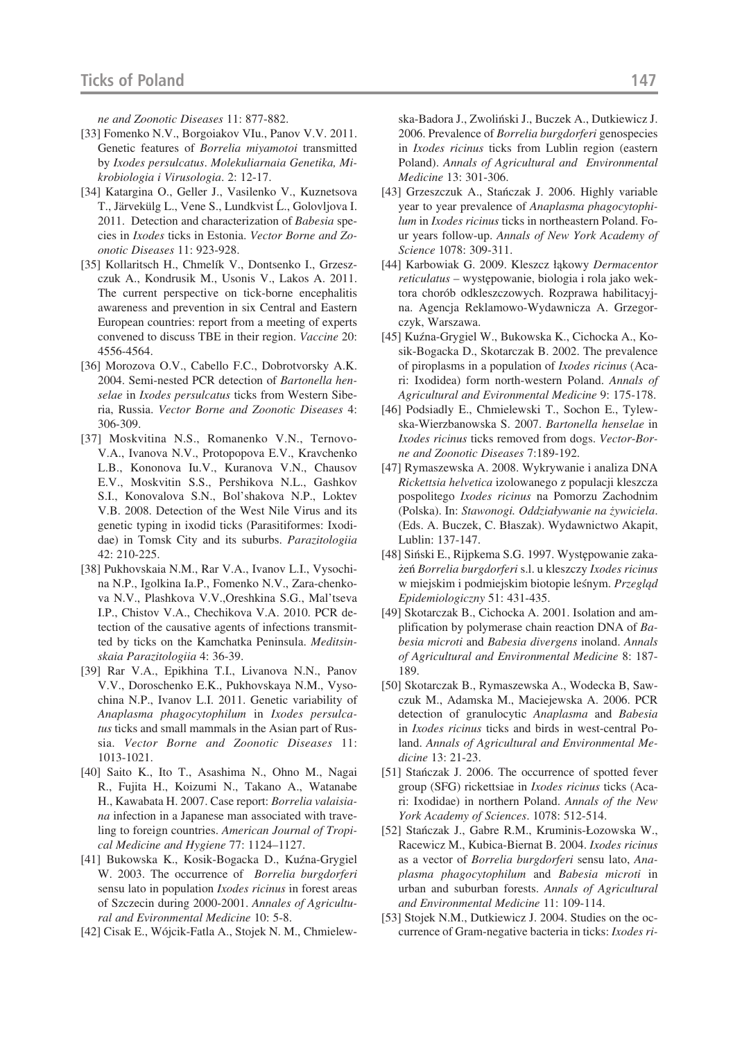*ne and Zoonotic Diseases* 11: 877-882.

[33] Fomenko N.V., Borgoiakov VIu., Panov V.V. 2011. Genetic features of *Borrelia miyamotoi* transmitted by *Ixodes persulcatus*. *Molekuliarnaia Genetika, Mikrobiologia i Virusologia*. 2: 12-17.

[34] Katargina O., Geller J., Vasilenko V., Kuznetsova T., Järvekülg L., Vene S., Lundkvist Ĺ., Golovljova I. 2011. Detection and characterization of *Babesia* species in *Ixodes* ticks in Estonia. *Vector Borne and Zoonotic Diseases* 11: 923-928.

[35] Kollaritsch H., Chmelík V., Dontsenko I., Grzeszczuk A., Kondrusik M., Usonis V., Lakos A. 2011. The current perspective on tick-borne encephalitis awareness and prevention in six Central and Eastern European countries: report from a meeting of experts convened to discuss TBE in their region. *Vaccine* 20: 4556-4564.

[36] Morozova O.V., Cabello F.C., Dobrotvorsky A.K. 2004. Semi-nested PCR detection of *Bartonella henselae* in *Ixodes persulcatus* ticks from Western Siberia, Russia. *Vector Borne and Zoonotic Diseases* 4: 306-309.

[37] Moskvitina N.S., Romanenko V.N., Ternovo-V.A., Ivanova N.V., Protopopova E.V., Kravchenko L.B., Kononova Iu.V., Kuranova V.N., Chausov E.V., Moskvitin S.S., Pershikova N.L., Gashkov S.I., Konovalova S.N., Bol'shakova N.P., Loktev V.B. 2008. Detection of the West Nile Virus and its genetic typing in ixodid ticks (Parasitiformes: Ixodidae) in Tomsk City and its suburbs. *Parazitologiia* 42: 210-225.

[38] Pukhovskaia N.M., Rar V.A., Ivanov L.I., Vysochina N.P., Igolkina Ia.P., Fomenko N.V., Zara-chenkova N.V., Plashkova V.V.,Oreshkina S.G., Mal'tseva I.P., Chistov V.A., Chechikova V.A. 2010. PCR detection of the causative agents of infections transmitted by ticks on the Kamchatka Peninsula. *Meditsinskaia Parazitologiia* 4: 36-39.

[39] Rar V.A., Epikhina T.I., Livanova N.N., Panov V.V., Doroschenko E.K., Pukhovskaya N.M., Vysochina N.P., Ivanov L.I. 2011. Genetic variability of *Anaplasma phagocytophilum* in *Ixodes persulcatus* ticks and small mammals in the Asian part of Russia. *Vector Borne and Zoonotic Diseases* 11: 1013-1021.

[40] Saito K., Ito T., Asashima N., Ohno M., Nagai R., Fujita H., Koizumi N., Takano A., Watanabe H., Kawabata H. 2007. Case report: *Borrelia valaisiana* infection in a Japanese man associated with traveling to foreign countries. *American Journal of Tropical Medicine and Hygiene* 77: 1124–1127.

[41] Bukowska K., Kosik-Bogacka D., Kuźna-Grygiel W. 2003. The occurrence of *Borrelia burgdorferi* sensu lato in population *Ixodes ricinus* in forest areas of Szczecin during 2000-2001. *Annales of Agricultural and Evironmental Medicine* 10: 5-8.

[42] Cisak E., Wójcik-Fatla A., Stojek N. M., Chmielewska-Badora J., Zwoliński J., Buczek A., Dutkiewicz J. 2006. Prevalence of *Borrelia burgdorferi* genospecies in *Ixodes ricinus* ticks from Lublin region (eastern Poland). *Annals of Agricultural and Environmental Medicine* 13: 301-306.

[43] Grzeszczuk A., Stańczak J. 2006. Highly variable year to year prevalence of *Anaplasma phagocytophilum* in *Ixodes ricinus* ticks in northeastern Poland. Four years follow-up. *Annals of New York Academy of Science* 1078: 309-311.

[44] Karbowiak G. 2009. Kleszcz łąkowy *Dermacentor reticulatus* – występowanie, biologia i rola jako wektora chorób odkleszczowych. Rozprawa habilitacyjna. Agencja Reklamowo-Wydawnicza A. Grzegorczyk, Warszawa.

[45] Kuźna-Grygiel W., Bukowska K., Cichocka A., Kosik-Bogacka D., Skotarczak B. 2002. The prevalence of piroplasms in a population of *Ixodes ricinus* (Acari: Ixodidea) form north-western Poland. *Annals of Agricultural and Evironmental Medicine* 9: 175-178.

[46] Podsiadly E., Chmielewski T., Sochon E., Tylewska-Wierzbanowska S. 2007. *Bartonella henselae* in *Ixodes ricinus* ticks removed from dogs. *Vector-Borne and Zoonotic Diseases* 7:189-192.

[47] Rymaszewska A. 2008. Wykrywanie i analiza DNA *Rickettsia helvetica* izolowanego z populacji kleszcza pospolitego *Ixodes ricinus* na Pomorzu Zachodnim (Polska). In: *Stawonogi. Oddziaływanie na żywiciela*. (Eds. A. Buczek, C. Błaszak). Wydawnictwo Akapit, Lublin: 137-147.

[48] Siński E., Rijpkema S.G. 1997. Występowanie zakażeń *Borrelia burgdorferi* s.l. u kleszczy *Ixodes ricinus* w miejskim i podmiejskim biotopie leśnym. *Przegląd Epidemiologiczny* 51: 431-435.

[49] Skotarczak B., Cichocka A. 2001. Isolation and amplification by polymerase chain reaction DNA of *Babesia microti* and *Babesia divergens* inoland. *Annals of Agricultural and Environmental Medicine* 8: 187-189.

[50] Skotarczak B., Rymaszewska A., Wodecka B, Sawczuk M., Adamska M., Maciejewska A. 2006. PCR detection of granulocytic *Anaplasma* and *Babesia* in *Ixodes ricinus* ticks and birds in west-central Poland. *Annals of Agricultural and Environmental Medicine* 13: 21-23.

[51] Stańczak J. 2006. The occurrence of spotted fever group (SFG) rickettsiae in *Ixodes ricinus* ticks (Acari: Ixodidae) in northern Poland. *Annals of the New York Academy of Sciences*. 1078: 512-514.

[52] Stańczak J., Gabre R.M., Kruminis-Łozowska W., Racewicz M., Kubica-Biernat B. 2004. *Ixodes ricinus* as a vector of *Borrelia burgdorferi* sensu lato, *Anaplasma phagocytophilum* and *Babesia microti* in urban and suburban forests. *Annals of Agricultural and Environmental Medicine* 11: 109-114.

[53] Stojek N.M., Dutkiewicz J. 2004. Studies on the occurrence of Gram-negative bacteria in ticks: *Ixodes ri-*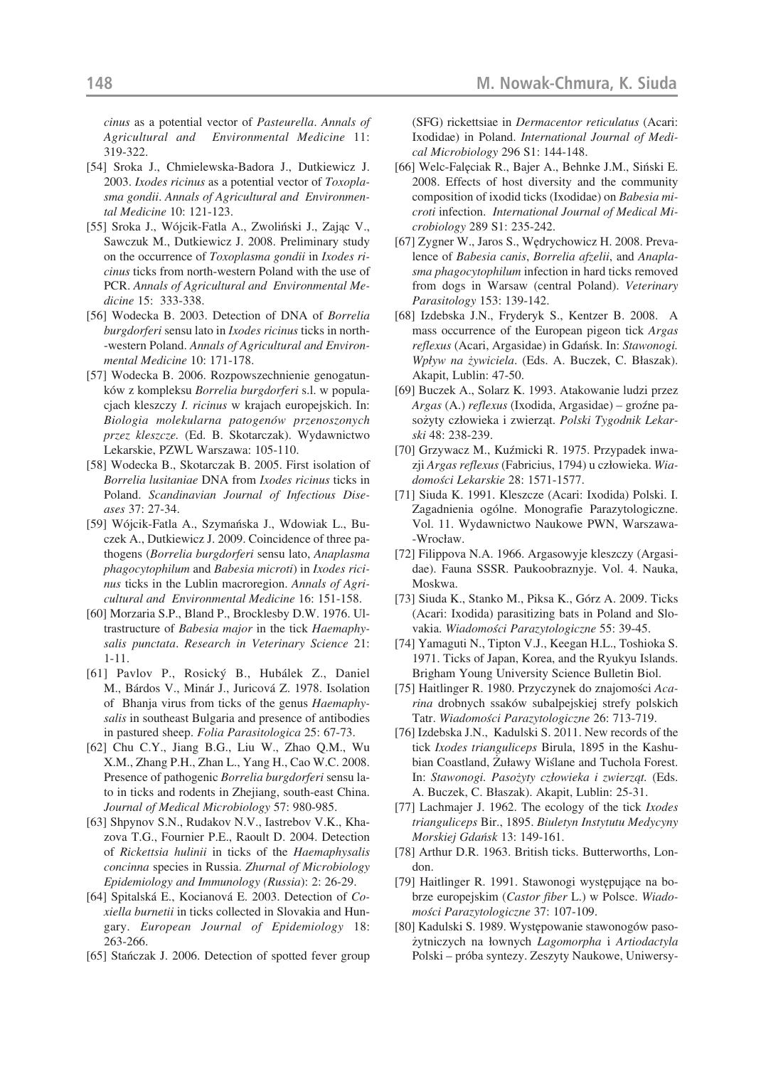*cinus* as a potential vector of *Pasteurella*. *Annals of Agricultural and Environmental Medicine* 11: 319-322.

[54] Sroka J., Chmielewska-Badora J., Dutkiewicz J. 2003. *Ixodes ricinus* as a potential vector of *Toxoplasma gondii*. *Annals of Agricultural and Environmental Medicine* 10: 121-123.

[55] Sroka J., Wójcik-Fatla A., Zwoliński J., Zając V., Sawczuk M., Dutkiewicz J. 2008. Preliminary study on the occurrence of *Toxoplasma gondii* in *Ixodes ricinus* ticks from north-western Poland with the use of PCR. *Annals of Agricultural and Environmental Medicine* 15: 333-338.

[56] Wodecka B. 2003. Detection of DNA of *Borrelia burgdorferi* sensu lato in *Ixodes ricinus* ticks in north-western Poland. *Annals of Agricultural and Environmental Medicine* 10: 171-178.

[57] Wodecka B. 2006. Rozpowszechnienie genogatunków z kompleksu *Borrelia burgdorferi* s.l. w populacjach kleszczy *I. ricinus* w krajach europejskich. In: *Biologia molekularna patogenów przenoszonych przez kleszcze.* (Ed. B. Skotarczak). Wydawnictwo Lekarskie, PZWL Warszawa: 105-110.

[58] Wodecka B., Skotarczak B. 2005. First isolation of *Borrelia lusitaniae* DNA from *Ixodes ricinus* ticks in Poland. *Scandinavian Journal of Infectious Diseases* 37: 27-34.

[59] Wójcik-Fatla A., Szymańska J., Wdowiak L., Buczek A., Dutkiewicz J. 2009. Coincidence of three pathogens (*Borrelia burgdorferi* sensu lato, *Anaplasma phagocytophilum* and *Babesia microti*) in *Ixodes ricinus* ticks in the Lublin macroregion. *Annals of Agricultural and Environmental Medicine* 16: 151-158.

[60] Morzaria S.P., Bland P., Brocklesby D.W. 1976. Ultrastructure of *Babesia major* in the tick *Haemaphysalis punctata*. *Research in Veterinary Science* 21: 1-11.

[61] Pavlov P., Rosický B., Hubálek Z., Daniel M., Bárdos V., Minár J., Juricová Z. 1978. Isolation of Bhanja virus from ticks of the genus *Haemaphysalis* in southeast Bulgaria and presence of antibodies in pastured sheep. *Folia Parasitologica* 25: 67-73.

[62] Chu C.Y., Jiang B.G., Liu W., Zhao Q.M., Wu X.M., Zhang P.H., Zhan L., Yang H., Cao W.C. 2008. Presence of pathogenic *Borrelia burgdorferi* sensu lato in ticks and rodents in Zhejiang, south-east China. *Journal of Medical Microbiology* 57: 980-985.

[63] Shpynov S.N., Rudakov N.V., Iastrebov V.K., Khazova T.G., Fournier P.E., Raoult D. 2004. Detection of *Rickettsia hulinii* in ticks of the *Haemaphysalis concinna* species in Russia. *Zhurnal of Microbiology Epidemiology and Immunology (Russia)*: 2: 26-29.

[64] Spitalská E., Kocianová E. 2003. Detection of *Coxiella burnetii* in ticks collected in Slovakia and Hungary. *European Journal of Epidemiology* 18: 263-266.

[65] Stańczak J. 2006. Detection of spotted fever group (SFG) rickettsiae in *Dermacentor reticulatus* (Acari: Ixodidae) in Poland. *International Journal of Medical Microbiology* 296 S1: 144-148.

[66] Welc-Falęciak R., Bajer A., Behnke J.M., Siński E. 2008. Effects of host diversity and the community composition of ixodid ticks (Ixodidae) on *Babesia microti* infection. *International Journal of Medical Microbiology* 289 S1: 235-242.

[67] Zygner W., Jaros S., Wędrychowicz H. 2008. Prevalence of *Babesia canis*, *Borrelia afzelii*, and *Anaplasma phagocytophilum* infection in hard ticks removed from dogs in Warsaw (central Poland). *Veterinary Parasitology* 153: 139-142.

[68] Izdebska J.N., Fryderyk S., Kentzer B. 2008. A mass occurrence of the European pigeon tick *Argas reflexus* (Acari, Argasidae) in Gdańsk. In: *Stawonogi. Wpływ na żywiciela*. (Eds. A. Buczek, C. Błaszak). Akapit, Lublin: 47-50.

[69] Buczek A., Solarz K. 1993. Atakowanie ludzi przez *Argas* (A.) *reflexus* (Ixodida, Argasidae) – groźne pasożyty człowieka i zwierząt. *Polski Tygodnik Lekarski* 48: 238-239.

[70] Grzywacz M., Kuźmicki R. 1975. Przypadek inwazji *Argas reflexus* (Fabricius, 1794) u człowieka. *Wiadomości Lekarskie* 28: 1571-1577.

[71] Siuda K. 1991. Kleszcze (Acari: Ixodida) Polski. I. Zagadnienia ogólne. Monografie Parazytologiczne. Vol. 11. Wydawnictwo Naukowe PWN, Warszawa-Wrocław.

[72] Filippova N.A. 1966. Argasowyje kleszczy (Argasidae). Fauna SSSR. Paukoobraznyje. Vol. 4. Nauka, Moskwa.

[73] Siuda K., Stanko M., Piksa K., Górz A. 2009. Ticks (Acari: Ixodida) parasitizing bats in Poland and Slovakia. *Wiadomości Parazytologiczne* 55: 39-45.

[74] Yamaguti N., Tipton V.J., Keegan H.L., Toshioka S. 1971. Ticks of Japan, Korea, and the Ryukyu Islands. Brigham Young University Science Bulletin Biol.

[75] Haitlinger R. 1980. Przyczynek do znajomości *Acarina* drobnych ssaków subalpejskiej strefy polskich Tatr. *Wiadomości Parazytologiczne* 26: 713-719.

[76] Izdebska J.N., Kadulski S. 2011. New records of the tick *Ixodes trianguliceps* Birula, 1895 in the Kashubian Coastland, Żuławy Wiślane and Tuchola Forest. In: *Stawonogi. Pasożyty człowieka i zwierząt.* (Eds. A. Buczek, C. Błaszak). Akapit, Lublin: 25-31.

[77] Lachmajer J. 1962. The ecology of the tick *Ixodes trianguliceps* Bir., 1895. *Biuletyn Instytutu Medycyny Morskiej Gdańsk* 13: 149-161.

[78] Arthur D.R. 1963. British ticks. Butterworths, London.

[79] Haitlinger R. 1991. Stawonogi występujące na bobrze europejskim (*Castor fiber* L.) w Polsce. *Wiadomości Parazytologiczne* 37: 107-109.

[80] Kadulski S. 1989. Występowanie stawonogów pasożytniczych na łownych *Lagomorpha* i *Artiodactyla* Polski – próba syntezy. Zeszyty Naukowe, Uniwersy-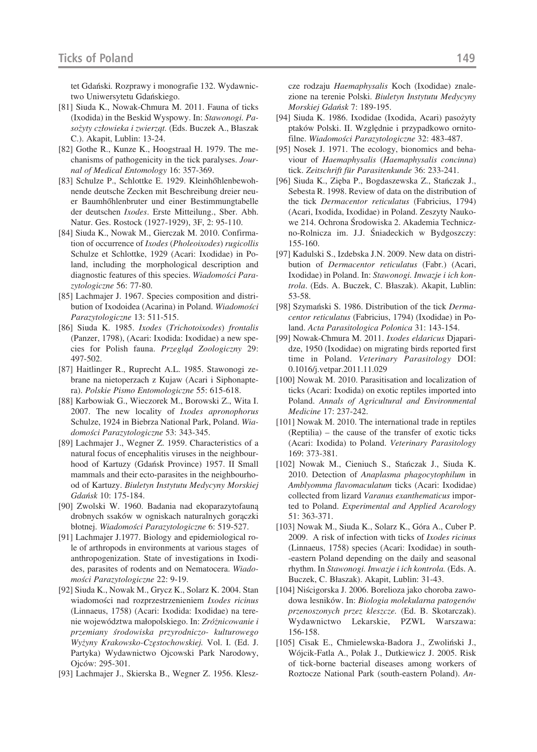tet Gdański. Rozprawy i monografie 132. Wydawnictwo Uniwersytetu Gdańskiego.

[81] Siuda K., Nowak-Chmura M. 2011. Fauna of ticks (Ixodida) in the Beskid Wyspowy. In: *Stawonogi. Pasożyty człowieka i zwierząt.* (Eds. Buczek A., Błaszak C.). Akapit, Lublin: 13-24.

[82] Gothe R., Kunze K., Hoogstraal H. 1979. The mechanisms of pathogenicity in the tick paralyses. *Journal of Medical Entomology* 16: 357-369.

[83] Schulze P., Schlottke E. 1929. Kleinhőhlenbewohnende deutsche Zecken mit Beschreibung dreier neuer Baumhőhlenbruter und einer Bestimmungtabelle der deutschen *Ixodes*. Erste Mitteilung., Sber. Abh. Natur. Ges. Rostock (1927-1929), 3F, 2: 95-110.

[84] Siuda K., Nowak M., Gierczak M. 2010. Confirmation of occurrence of *Ixodes* (*Pholeoixodes*) *rugicollis* Schulze et Schlottke, 1929 (Acari: Ixodidae) in Poland, including the morphological description and diagnostic features of this species. *Wiadomości Parazytologiczne* 56: 77-80.

[85] Lachmajer J. 1967. Species composition and distribution of Ixodoidea (Acarina) in Poland. *Wiadomości Parazytologiczne* 13: 511-515.

[86] Siuda K. 1985. *Ixodes* (*Trichotoixodes*) *frontalis* (Panzer, 1798), (Acari: Ixodida: Ixodidae) a new species for Polish fauna. *Przegląd Zoologiczny* 29: 497-502.

[87] Haitlinger R., Ruprecht A.L. 1985. Stawonogi zebrane na nietoperzach z Kujaw (Acari i Siphonaptera). *Polskie Pismo Entomologiczne* 55: 615-618.

[88] Karbowiak G., Wieczorek M., Borowski Z., Wita I. 2007. The new locality of *Ixodes apronophorus* Schulze, 1924 in Biebrza National Park, Poland. *Wiadomości Parazytologiczne* 53: 343-345.

[89] Lachmajer J., Wegner Z. 1959. Characteristics of a natural focus of encephalitis viruses in the neighbourhood of Kartuzy (Gdańsk Province) 1957. II Small mammals and their ecto-parasites in the neighbourhood of Kartuzy. *Biuletyn Instytutu Medycyny Morskiej Gdańsk* 10: 175-184.

[90] Zwolski W. 1960. Badania nad ekoparazytofauną drobnych ssaków w ogniskach naturalnych gorączki błotnej. *Wiadomości Parazytologiczne* 6: 519-527.

[91] Lachmajer J.1977. Biology and epidemiological role of arthropods in environments at various stages of anthropogenization. State of investigations in Ixodides, parasites of rodents and on Nematocera. *Wiadomości Parazytologiczne* 22: 9-19.

[92] Siuda K., Nowak M., Grycz K., Solarz K. 2004. Stan wiadomości nad rozprzestrzenieniem *Ixodes ricinus* (Linnaeus, 1758) (Acari: Ixodida: Ixodidae) na terenie województwa małopolskiego. In: *Zróżnicowanie i przemiany środowiska przyrodniczo- kulturowego Wyżyny Krakowsko-Częstochowskiej.* Vol. I. (Ed. J. Partyka) Wydawnictwo Ojcowski Park Narodowy, Ojców: 295-301.

[93] Lachmajer J., Skierska B., Wegner Z. 1956. Kleszcze rodzaju *Haemaphysalis* Koch (Ixodidae) znalezione na terenie Polski. *Biuletyn Instytutu Medycyny Morskiej Gdańsk* 7: 189-195.

[94] Siuda K. 1986. Ixodidae (Ixodida, Acari) pasożyty ptaków Polski. II. Względnie i przypadkowo ornitofilne. *Wiadomości Parazytologiczne* 32: 483-487.

[95] Nosek J. 1971. The ecology, bionomics and behaviour of *Haemaphysalis* (*Haemaphysalis concinna*) tick. *Zeitschrift für Parasitenkunde* 36: 233-241.

[96] Siuda K., Zięba P., Bogdaszewska Z., Stańczak J., Sebesta R. 1998. Review of data on the distribution of the tick *Dermacentor reticulatus* (Fabricius, 1794) (Acari, Ixodida, Ixodidae) in Poland. Zeszyty Naukowe 214. Ochrona Środowiska 2. Akademia Techniczno-Rolnicza im. J.J. Śniadeckich w Bydgoszczy: 155-160.

[97] Kadulski S., Izdebska J.N. 2009. New data on distribution of *Dermacentor reticulatus* (Fabr.) (Acari, Ixodidae) in Poland. In: *Stawonogi. Inwazje i ich kontrola*. (Eds. A. Buczek, C. Błaszak). Akapit, Lublin: 53-58.

[98] Szymański S. 1986. Distribution of the tick *Dermacentor reticulatus* (Fabricius, 1794) (Ixodidae) in Poland. *Acta Parasitologica Polonica* 31: 143-154.

[99] Nowak-Chmura M. 2011. *Ixodes eldaricus* Djaparidze, 1950 (Ixodidae) on migrating birds reported first time in Poland. *Veterinary Parasitology* DOI: 0.1016/j.vetpar.2011.11.029

[100] Nowak M. 2010. Parasitisation and localization of ticks (Acari: Ixodida) on exotic reptiles imported into Poland. *Annals of Agricultural and Environmental Medicine* 17: 237-242.

[101] Nowak M. 2010. The international trade in reptiles (Reptilia) – the cause of the transfer of exotic ticks (Acari: Ixodida) to Poland. *Veterinary Parasitology* 169: 373-381.

[102] Nowak M., Cieniuch S., Stańczak J., Siuda K. 2010. Detection of *Anaplasma phagocytophilum* in *Amblyomma flavomaculatum* ticks (Acari: Ixodidae) collected from lizard *Varanus exanthematicus* imported to Poland. *Experimental and Applied Acarology* 51: 363-371.

[103] Nowak M., Siuda K., Solarz K., Góra A., Cuber P. 2009. A risk of infection with ticks of *Ixodes ricinus* (Linnaeus, 1758) species (Acari: Ixodidae) in south--eastern Poland depending on the daily and seasonal rhythm. In *Stawonogi. Inwazje i ich kontrola.* (Eds. A. Buczek, C. Błaszak). Akapit, Lublin: 31-43.

[104] Niścigorska J. 2006. Borelioza jako choroba zawodowa lesników. In: *Biologia molekularna patogenów przenoszonych przez kleszcze.* (Ed. B. Skotarczak). Wydawnictwo Lekarskie, PZWL Warszawa: 156-158.

[105] Cisak E., Chmielewska-Badora J., Zwoliński J., Wójcik-Fatla A., Polak J., Dutkiewicz J. 2005. Risk of tick-borne bacterial diseases among workers of Roztocze National Park (south-eastern Poland). *An-*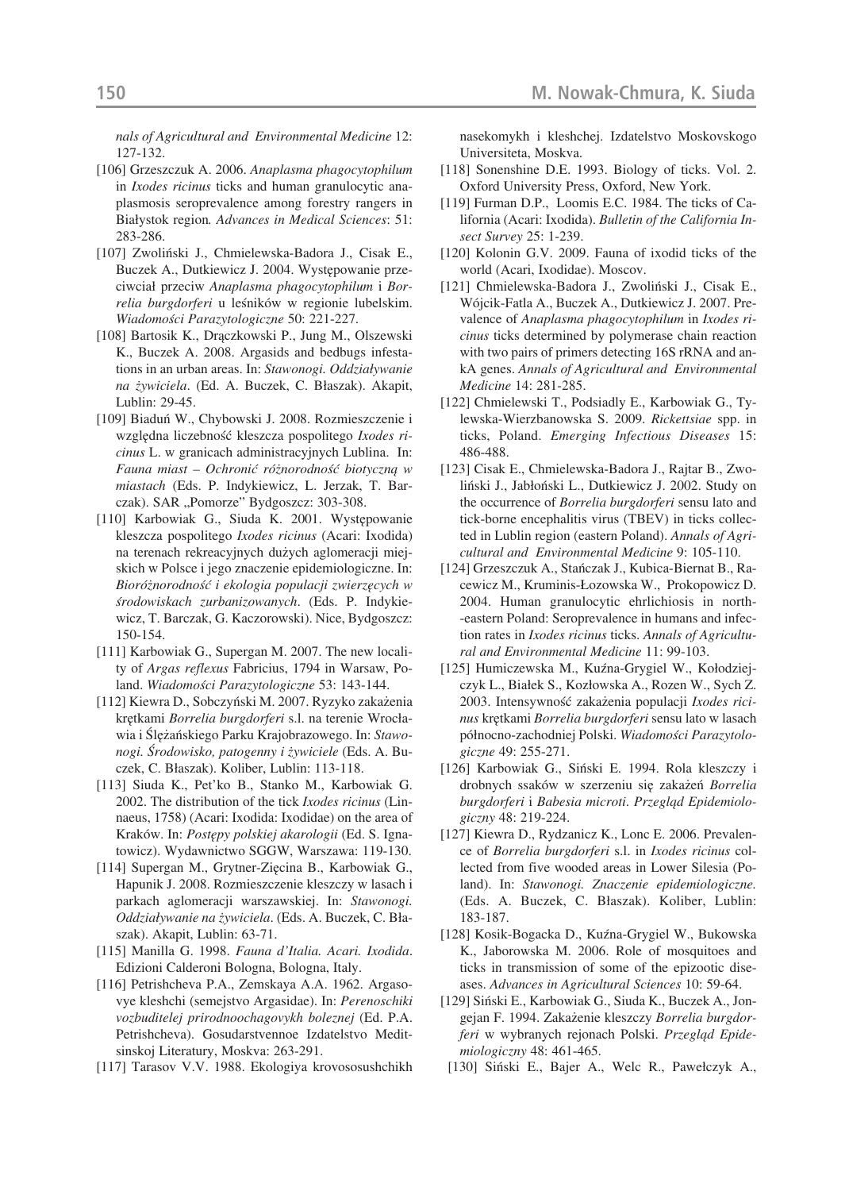*nals of Agricultural and Environmental Medicine* 12: 127-132.

[106] Grzeszczuk A. 2006. *Anaplasma phagocytophilum* in *Ixodes ricinus* ticks and human granulocytic anaplasmosis seroprevalence among forestry rangers in Białystok region*. Advances in Medical Sciences*: 51: 283-286.

[107] Zwoliński J., Chmielewska-Badora J., Cisak E., Buczek A., Dutkiewicz J. 2004. Występowanie przeciwciał przeciw *Anaplasma phagocytophilum* i *Borrelia burgdorferi* u leśników w regionie lubelskim. *Wiadomości Parazytologiczne* 50: 221-227.

[108] Bartosik K., Drączkowski P., Jung M., Olszewski K., Buczek A. 2008. Argasids and bedbugs infestations in an urban areas. In: *Stawonogi. Oddziaływanie na żywiciela*. (Ed. A. Buczek, C. Błaszak). Akapit, Lublin: 29-45.

[109] Biaduń W., Chybowski J. 2008. Rozmieszczenie i względna liczebność kleszcza pospolitego *Ixodes ricinus* L. w granicach administracyjnych Lublina. In: *Fauna miast – Ochronić różnorodność biotyczną w miastach* (Eds. P. Indykiewicz, L. Jerzak, T. Barczak). SAR „Pomorze" Bydgoszcz: 303-308.

[110] Karbowiak G., Siuda K. 2001. Występowanie kleszcza pospolitego *Ixodes ricinus* (Acari: Ixodida) na terenach rekreacyjnych dużych aglomeracji miejskich w Polsce i jego znaczenie epidemiologiczne. In: *Bioróżnorodność i ekologia populacji zwierzęcych w środowiskach zurbanizowanych*. (Eds. P. Indykiewicz, T. Barczak, G. Kaczorowski). Nice, Bydgoszcz: 150-154.

[111] Karbowiak G., Supergan M. 2007. The new locality of *Argas reflexus* Fabricius, 1794 in Warsaw, Poland. *Wiadomości Parazytologiczne* 53: 143-144.

[112] Kiewra D., Sobczyński M. 2007. Ryzyko zakażenia krętkami *Borrelia burgdorferi* s.l. na terenie Wrocławia i Ślężańskiego Parku Krajobrazowego. In: *Stawonogi. Środowisko, patogenny i żywiciele* (Eds. A. Buczek, C. Błaszak). Koliber, Lublin: 113-118.

[113] Siuda K., Pet'ko B., Stanko M., Karbowiak G. 2002. The distribution of the tick *Ixodes ricinus* (Linnaeus, 1758) (Acari: Ixodida: Ixodidae) on the area of Kraków. In: *Postępy polskiej akarologii* (Ed. S. Ignatowicz). Wydawnictwo SGGW, Warszawa: 119-130.

[114] Supergan M., Grytner-Zięcina B., Karbowiak G., Hapunik J. 2008. Rozmieszczenie kleszczy w lasach i parkach aglomeracji warszawskiej. In: *Stawonogi. Oddziaływanie na żywiciela*. (Eds. A. Buczek, C. Błaszak). Akapit, Lublin: 63-71.

[115] Manilla G. 1998. *Fauna d'Italia. Acari. Ixodida*. Edizioni Calderoni Bologna, Bologna, Italy.

[116] Petrishcheva P.A., Zemskaya A.A. 1962. Argasovye kleshchi (semejstvo Argasidae). In: *Perenoschiki vozbuditelej prirodnoochagovykh boleznej* (Ed. P.A. Petrishcheva). Gosudarstvennoe Izdatelstvo Meditsinskoj Literatury, Moskva: 263-291.

[117] Tarasov V.V. 1988. Ekologiya krovososushchikh nasekomykh i kleshchej. Izdatelstvo Moskovskogo Universiteta, Moskva.

[118] Sonenshine D.E. 1993. Biology of ticks. Vol. 2. Oxford University Press, Oxford, New York.

[119] Furman D.P., Loomis E.C. 1984. The ticks of California (Acari: Ixodida). *Bulletin of the California Insect Survey* 25: 1-239.

[120] Kolonin G.V. 2009. Fauna of ixodid ticks of the world (Acari, Ixodidae). Moscov.

[121] Chmielewska-Badora J., Zwoliński J., Cisak E., Wójcik-Fatla A., Buczek A., Dutkiewicz J. 2007. Prevalence of *Anaplasma phagocytophilum* in *Ixodes ricinus* ticks determined by polymerase chain reaction with two pairs of primers detecting 16S rRNA and ankA genes. *Annals of Agricultural and Environmental Medicine* 14: 281-285.

[122] Chmielewski T., Podsiadly E., Karbowiak G., Tylewska-Wierzbanowska S. 2009. *Rickettsiae* spp. in ticks, Poland. *Emerging Infectious Diseases* 15: 486-488.

[123] Cisak E., Chmielewska-Badora J., Rajtar B., Zwoliński J., Jabłoński L., Dutkiewicz J. 2002. Study on the occurrence of *Borrelia burgdorferi* sensu lato and tick-borne encephalitis virus (TBEV) in ticks collected in Lublin region (eastern Poland). *Annals of Agricultural and Environmental Medicine* 9: 105-110.

[124] Grzeszczuk A., Stańczak J., Kubica-Biernat B., Racewicz M., Kruminis-Łozowska W., Prokopowicz D. 2004. Human granulocytic ehrlichiosis in north-eastern Poland: Seroprevalence in humans and infection rates in *Ixodes ricinus* ticks. *Annals of Agricultural and Environmental Medicine* 11: 99-103.

[125] Humiczewska M., Kuźna-Grygiel W., Kołodziejczyk L., Białek S., Kozłowska A., Rozen W., Sych Z. 2003. Intensywność zakażenia populacji *Ixodes ricinus* krętkami *Borrelia burgdorferi* sensu lato w lasach północno-zachodniej Polski. *Wiadomości Parazytologiczne* 49: 255-271.

[126] Karbowiak G., Siński E. 1994. Rola kleszczy i drobnych ssaków w szerzeniu się zakażeń *Borrelia burgdorferi* i *Babesia microti*. *Przegląd Epidemiologiczny* 48: 219-224.

[127] Kiewra D., Rydzanicz K., Lonc E. 2006. Prevalence of *Borrelia burgdorferi* s.l. in *Ixodes ricinus* collected from five wooded areas in Lower Silesia (Poland). In: *Stawonogi. Znaczenie epidemiologiczne.* (Eds. A. Buczek, C. Błaszak). Koliber, Lublin: 183-187.

[128] Kosik-Bogacka D., Kuźna-Grygiel W., Bukowska K., Jaborowska M. 2006. Role of mosquitoes and ticks in transmission of some of the epizootic diseases. *Advances in Agricultural Sciences* 10: 59-64.

[129] Siński E., Karbowiak G., Siuda K., Buczek A., Jongejan F. 1994. Zakażenie kleszczy *Borrelia burgdorferi* w wybranych rejonach Polski. *Przegląd Epidemiologiczny* 48: 461-465.

[130] Siński E., Bajer A., Welc R., Pawełczyk A.,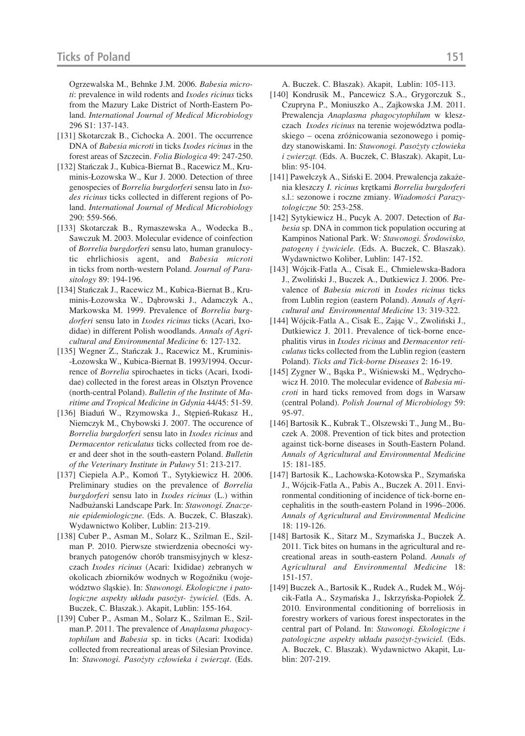Ogrzewalska M., Behnke J.M. 2006. *Babesia microti*: prevalence in wild rodents and *Ixodes ricinus* ticks from the Mazury Lake District of North-Eastern Poland. *International Journal of Medical Microbiology* 296 S1: 137-143.

[131] Skotarczak B., Cichocka A. 2001. The occurrence DNA of *Babesia microti* in ticks *Ixodes ricinus* in the forest areas of Szczecin. *Folia Biologica* 49: 247-250.

[132] Stańczak J., Kubica-Biernat B., Racewicz M., Kruminis-Łozowska W., Kur J. 2000. Detection of three genospecies of *Borrelia burgdorferi* sensu lato in *Ixodes ricinus* ticks collected in different regions of Poland. *International Journal of Medical Microbiology* 290: 559-566.

[133] Skotarczak B., Rymaszewska A., Wodecka B., Sawczuk M. 2003. Molecular evidence of coinfection of *Borrelia burgdorferi* sensu lato, human granulocytic ehrlichiosis agent, and *Babesia microti* in ticks from north-western Poland. *Journal of Parasitology* 89: 194-196.

[134] Stańczak J., Racewicz M., Kubica-Biernat B., Kruminis-Łozowska W., Dąbrowski J., Adamczyk A., Markowska M. 1999. Prevalence of *Borrelia burgdorferi* sensu lato in *Ixodes ricinus* ticks (Acari, Ixodidae) in different Polish woodlands. *Annals of Agricultural and Environmental Medicine* 6: 127-132.

[135] Wegner Z., Stańczak J., Racewicz M., Kruminis-Łozowska W., Kubica-Biernat B. 1993/1994. Occurrence of *Borrelia* spirochaetes in ticks (Acari, Ixodidae) collected in the forest areas in Olsztyn Provence (north-central Poland). *Bulletin of the Institute of Maritime and Tropical Medicine in Gdynia* 44/45: 51-59.

[136] Biaduń W., Rzymowska J., Stępień-Rukasz H., Niemczyk M., Chybowski J. 2007. The occurence of *Borrelia burgdorferi* sensu lato in *Ixodes ricinus* and *Dermacentor reticulatus* ticks collected from roe deer and deer shot in the south-eastern Poland. *Bulletin of the Veterinary Institute in Puławy* 51: 213-217.

[137] Ciepiela A.P., Komoń T., Sytykiewicz H. 2006. Preliminary studies on the prevalence of *Borrelia burgdorferi* sensu lato in *Ixodes ricinus* (L.) within Nadbużanski Landscape Park. In: *Stawonogi. Znaczenie epidemiologiczne.* (Eds. A. Buczek, C. Błaszak). Wydawnictwo Koliber, Lublin: 213-219.

[138] Cuber P., Asman M., Solarz K., Szilman E., Szilman P. 2010. Pierwsze stwierdzenia obecności wybranych patogenów chorób transmisyjnych w kleszczach *Ixodes ricinus* (Acari: Ixididae) zebranych w okolicach zbiorników wodnych w Rogoźniku (województwo śląskie). In: *Stawonogi. Ekologiczne i patologiczne aspekty układu pasożyt- żywiciel.* (Eds. A. Buczek, C. Błaszak.). Akapit, Lublin: 155-164.

[139] Cuber P., Asman M., Solarz K., Szilman E., Szilman.P. 2011. The prevalence of *Anaplasma phagocytophilum* and *Babesia* sp. in ticks (Acari: Ixodida) collected from recreational areas of Silesian Province. In: *Stawonogi. Pasożyty człowieka i zwierząt*. (Eds. A. Buczek. C. Błaszak). Akapit, Lublin: 105-113.

[140] Kondrusik M., Pancewicz S.A., Grygorczuk S., Czupryna P., Moniuszko A., Zajkowska J.M. 2011. Prewalencja *Anaplasma phagocytophilum* w kleszczach *Ixodes ricinus* na terenie województwa podlaskiego – ocena zróżnicowania sezonowego i pomiędzy stanowiskami. In: *Stawonogi. Pasożyty człowieka i zwierząt.* (Eds. A. Buczek, C. Błaszak). Akapit, Lublin: 95-104.

[141] Pawełczyk A., Siński E. 2004. Prewalencja zakażenia kleszczy *I. ricinus* krętkami *Borrelia burgdorferi* s.l.: sezonowe i roczne zmiany. *Wiadomości Parazytologiczne* 50: 253-258.

[142] Sytykiewicz H., Pucyk A. 2007. Detection of *Babesia* sp. DNA in common tick population occuring at Kampinos National Park. W: *Stawonogi. Środowisko, patogeny i żywiciele.* (Eds. A. Buczek, C. Błaszak). Wydawnictwo Koliber, Lublin: 147-152.

[143] Wójcik-Fatla A., Cisak E., Chmielewska-Badora J., Zwoliński J., Buczek A., Dutkiewicz J. 2006. Prevalence of *Babesia microti* in *Ixodes ricinus* ticks from Lublin region (eastern Poland). *Annals of Agricultural and Environmental Medicine* 13: 319-322.

[144] Wójcik-Fatla A., Cisak E., Zając V., Zwoliński J., Dutkiewicz J. 2011. Prevalence of tick-borne encephalitis virus in *Ixodes ricinus* and *Dermacentor reticulatus* ticks collected from the Lublin region (eastern Poland). *Ticks and Tick-borne Diseases* 2: 16-19.

[145] Zygner W., Bąska P., Wiśniewski M., Wędrychowicz H. 2010. The molecular evidence of *Babesia microti* in hard ticks removed from dogs in Warsaw (central Poland). *Polish Journal of Microbiology* 59: 95-97.

[146] Bartosik K., Kubrak T., Olszewski T., Jung M., Buczek A. 2008. Prevention of tick bites and protection against tick-borne diseases in South-Eastern Poland. *Annals of Agricultural and Environmental Medicine* 15: 181-185.

[147] Bartosik K., Lachowska-Kotowska P., Szymańska J., Wójcik-Fatla A., Pabis A., Buczek A. 2011. Environmental conditioning of incidence of tick-borne encephalitis in the south-eastern Poland in 1996–2006. *Annals of Agricultural and Environmental Medicine* 18: 119-126.

[148] Bartosik K., Sitarz M., Szymańska J., Buczek A. 2011. Tick bites on humans in the agricultural and recreational areas in south-eastern Poland. *Annals of Agricultural and Environmental Medicine* 18: 151-157.

[149] Buczek A., Bartosik K., Rudek A., Rudek M., Wójcik-Fatla A., Szymańska J., Iskrzyńska-Popiołek Z. 2010. Environmental conditioning of borreliosis in forestry workers of various forest inspectorates in the central part of Poland. In: *Stawonogi. Ekologiczne i patologiczne aspekty układu pasożyt-żywiciel.* (Eds. A. Buczek, C. Błaszak). Wydawnictwo Akapit, Lublin: 207-219.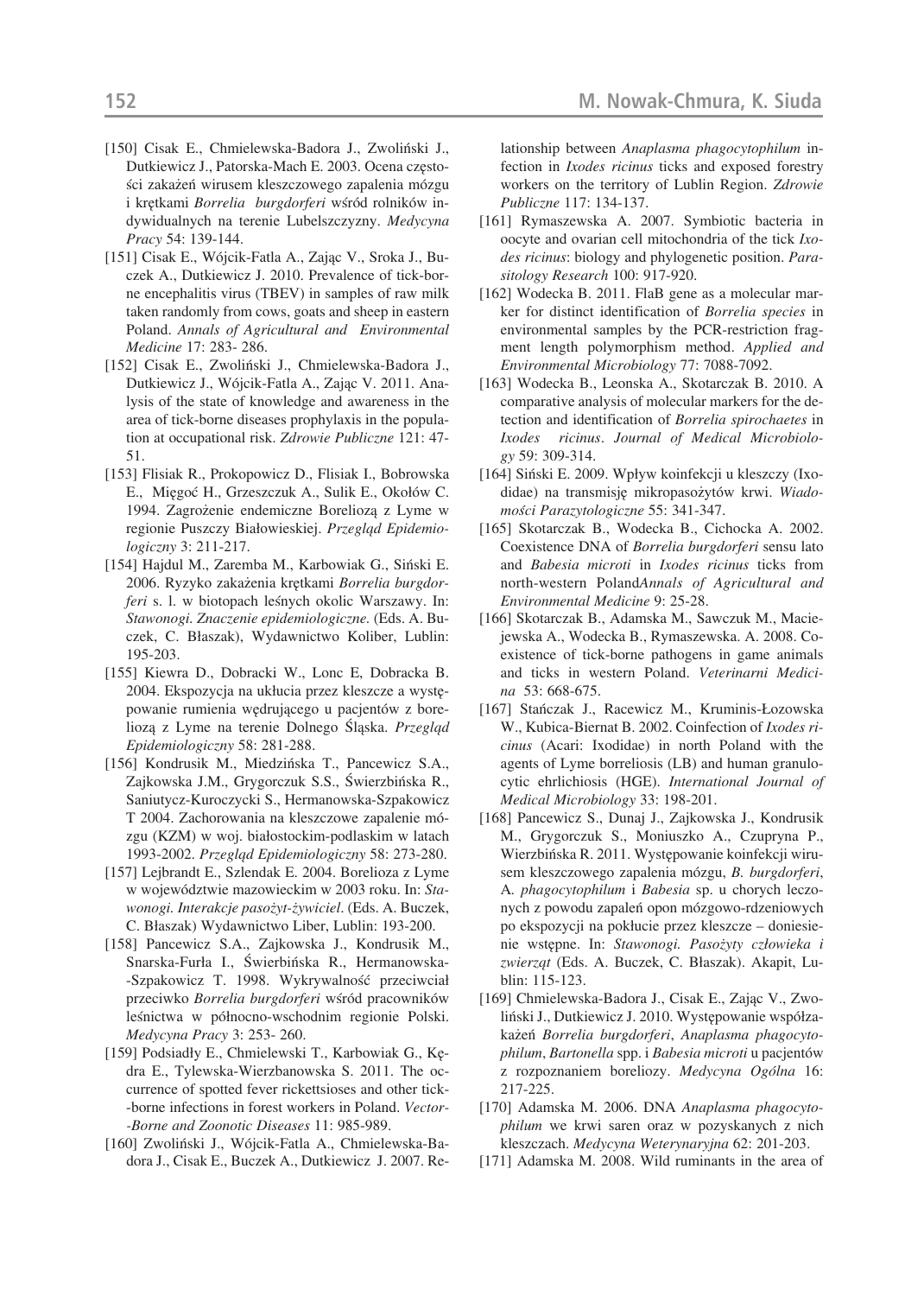[150] Cisak E., Chmielewska-Badora J., Zwoliński J., Dutkiewicz J., Patorska-Mach E. 2003. Ocena częstości zakażeń wirusem kleszczowego zapalenia mózgu i krętkami *Borrelia burgdorferi* wśród rolników indywidualnych na terenie Lubelszczyzny. *Medycyna Pracy* 54: 139-144.

[151] Cisak E., Wójcik-Fatla A., Zając V., Sroka J., Buczek A., Dutkiewicz J. 2010. Prevalence of tick-borne encephalitis virus (TBEV) in samples of raw milk taken randomly from cows, goats and sheep in eastern Poland. *Annals of Agricultural and Environmental Medicine* 17: 283- 286.

[152] Cisak E., Zwoliński J., Chmielewska-Badora J., Dutkiewicz J., Wójcik-Fatla A., Zając V. 2011. Analysis of the state of knowledge and awareness in the area of tick-borne diseases prophylaxis in the population at occupational risk. *Zdrowie Publiczne* 121: 47-51.

[153] Flisiak R., Prokopowicz D., Flisiak I., Bobrowska E., Mięgoć H., Grzeszczuk A., Sulik E., Okołów C. 1994. Zagrożenie endemiczne Boreliozą z Lyme w regionie Puszczy Białowieskiej. *Przegląd Epidemiologiczny* 3: 211-217.

[154] Hajdul M., Zaremba M., Karbowiak G., Siński E. 2006. Ryzyko zakażenia krętkami *Borrelia burgdorferi* s. l. w biotopach leśnych okolic Warszawy. In: *Stawonogi. Znaczenie epidemiologiczne.* (Eds. A. Buczek, C. Błaszak), Wydawnictwo Koliber, Lublin: 195-203.

[155] Kiewra D., Dobracki W., Lonc E, Dobracka B. 2004. Ekspozycja na ukłucia przez kleszcze a występowanie rumienia wędrującego u pacjentów z boreliozą z Lyme na terenie Dolnego Śląska. *Przegląd Epidemiologiczny* 58: 281-288.

[156] Kondrusik M., Miedzińska T., Pancewicz S.A., Zajkowska J.M., Grygorczuk S.S., Świerzbińska R., Saniutycz-Kuroczycki S., Hermanowska-Szpakowicz T 2004. Zachorowania na kleszczowe zapalenie mózgu (KZM) w woj. białostockim-podlaskim w latach 1993-2002. *Przegląd Epidemiologiczny* 58: 273-280.

[157] Lejbrandt E., Szlendak E. 2004. Borelioza z Lyme w województwie mazowieckim w 2003 roku. In: *Stawonogi. Interakcje pasożyt-żywiciel*. (Eds. A. Buczek, C. Błaszak) Wydawnictwo Liber, Lublin: 193-200.

[158] Pancewicz S.A., Zajkowska J., Kondrusik M., Snarska-Furła I., Świerbińska R., Hermanowska-Szpakowicz T. 1998. Wykrywalność przeciwciał przeciwko *Borrelia burgdorferi* wśród pracowników leśnictwa w północno-wschodnim regionie Polski. *Medycyna Pracy* 3: 253- 260.

[159] Podsiadły E., Chmielewski T., Karbowiak G., Kędra E., Tylewska-Wierzbanowska S. 2011. The occurrence of spotted fever rickettsioses and other tick-borne infections in forest workers in Poland. *Vector-Borne and Zoonotic Diseases* 11: 985-989.

[160] Zwoliński J., Wójcik-Fatla A., Chmielewska-Badora J., Cisak E., Buczek A., Dutkiewicz J. 2007. Relationship between *Anaplasma phagocytophilum* infection in *Ixodes ricinus* ticks and exposed forestry workers on the territory of Lublin Region. *Zdrowie Publiczne* 117: 134-137.

[161] Rymaszewska A. 2007. Symbiotic bacteria in oocyte and ovarian cell mitochondria of the tick *Ixodes ricinus*: biology and phylogenetic position. *Parasitology Research* 100: 917-920.

[162] Wodecka B. 2011. FlaB gene as a molecular marker for distinct identification of *Borrelia species* in environmental samples by the PCR-restriction fragment length polymorphism method. *Applied and Environmental Microbiology* 77: 7088-7092.

[163] Wodecka B., Leonska A., Skotarczak B. 2010. A comparative analysis of molecular markers for the detection and identification of *Borrelia spirochaetes* in *Ixodes ricinus*. *Journal of Medical Microbiology* 59: 309-314.

[164] Siński E. 2009. Wpływ koinfekcji u kleszczy (Ixodidae) na transmisję mikropasożytów krwi. *Wiadomości Parazytologiczne* 55: 341-347.

[165] Skotarczak B., Wodecka B., Cichocka A. 2002. Coexistence DNA of *Borrelia burgdorferi* sensu lato and *Babesia microti* in *Ixodes ricinus* ticks from north-western Poland*Annals of Agricultural and Environmental Medicine* 9: 25-28.

[166] Skotarczak B., Adamska M., Sawczuk M., Maciejewska A., Wodecka B., Rymaszewska. A. 2008. Coexistence of tick-borne pathogens in game animals and ticks in western Poland. *Veterinarni Medicina* 53: 668-675.

[167] Stańczak J., Racewicz M., Kruminis-Łozowska W., Kubica-Biernat B. 2002. Coinfection of *Ixodes ricinus* (Acari: Ixodidae) in north Poland with the agents of Lyme borreliosis (LB) and human granulocytic ehrlichiosis (HGE). *International Journal of Medical Microbiology* 33: 198-201.

[168] Pancewicz S., Dunaj J., Zajkowska J., Kondrusik M., Grygorczuk S., Moniuszko A., Czupryna P., Wierzbińska R. 2011. Występowanie koinfekcji wirusem kleszczowego zapalenia mózgu, *B. burgdorferi*, *A. phagocytophilum* i *Babesia* sp. u chorych leczonych z powodu zapaleń opon mózgowo-rdzeniowych po ekspozycji na pokłucie przez kleszcze – doniesienie wstępne. In: *Stawonogi. Pasożyty człowieka i zwierząt* (Eds. A. Buczek, C. Błaszak). Akapit, Lublin: 115-123.

[169] Chmielewska-Badora J., Cisak E., Zając V., Zwoliński J., Dutkiewicz J. 2010. Występowanie współzakażeń *Borrelia burgdorferi*, *Anaplasma phagocytophilum*, *Bartonella* spp. i *Babesia microti* u pacjentów z rozpoznaniem boreliozy. *Medycyna Ogólna* 16: 217-225.

[170] Adamska M. 2006. DNA *Anaplasma phagocytophilum* we krwi saren oraz w pozyskanych z nich kleszczach. *Medycyna Weterynaryjna* 62: 201-203.

[171] Adamska M. 2008. Wild ruminants in the area of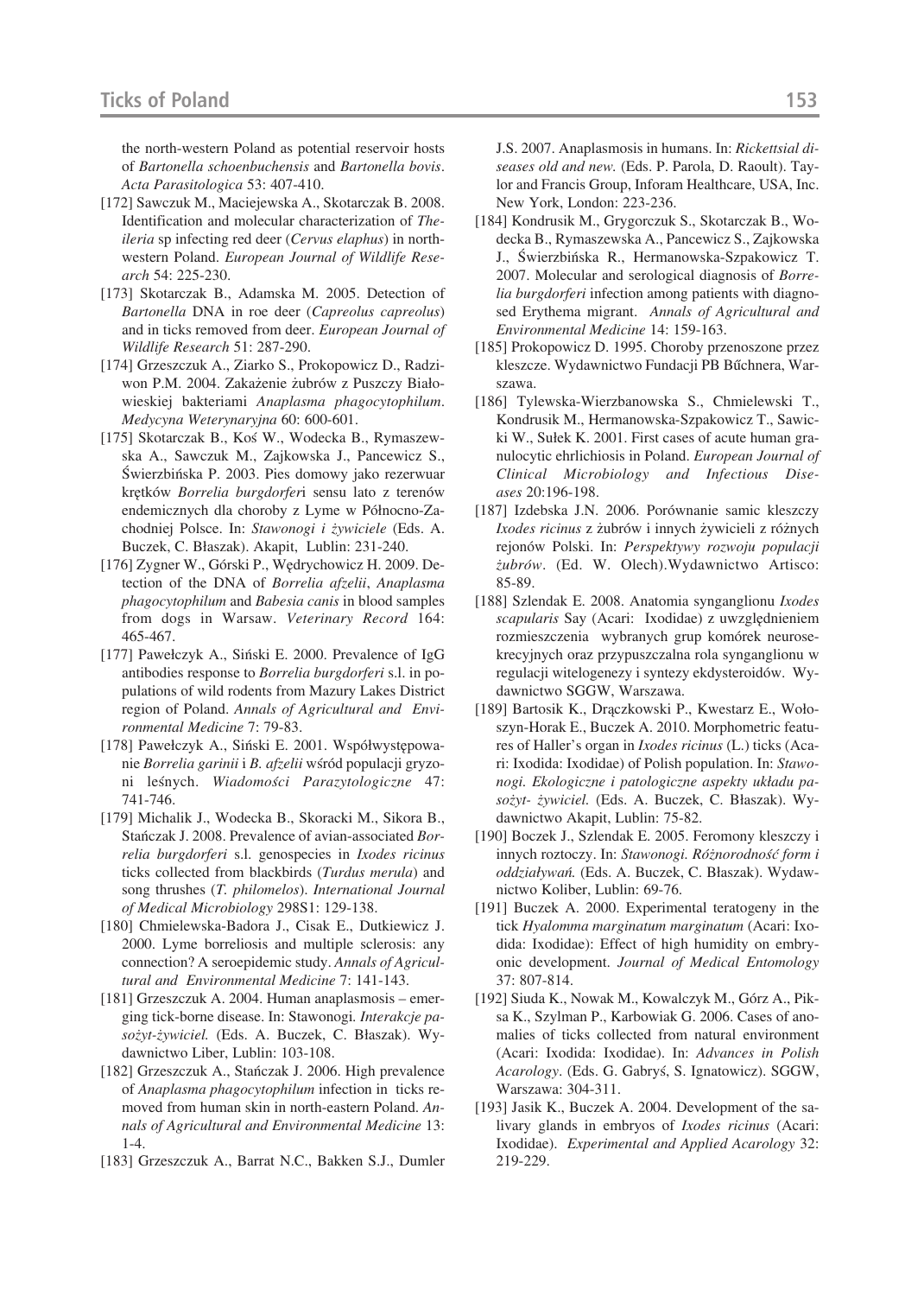the north-western Poland as potential reservoir hosts of *Bartonella schoenbuchensis* and *Bartonella bovis*. *Acta Parasitologica* 53: 407-410.

[172] Sawczuk M., Maciejewska A., Skotarczak B. 2008. Identification and molecular characterization of *Theileria* sp infecting red deer (*Cervus elaphus*) in north-western Poland. *European Journal of Wildlife Research* 54: 225-230.

[173] Skotarczak B., Adamska M. 2005. Detection of *Bartonella* DNA in roe deer (*Capreolus capreolus*) and in ticks removed from deer. *European Journal of Wildlife Research* 51: 287-290.

[174] Grzeszczuk A., Ziarko S., Prokopowicz D., Radziwon P.M. 2004. Zakażenie żubrów z Puszczy Białowieskiej bakteriami *Anaplasma phagocytophilum*. *Medycyna Weterynaryjna* 60: 600-601.

[175] Skotarczak B., Koś W., Wodecka B., Rymaszewska A., Sawczuk M., Zajkowska J., Pancewicz S., Świerzbińska P. 2003. Pies domowy jako rezerwuar krętków *Borrelia burgdorferi* sensu lato z terenów endemicznych dla choroby z Lyme w Północno-Zachodniej Polsce. In: *Stawonogi i żywiciele* (Eds. A. Buczek, C. Błaszak). Akapit, Lublin: 231-240.

[176] Zygner W., Górski P., Wędrychowicz H. 2009. Detection of the DNA of *Borrelia afzelii*, *Anaplasma phagocytophilum* and *Babesia canis* in blood samples from dogs in Warsaw. *Veterinary Record* 164: 465-467.

[177] Pawełczyk A., Siński E. 2000. Prevalence of IgG antibodies response to *Borrelia burgdorferi* s.l. in populations of wild rodents from Mazury Lakes District region of Poland. *Annals of Agricultural and Environmental Medicine* 7: 79-83.

[178] Pawełczyk A., Siński E. 2001. Współwystępowanie *Borrelia garinii* i *B. afzelii* wśród populacji gryzoni leśnych. *Wiadomości Parazytologiczne* 47: 741-746.

[179] Michalik J., Wodecka B., Skoracki M., Sikora B., Stańczak J. 2008. Prevalence of avian-associated *Borrelia burgdorferi* s.l. genospecies in *Ixodes ricinus* ticks collected from blackbirds (*Turdus merula*) and song thrushes (*T. philomelos*). *International Journal of Medical Microbiology* 298S1: 129-138.

[180] Chmielewska-Badora J., Cisak E., Dutkiewicz J. 2000. Lyme borreliosis and multiple sclerosis: any connection? A seroepidemic study. *Annals of Agricultural and Environmental Medicine* 7: 141-143.

[181] Grzeszczuk A. 2004. Human anaplasmosis – emerging tick-borne disease. In: Stawonogi. *Interakcje pasożyt-żywiciel.* (Eds. A. Buczek, C. Błaszak). Wydawnictwo Liber, Lublin: 103-108.

[182] Grzeszczuk A., Stańczak J. 2006. High prevalence of *Anaplasma phagocytophilum* infection in ticks removed from human skin in north-eastern Poland. *Annals of Agricultural and Environmental Medicine* 13: 1-4.

[183] Grzeszczuk A., Barrat N.C., Bakken S.J., Dumler J.S. 2007. Anaplasmosis in humans. In: *Rickettsial diseases old and new.* (Eds. P. Parola, D. Raoult). Taylor and Francis Group, Inforam Healthcare, USA, Inc. New York, London: 223-236.

[184] Kondrusik M., Grygorczuk S., Skotarczak B., Wodecka B., Rymaszewska A., Pancewicz S., Zajkowska J., Świerzbińska R., Hermanowska-Szpakowicz T. 2007. Molecular and serological diagnosis of *Borrelia burgdorferi* infection among patients with diagnosed Erythema migrant. *Annals of Agricultural and Environmental Medicine* 14: 159-163.

[185] Prokopowicz D. 1995. Choroby przenoszone przez kleszcze. Wydawnictwo Fundacji PB Bűchnera, Warszawa.

[186] Tylewska-Wierzbanowska S., Chmielewski T., Kondrusik M., Hermanowska-Szpakowicz T., Sawicki W., Sułek K. 2001. First cases of acute human granulocytic ehrlichiosis in Poland. *European Journal of Clinical Microbiology and Infectious Diseases* 20:196-198.

[187] Izdebska J.N. 2006. Porównanie samic kleszczy *Ixodes ricinus* z żubrów i innych żywicieli z różnych rejonów Polski. In: *Perspektywy rozwoju populacji żubrów*. (Ed. W. Olech).Wydawnictwo Artisco: 85-89.

[188] Szlendak E. 2008. Anatomia synganglionu *Ixodes scapularis* Say (Acari: Ixodidae) z uwzględnieniem rozmieszczenia wybranych grup komórek neurosekrecyjnych oraz przypuszczalna rola synganglionu w regulacji witelogenezy i syntezy ekdysteroidów. Wydawnictwo SGGW, Warszawa.

[189] Bartosik K., Drączkowski P., Kwestarz E., Wołoszyn-Horak E., Buczek A. 2010. Morphometric features of Haller's organ in *Ixodes ricinus* (L.) ticks (Acari: Ixodida: Ixodidae) of Polish population. In: *Stawonogi. Ekologiczne i patologiczne aspekty układu pasożyt- żywiciel.* (Eds. A. Buczek, C. Błaszak). Wydawnictwo Akapit, Lublin: 75-82.

[190] Boczek J., Szlendak E. 2005. Feromony kleszczy i innych roztoczy. In: *Stawonogi. Różnorodność form i oddziaływań.* (Eds. A. Buczek, C. Błaszak). Wydawnictwo Koliber, Lublin: 69-76.

[191] Buczek A. 2000. Experimental teratogeny in the tick *Hyalomma marginatum marginatum* (Acari: Ixodida: Ixodidae): Effect of high humidity on embryonic development. *Journal of Medical Entomology* 37: 807-814.

[192] Siuda K., Nowak M., Kowalczyk M., Górz A., Piksa K., Szylman P., Karbowiak G. 2006. Cases of anomalies of ticks collected from natural environment (Acari: Ixodida: Ixodidae). In: *Advances in Polish Acarology*. (Eds. G. Gabryś, S. Ignatowicz). SGGW, Warszawa: 304-311.

[193] Jasik K., Buczek A. 2004. Development of the salivary glands in embryos of *Ixodes ricinus* (Acari: Ixodidae). *Experimental and Applied Acarology* 32: 219-229.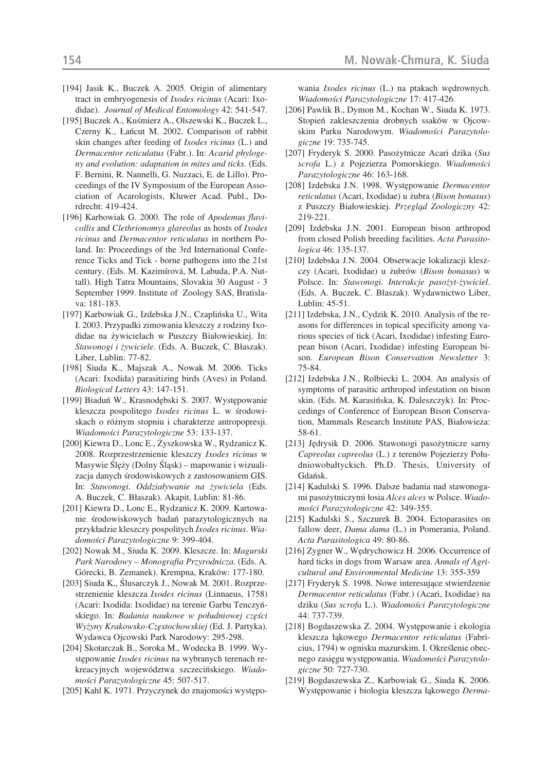[194] Jasik K., Buczek A. 2005. Origin of alimentary tract in embryogenesis of *Ixodes ricinus* (Acari: Ixodidae). *Journal of Medical Entomology* 42: 541-547.

[195] Buczek A., Kuśmierz A., Olszewski K., Buczek L., Czerny K., Łańcut M. 2002. Comparison of rabbit skin changes after feeding of *Ixodes ricinus* (L.) and *Dermacentor reticulatus* (Fabr.). In: *Acarid phylogeny and evolution: adaptation in mites and ticks.* (Eds. F. Bernini, R. Nannelli, G. Nuzzaci, E. de Lillo). Proceedings of the IV Symposium of the European Association of Acarologists, Kluwer Acad. Publ., Dordrecht: 419-424.

[196] Karbowiak G. 2000. The role of *Apodemus flavicollis* and *Clethrionomys glareolus* as hosts of *Ixodes ricinus* and *Dermacentor reticulatus* in northern Poland. In: Proceedings of the 3rd International Conference Ticks and Tick - borne pathogens into the 21st century. (Eds. M. Kazimírová, M. Labuda, P.A. Nuttall). High Tatra Mountains, Slovakia 30 August - 3 September 1999. Institute of Zoology SAS, Bratislava: 181-183.

[197] Karbowiak G., Izdebska J.N., Czaplińska U., Wita I. 2003. Przypadki zimowania kleszczy z rodziny Ixodidae na żywicielach w Puszczy Białowieskiej. In: *Stawonogi i żywiciele*. (Eds. A. Buczek, C. Błaszak). Liber, Lublin: 77-82.

[198] Siuda K., Majszak A., Nowak M. 2006. Ticks (Acari: Ixodida) parasitizing birds (Aves) in Poland. *Biological Letters* 43: 147-151.

[199] Biaduń W., Krasnodębski S. 2007. Występowanie kleszcza pospolitego *Ixodes ricinus* L. w środowiskach o różnym stopniu i charakterze antropopresji. *Wiadomości Parazytologiczne* 53: 133-137.

[200] Kiewra D., Lonc E., Żyszkowska W., Rydzanicz K. 2008. Rozprzestrzenienie kleszczy *Ixodes ricinus* w Masywie Ślęży (Dolny Śląsk) – mapowanie i wizualizacja danych środowiskowych z zastosowaniem GIS. In: *Stawonogi. Oddziaływanie na żywiciela* (Eds. A. Buczek, C. Błaszak). Akapit, Lublin: 81-86.

[201] Kiewra D., Lonc E., Rydzanicz K. 2009. Kartowanie środowiskowych badań parazytologicznych na przykładzie kleszczy pospolitych *Ixodes ricinus*. *Wiadomości Parazytologiczne* 9: 399-404.

[202] Nowak M., Siuda K. 2009. Kleszcze. In: *Magurski Park Narodowy – Monografia Przyrodnicza.* (Eds. A. Górecki, B. Zemanek). Krempna, Kraków: 177-180.

[203] Siuda K., Ślusarczyk J., Nowak M. 2001. Rozprzestrzenienie kleszcza *Ixodes ricinus* (Linnaeus, 1758) (Acari: Ixodida: Ixodidae) na terenie Garbu Tenczyńskiego. In: *Badania naukowe w południowej części Wyżyny Krakowsko-Częstochowskiej* (Ed. J. Partyka). Wydawca Ojcowski Park Narodowy: 295-298.

[204] Skotarczak B., Soroka M., Wodecka B. 1999. Występowanie *Ixodes ricinus* na wybranych terenach rekreacyjnych województwa szczecińskiego. *Wiadomości Parazytologiczne* 45: 507-517.

[205] Kahl K. 1971. Przyczynek do znajomości występowania *Ixodes ricinus* (L.) na ptakach wędrownych. *Wiadomości Parazytologiczne* 17: 417-426.

[206] Pawlik B., Dymon M., Kochan W., Siuda K. 1973. Stopień zakleszczenia drobnych ssaków w Ojcowskim Parku Narodowym. *Wiadomości Parazytologiczne* 19: 735-745.

[207] Fryderyk S. 2000. Pasożytnicze Acari dzika (*Sus scrofa* L.) z Pojezierza Pomorskiego. *Wiadomości Parazytologiczne* 46: 163-168.

[208] Izdebska J.N. 1998. Występowanie *Dermacentor reticulatus* (Acari, Ixodidae) u żubra (*Bison bonasus*) z Puszczy Białowieskiej. *Przegląd Zoologiczny* 42: 219-221.

[209] Izdebska J.N. 2001. European bison arthropod from closed Polish breeding facilities. *Acta Parasitologica* 46: 135-137.

[210] Izdebska J.N. 2004. Obserwacje lokalizacji kleszczy (Acari, Ixodidae) u żubrów (*Bison bonasus*) w Polsce. In: *Stawonogi. Interakcje pasożyt-żywiciel*. (Eds. A. Buczek, C. Błaszak). Wydawnictwo Liber, Lublin: 45-51.

[211] Izdebska, J.N., Cydzik K. 2010. Analysis of the reasons for differences in topical specificity among various species of tick (Acari, Ixodidae) infesting European bison (Acari, Ixodidae) infesting European bison. *European Bison Conservation Newsletter* 3: 75-84.

[212] Izdebska J.N., Rolbiecki L. 2004. An analysis of symptoms of parasitic arthropod infestation on bison skin. (Eds. M. Karasińska, K. Daleszczyk). In: Proccedings of Conference of European Bison Conservation, Mammals Research Institute PAS, Białowieża: 58-61.

[213] Jędrysik D. 2006. Stawonogi pasożytnicze sarny *Capreolus capreolus* (L.) z terenów Pojezierzy Południowobałtyckich. Ph.D. Thesis, University of Gdańsk.

[214] Kadulski S. 1996. Dalsze badania nad stawonogami pasożytniczymi łosia *Alces alces* w Polsce. *Wiadomości Parazytologiczne* 42: 349-355.

[215] Kadulski S., Szczurek B. 2004. Ectoparasites on fallow deer, *Dama dama* (L.) in Pomerania, Poland. *Acta Parasitologica* 49: 80-86.

[216] Zygner W., Wędrychowicz H. 2006. Occurrence of hard ticks in dogs from Warsaw area. *Annals of Agricultural and Environmental Medicine* 13: 355-359

[217] Fryderyk S. 1998. Nowe interesujące stwierdzenie *Dermacentor reticulatus* (Fabr.) (Acari, Ixodidae) na dziku (*Sus scrofa* L.). *Wiadomości Parazytologiczne* 44: 737-739.

[218] Bogdaszewska Z. 2004. Występowanie i ekologia kleszcza łąkowego *Dermacentor reticulatus* (Fabricius, 1794) w ognisku mazurskim. I. Określenie obecnego zasięgu występowania. *Wiadomości Parazytologiczne* 50: 727-730.

[219] Bogdaszewska Z., Karbowiak G., Siuda K. 2006. Występowanie i biologia kleszcza łąkowego *Derma-*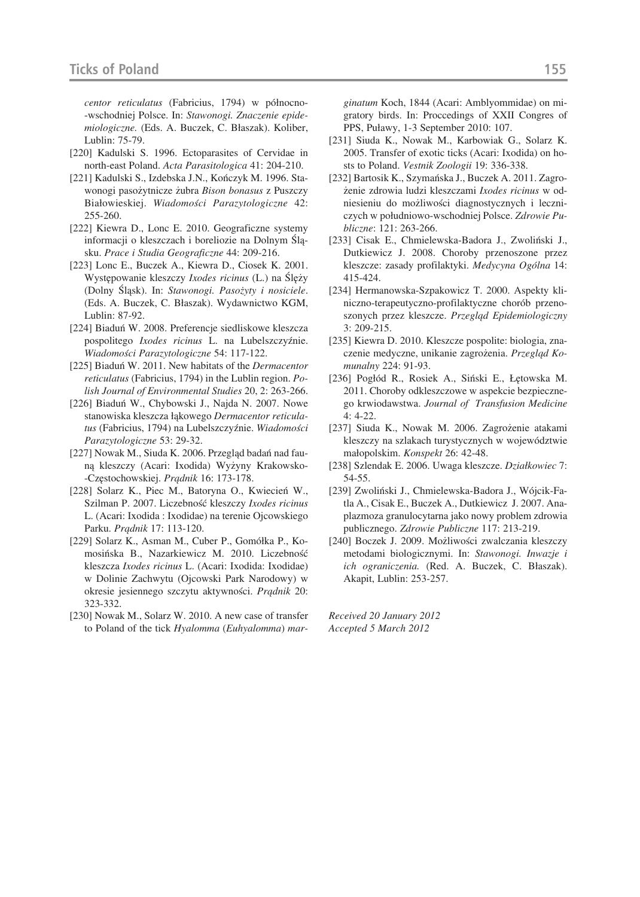*centor reticulatus* (Fabricius, 1794) w północno--wschodniej Polsce. In: *Stawonogi. Znaczenie epidemiologiczne.* (Eds. A. Buczek, C. Błaszak). Koliber, Lublin: 75-79.

[220] Kadulski S. 1996. Ectoparasites of Cervidae in north-east Poland. *Acta Parasitologica* 41: 204-210.

[221] Kadulski S., Izdebska J.N., Kończyk M. 1996. Stawonogi pasożytnicze żubra *Bison bonasus* z Puszczy Białowieskiej. *Wiadomości Parazytologiczne* 42: 255-260.

[222] Kiewra D., Lonc E. 2010. Geograficzne systemy informacji o kleszczach i boreliozie na Dolnym Śląsku. *Prace i Studia Geograficzne* 44: 209-216.

[223] Lonc E., Buczek A., Kiewra D., Ciosek K. 2001. Występowanie kleszczy *Ixodes ricinus* (L.) na Ślęży (Dolny Śląsk). In: *Stawonogi. Pasożyty i nosiciele*. (Eds. A. Buczek, C. Błaszak). Wydawnictwo KGM, Lublin: 87-92.

[224] Biaduń W. 2008. Preferencje siedliskowe kleszcza pospolitego *Ixodes ricinus* L. na Lubelszczyźnie. *Wiadomości Parazytologiczne* 54: 117-122.

[225] Biaduń W. 2011. New habitats of the *Dermacentor reticulatus* (Fabricius, 1794) in the Lublin region. *Polish Journal of Environmental Studies* 20, 2: 263-266.

[226] Biaduń W., Chybowski J., Najda N. 2007. Nowe stanowiska kleszcza łąkowego *Dermacentor reticulatus* (Fabricius, 1794) na Lubelszczyźnie. *Wiadomości Parazytologiczne* 53: 29-32.

[227] Nowak M., Siuda K. 2006. Przegląd badań nad fauną kleszczy (Acari: Ixodida) Wyżyny Krakowsko--Częstochowskiej. *Prądnik* 16: 173-178.

[228] Solarz K., Piec M., Batoryna O., Kwiecień W., Szilman P. 2007. Liczebność kleszczy *Ixodes ricinus* L. (Acari: Ixodida : Ixodidae) na terenie Ojcowskiego Parku. *Prądnik* 17: 113-120.

[229] Solarz K., Asman M., Cuber P., Gomółka P., Komosińska B., Nazarkiewicz M. 2010. Liczebność kleszcza *Ixodes ricinus* L. (Acari: Ixodida: Ixodidae) w Dolinie Zachwytu (Ojcowski Park Narodowy) w okresie jesiennego szczytu aktywności. *Prądnik* 20: 323-332.

[230] Nowak M., Solarz W. 2010. A new case of transfer to Poland of the tick *Hyalomma* (*Euhyalomma*) *marginatum* Koch, 1844 (Acari: Amblyommidae) on migratory birds. In: Proccedings of XXII Congres of PPS, Puławy, 1-3 September 2010: 107.

[231] Siuda K., Nowak M., Karbowiak G., Solarz K. 2005. Transfer of exotic ticks (Acari: Ixodida) on hosts to Poland. *Vestnik Zoologii* 19: 336-338.

[232] Bartosik K., Szymańska J., Buczek A. 2011. Zagrożenie zdrowia ludzi kleszczami *Ixodes ricinus* w odniesieniu do możliwości diagnostycznych i leczniczych w południowo-wschodniej Polsce. *Zdrowie Publiczne*: 121: 263-266.

[233] Cisak E., Chmielewska-Badora J., Zwoliński J., Dutkiewicz J. 2008. Choroby przenoszone przez kleszcze: zasady profilaktyki. *Medycyna Ogólna* 14: 415-424.

[234] Hermanowska-Szpakowicz T. 2000. Aspekty kliniczno-terapeutyczno-profilaktyczne chorób przenoszonych przez kleszcze. *Przegląd Epidemiologiczny* 3: 209-215.

[235] Kiewra D. 2010. Kleszcze pospolite: biologia, znaczenie medyczne, unikanie zagrożenia. *Przegląd Komunalny* 224: 91-93.

[236] Pogłód R., Rosiek A., Siński E., Łętowska M. 2011. Choroby odkleszczowe w aspekcie bezpiecznego krwiodawstwa. *Journal of Transfusion Medicine* 4: 4-22.

[237] Siuda K., Nowak M. 2006. Zagrożenie atakami kleszczy na szlakach turystycznych w województwie małopolskim. *Konspekt* 26: 42-48.

[238] Szlendak E. 2006. Uwaga kleszcze. *Działkowiec* 7: 54-55.

[239] Zwoliński J., Chmielewska-Badora J., Wójcik-Fatla A., Cisak E., Buczek A., Dutkiewicz J. 2007. Anaplazmoza granulocytarna jako nowy problem zdrowia publicznego. *Zdrowie Publiczne* 117: 213-219.

[240] Boczek J. 2009. Możliwości zwalczania kleszczy metodami biologicznymi. In: *Stawonogi. Inwazje i ich ograniczenia.* (Red. A. Buczek, C. Błaszak). Akapit, Lublin: 253-257.

*Received 20 January 2012*
*Accepted 5 March 2012*